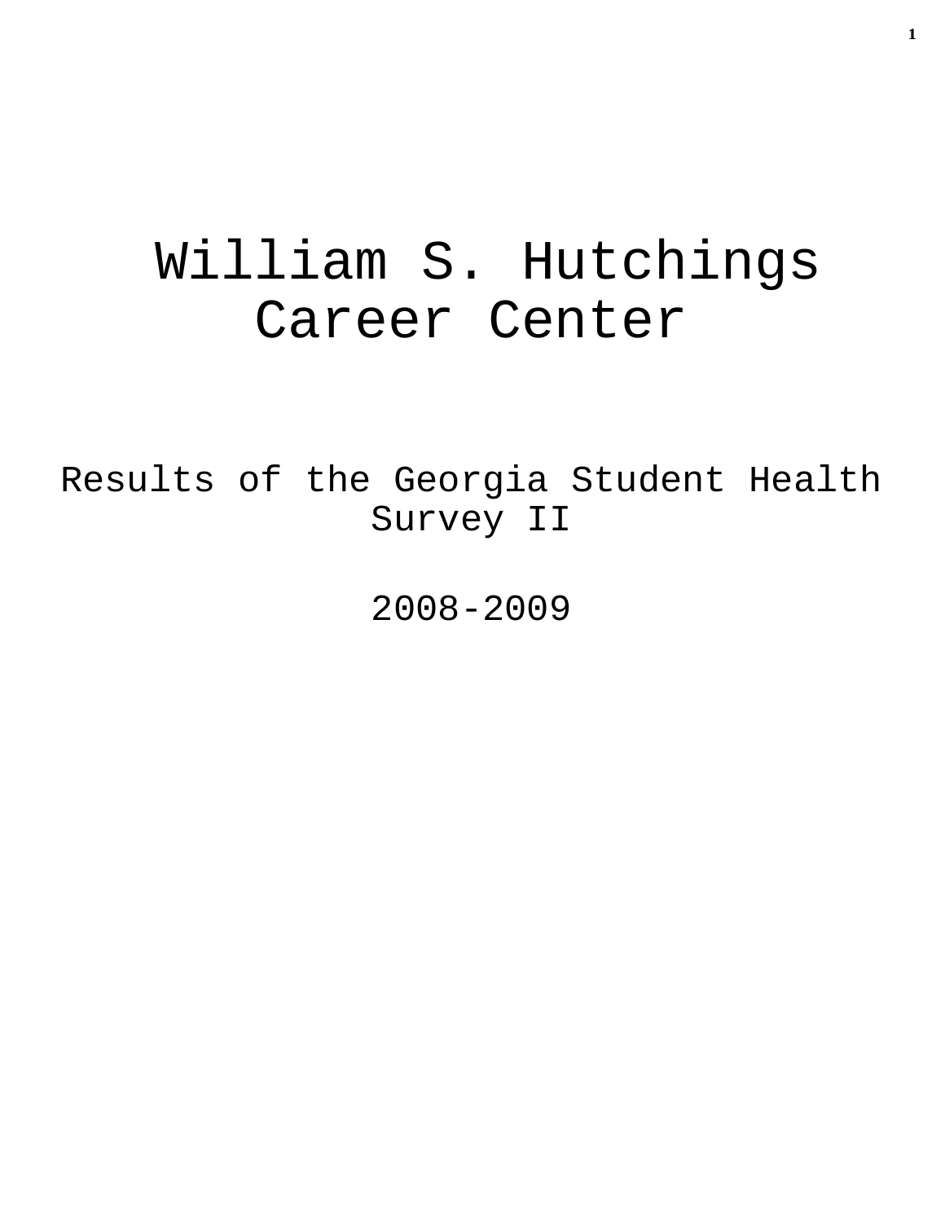# William S. Hutchings Career Center

## Results of the Georgia Student Health Survey II

## 2008-2009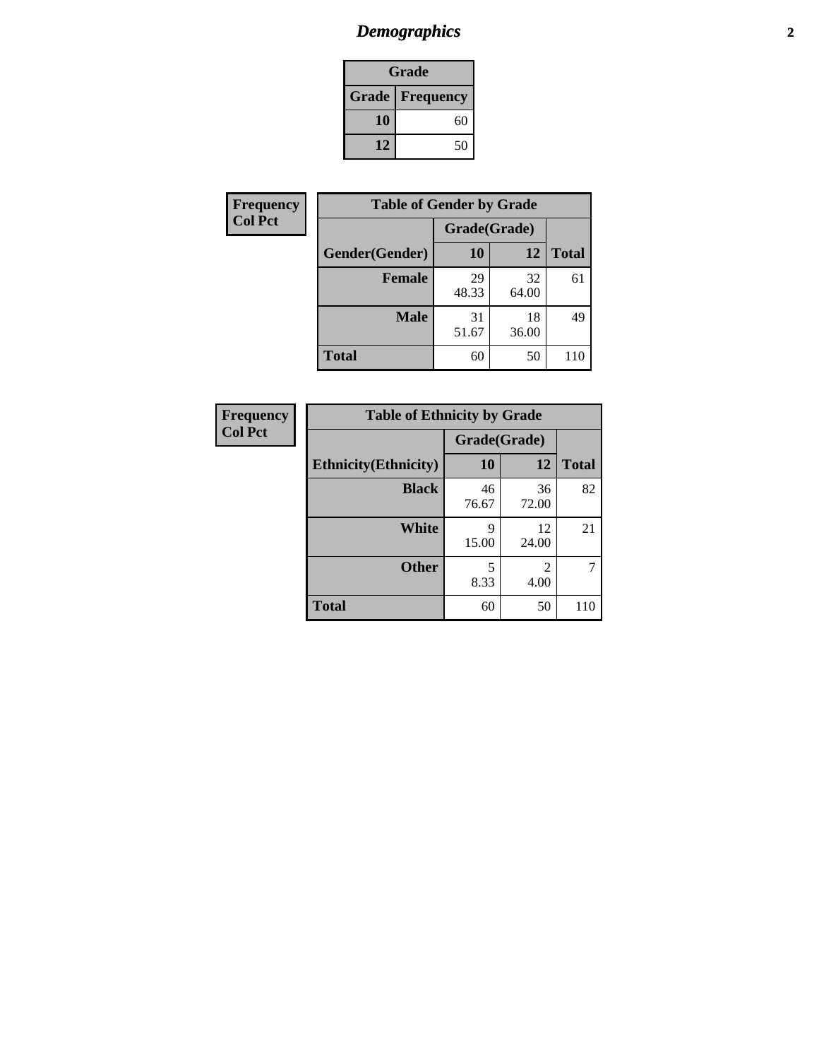# *Demographics*

| Grade | |
|---|---|
| **Grade** | **Frequency** |
| 10 | 60 |
| 12 | 50 |

| Frequency<br>Col Pct |
|---|

| Table of Gender by Grade | | | |
|---|---|---|---|
| | Grade(Grade) | | |
| **Gender(Gender)** | **10** | **12** | **Total** |
| **Female** | 29<br>48.33 | 32<br>64.00 | 61 |
| **Male** | 31<br>51.67 | 18<br>36.00 | 49 |
| **Total** | 60 | 50 | 110 |

| Frequency<br>Col Pct |
|---|

| Table of Ethnicity by Grade | | | |
|---|---|---|---|
| | Grade(Grade) | | |
| **Ethnicity(Ethnicity)** | **10** | **12** | **Total** |
| **Black** | 46<br>76.67 | 36<br>72.00 | 82 |
| **White** | 9<br>15.00 | 12<br>24.00 | 21 |
| **Other** | 5<br>8.33 | 2<br>4.00 | 7 |
| **Total** | 60 | 50 | 110 |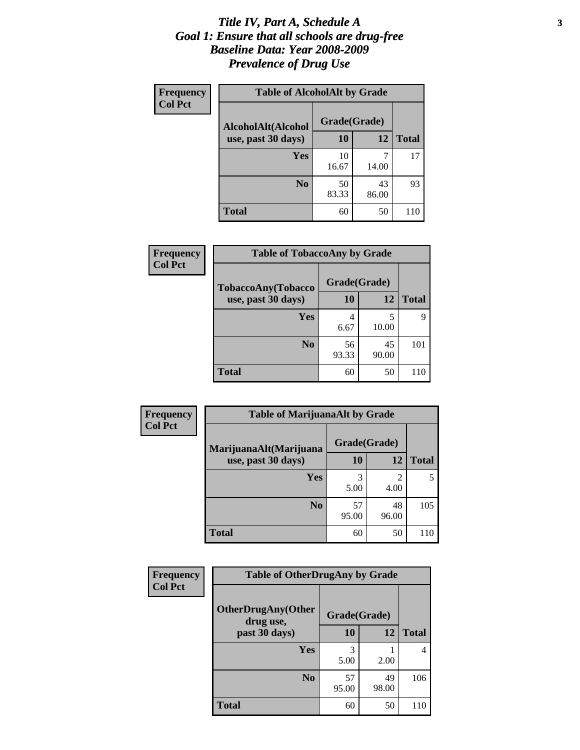# *Title IV, Part A, Schedule A*
# *Goal 1: Ensure that all schools are drug-free*
# *Baseline Data: Year 2008-2009*
# *Prevalence of Drug Use*

**Frequency**
**Col Pct**

**Table of AlcoholAlt by Grade**

| AlcoholAlt(Alcohol use, past 30 days) | Grade(Grade) | | Total |
|---|---|---|---|
| | 10 | 12 | |
| Yes | 10<br>16.67 | 7<br>14.00 | 17 |
| No | 50<br>83.33 | 43<br>86.00 | 93 |
| Total | 60 | 50 | 110 |

**Frequency**
**Col Pct**

**Table of TobaccoAny by Grade**

| TobaccoAny(Tobacco use, past 30 days) | Grade(Grade) | | Total |
|---|---|---|---|
| | 10 | 12 | |
| Yes | 4<br>6.67 | 5<br>10.00 | 9 |
| No | 56<br>93.33 | 45<br>90.00 | 101 |
| Total | 60 | 50 | 110 |

**Frequency**
**Col Pct**

**Table of MarijuanaAlt by Grade**

| MarijuanaAlt(Marijuana use, past 30 days) | Grade(Grade) | | Total |
|---|---|---|---|
| | 10 | 12 | |
| Yes | 3<br>5.00 | 2<br>4.00 | 5 |
| No | 57<br>95.00 | 48<br>96.00 | 105 |
| Total | 60 | 50 | 110 |

**Frequency**
**Col Pct**

**Table of OtherDrugAny by Grade**

| OtherDrugAny(Other drug use, past 30 days) | Grade(Grade) | | Total |
|---|---|---|---|
| | 10 | 12 | |
| Yes | 3<br>5.00 | 1<br>2.00 | 4 |
| No | 57<br>95.00 | 49<br>98.00 | 106 |
| Total | 60 | 50 | 110 |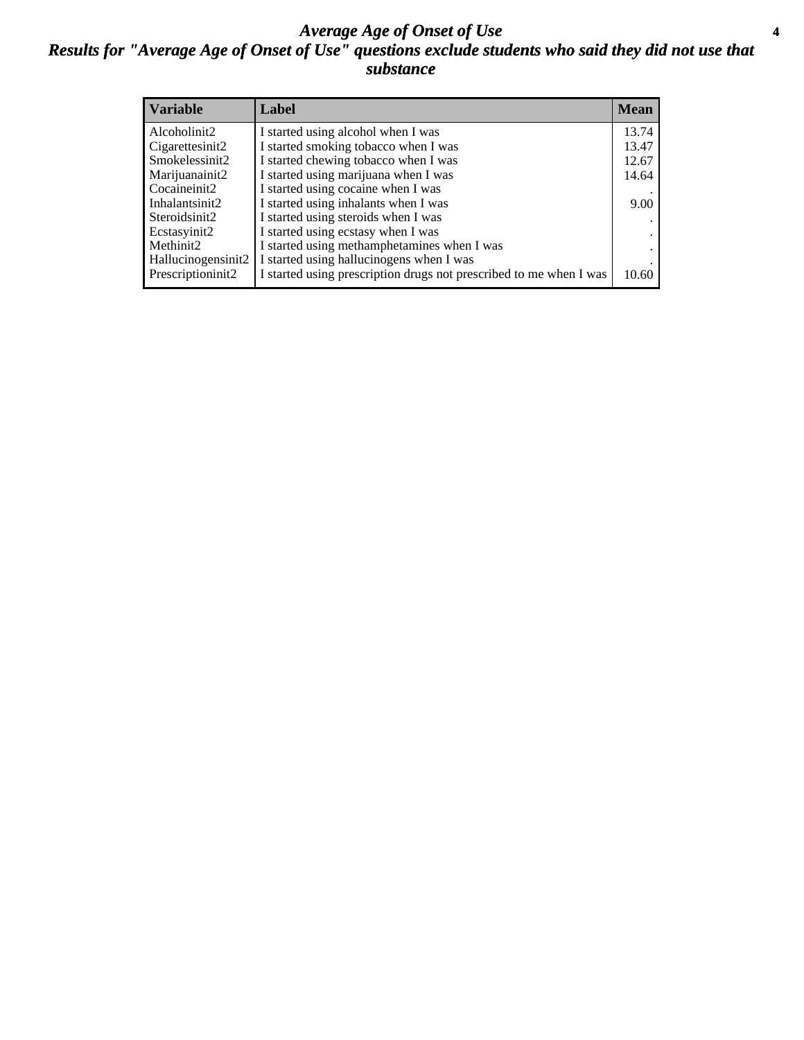# *Average Age of Onset of Use*

## *Results for "Average Age of Onset of Use" questions exclude students who said they did not use that substance*

| Variable | Label | Mean |
| --- | --- | --- |
| Alcoholinit2 | I started using alcohol when I was | 13.74 |
| Cigarettesinit2 | I started smoking tobacco when I was | 13.47 |
| Smokelessinit2 | I started chewing tobacco when I was | 12.67 |
| Marijuanainit2 | I started using marijuana when I was | 14.64 |
| Cocaineinit2 | I started using cocaine when I was | . |
| Inhalantsinit2 | I started using inhalants when I was | 9.00 |
| Steroidsinit2 | I started using steroids when I was | . |
| Ecstasyinit2 | I started using ecstasy when I was | . |
| Methinit2 | I started using methamphetamines when I was | . |
| Hallucinogensinit2 | I started using hallucinogens when I was | . |
| Prescriptioninit2 | I started using prescription drugs not prescribed to me when I was | 10.60 |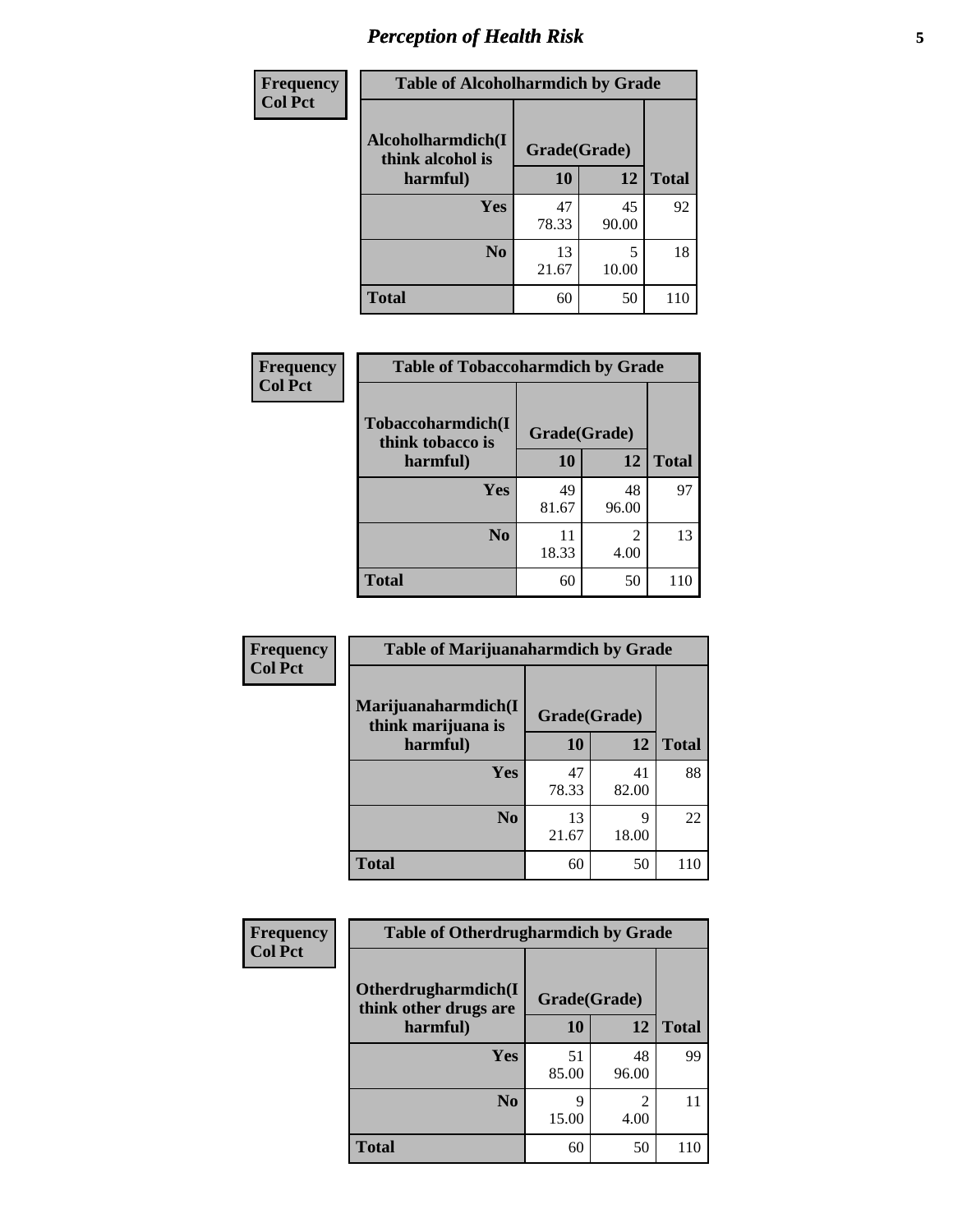# Perception of Health Risk

| Frequency<br>Col Pct | Table of Alcoholharmdich by Grade | | |
|---|---|---|---|
| Alcoholharmdich(I think alcohol is harmful) | Grade(Grade) | | |
| | 10 | 12 | Total |
| Yes | 47<br>78.33 | 45<br>90.00 | 92 |
| No | 13<br>21.67 | 5<br>10.00 | 18 |
| Total | 60 | 50 | 110 |

| Frequency<br>Col Pct | Table of Tobaccoharmdich by Grade | | |
|---|---|---|---|
| Tobaccoharmdich(I think tobacco is harmful) | Grade(Grade) | | |
| | 10 | 12 | Total |
| Yes | 49<br>81.67 | 48<br>96.00 | 97 |
| No | 11<br>18.33 | 2<br>4.00 | 13 |
| Total | 60 | 50 | 110 |

| Frequency<br>Col Pct | Table of Marijuanaharmdich by Grade | | |
|---|---|---|---|
| Marijuanaharmdich(I think marijuana is harmful) | Grade(Grade) | | |
| | 10 | 12 | Total |
| Yes | 47<br>78.33 | 41<br>82.00 | 88 |
| No | 13<br>21.67 | 9<br>18.00 | 22 |
| Total | 60 | 50 | 110 |

| Frequency<br>Col Pct | Table of Otherdrugharmdich by Grade | | |
|---|---|---|---|
| Otherdrugharmdich(I think other drugs are harmful) | Grade(Grade) | | |
| | 10 | 12 | Total |
| Yes | 51<br>85.00 | 48<br>96.00 | 99 |
| No | 9<br>15.00 | 2<br>4.00 | 11 |
| Total | 60 | 50 | 110 |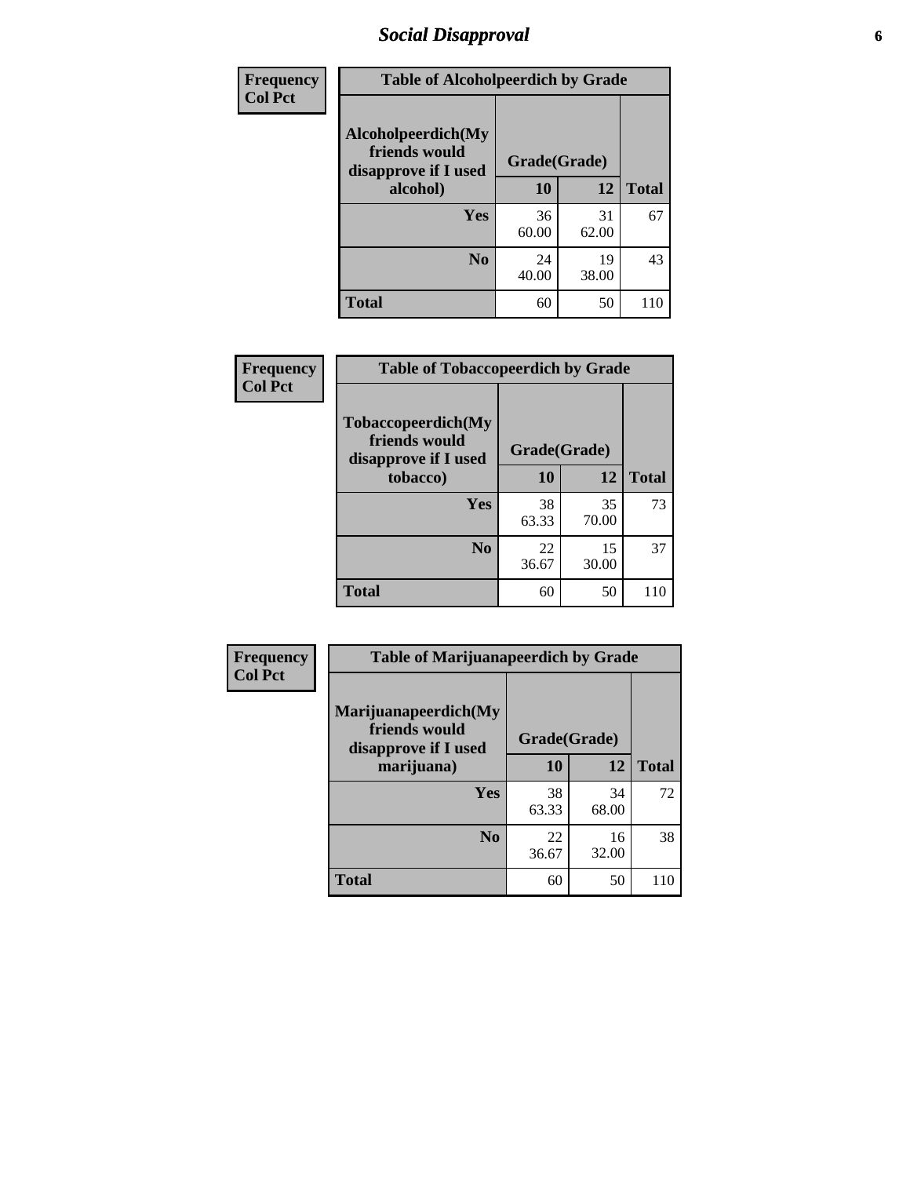# Social Disapproval

| Frequency Col Pct | | | |
|---|---|---|---|

**Table of Alcoholpeerdich by Grade**

| Alcoholpeerdich(My friends would disapprove if I used alcohol) | Grade(Grade) | | |
|---|---|---|---|
| | 10 | 12 | Total |
| Yes | 36<br>60.00 | 31<br>62.00 | 67 |
| No | 24<br>40.00 | 19<br>38.00 | 43 |
| Total | 60 | 50 | 110 |

| Frequency Col Pct | | | |
|---|---|---|---|

**Table of Tobaccopeerdich by Grade**

| Tobaccopeerdich(My friends would disapprove if I used tobacco) | Grade(Grade) | | |
|---|---|---|---|
| | 10 | 12 | Total |
| Yes | 38<br>63.33 | 35<br>70.00 | 73 |
| No | 22<br>36.67 | 15<br>30.00 | 37 |
| Total | 60 | 50 | 110 |

| Frequency Col Pct | | | |
|---|---|---|---|

**Table of Marijuanapeerdich by Grade**

| Marijuanapeerdich(My friends would disapprove if I used marijuana) | Grade(Grade) | | |
|---|---|---|---|
| | 10 | 12 | Total |
| Yes | 38<br>63.33 | 34<br>68.00 | 72 |
| No | 22<br>36.67 | 16<br>32.00 | 38 |
| Total | 60 | 50 | 110 |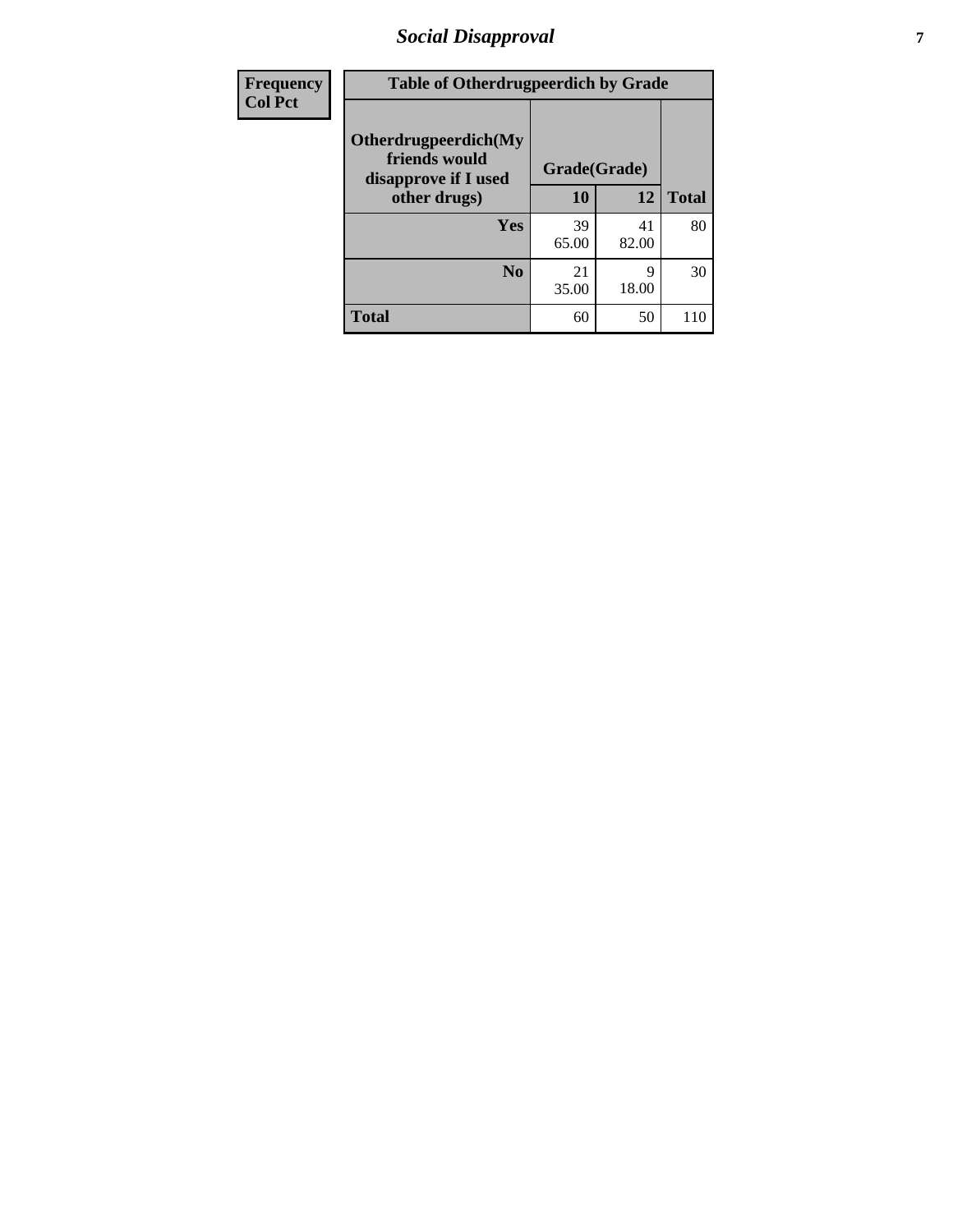| Frequency Col Pct | Table of Otherdrugpeerdich by Grade | | |
|---|---|---|---|
| Otherdrugpeerdich(My friends would disapprove if I used other drugs) | Grade(Grade) | | |
| | 10 | 12 | Total |
| Yes | 39<br>65.00 | 41<br>82.00 | 80 |
| No | 21<br>35.00 | 9<br>18.00 | 30 |
| Total | 60 | 50 | 110 |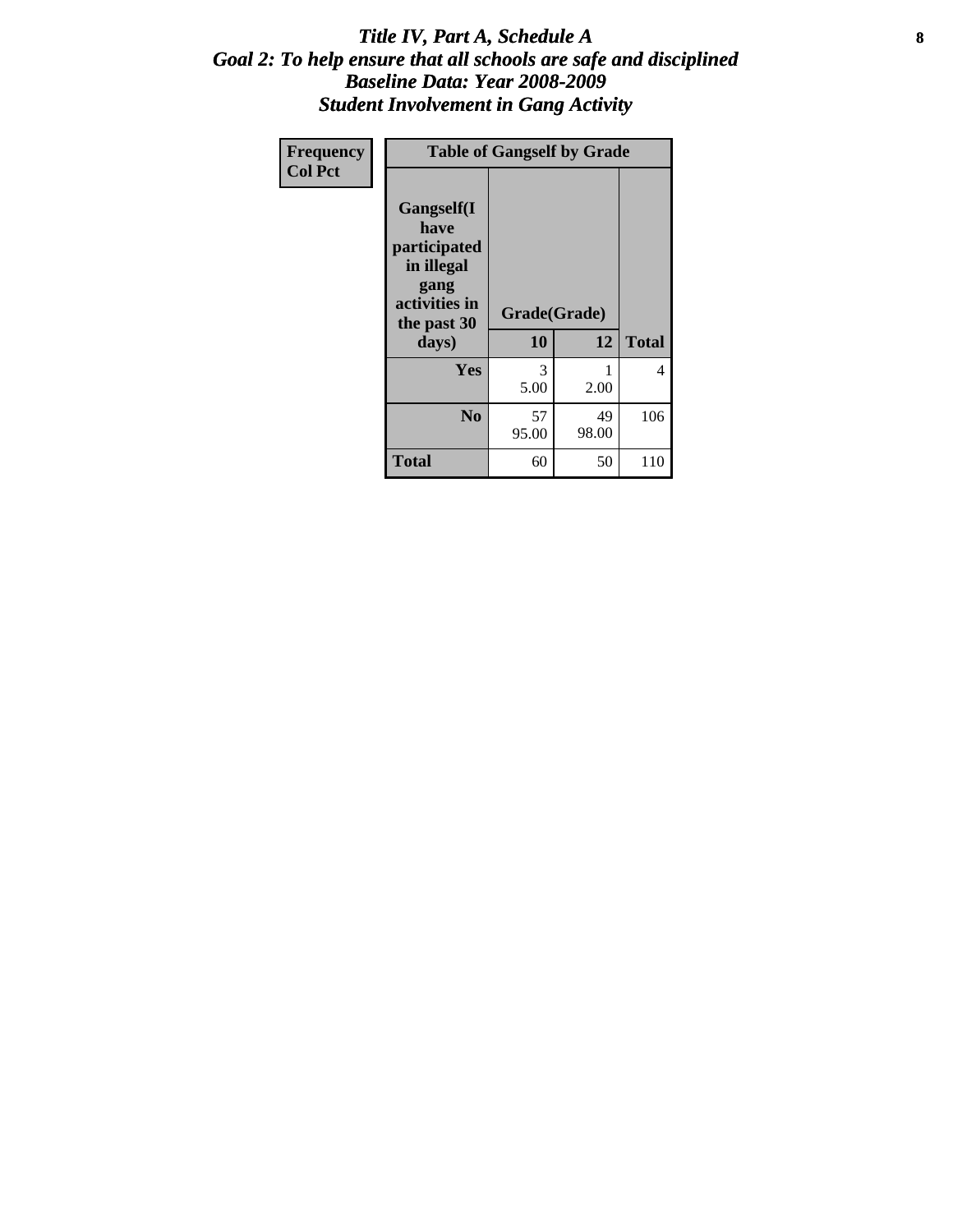# *Title IV, Part A, Schedule A*
## *Goal 2: To help ensure that all schools are safe and disciplined*
## *Baseline Data: Year 2008-2009*
## *Student Involvement in Gang Activity*

| Frequency<br>Col Pct | Table of Gangself by Grade | | |
|---|---|---|---|
| Gangself(I have participated in illegal gang activities in the past 30 days) | Grade(Grade) | | |
| | 10 | 12 | Total |
| Yes | 3<br>5.00 | 1<br>2.00 | 4 |
| No | 57<br>95.00 | 49<br>98.00 | 106 |
| Total | 60 | 50 | 110 |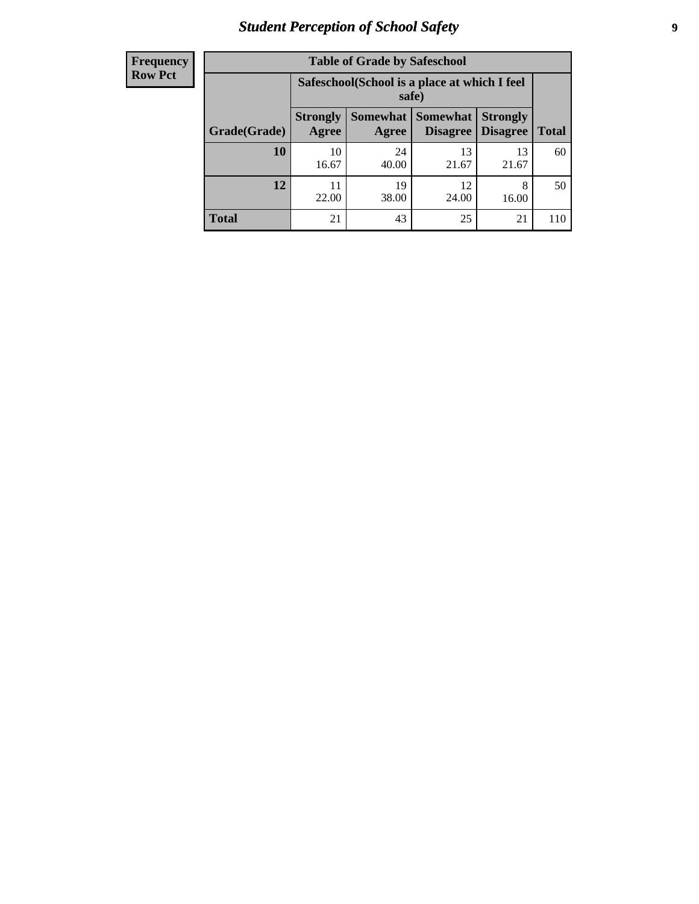| Frequency<br>Row Pct |
|---|

**Table of Grade by Safeschool**

| Grade(Grade) | Safeschool(School is a place at which I feel safe) | | | | Total |
|---|---|---|---|---|---|
| | Strongly Agree | Somewhat Agree | Somewhat Disagree | Strongly Disagree | |
| **10** | 10<br>16.67 | 24<br>40.00 | 13<br>21.67 | 13<br>21.67 | 60 |
| **12** | 11<br>22.00 | 19<br>38.00 | 12<br>24.00 | 8<br>16.00 | 50 |
| **Total** | 21 | 43 | 25 | 21 | 110 |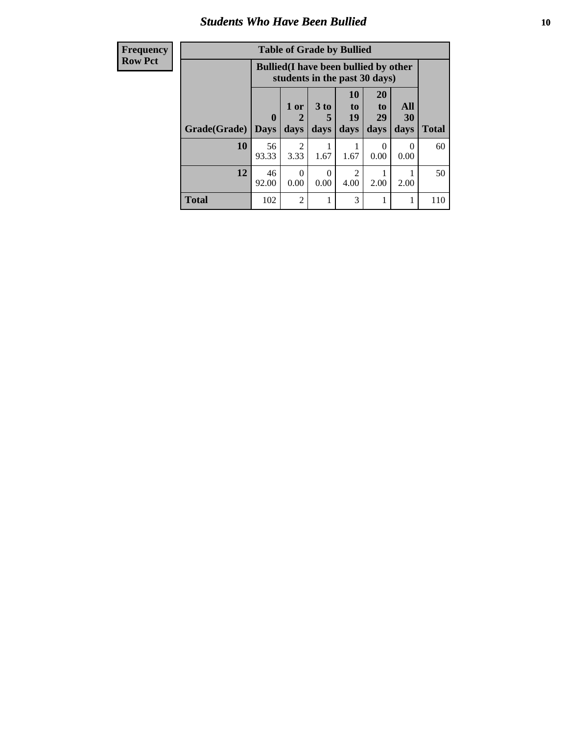## Students Who Have Been Bullied

| Frequency Row Pct | Table of Grade by Bullied | | | | | | |
|---|---|---|---|---|---|---|---|
| | Bullied(I have been bullied by other students in the past 30 days) | | | | | | |
| Grade(Grade) | 0 Days | 1 or 2 days | 3 to 5 days | 10 to 19 days | 20 to 29 days | All 30 days | Total |
| 10 | 56 93.33 | 2 3.33 | 1 1.67 | 1 1.67 | 0 0.00 | 0 0.00 | 60 |
| 12 | 46 92.00 | 0 0.00 | 0 0.00 | 2 4.00 | 1 2.00 | 1 2.00 | 50 |
| Total | 102 | 2 | 1 | 3 | 1 | 1 | 110 |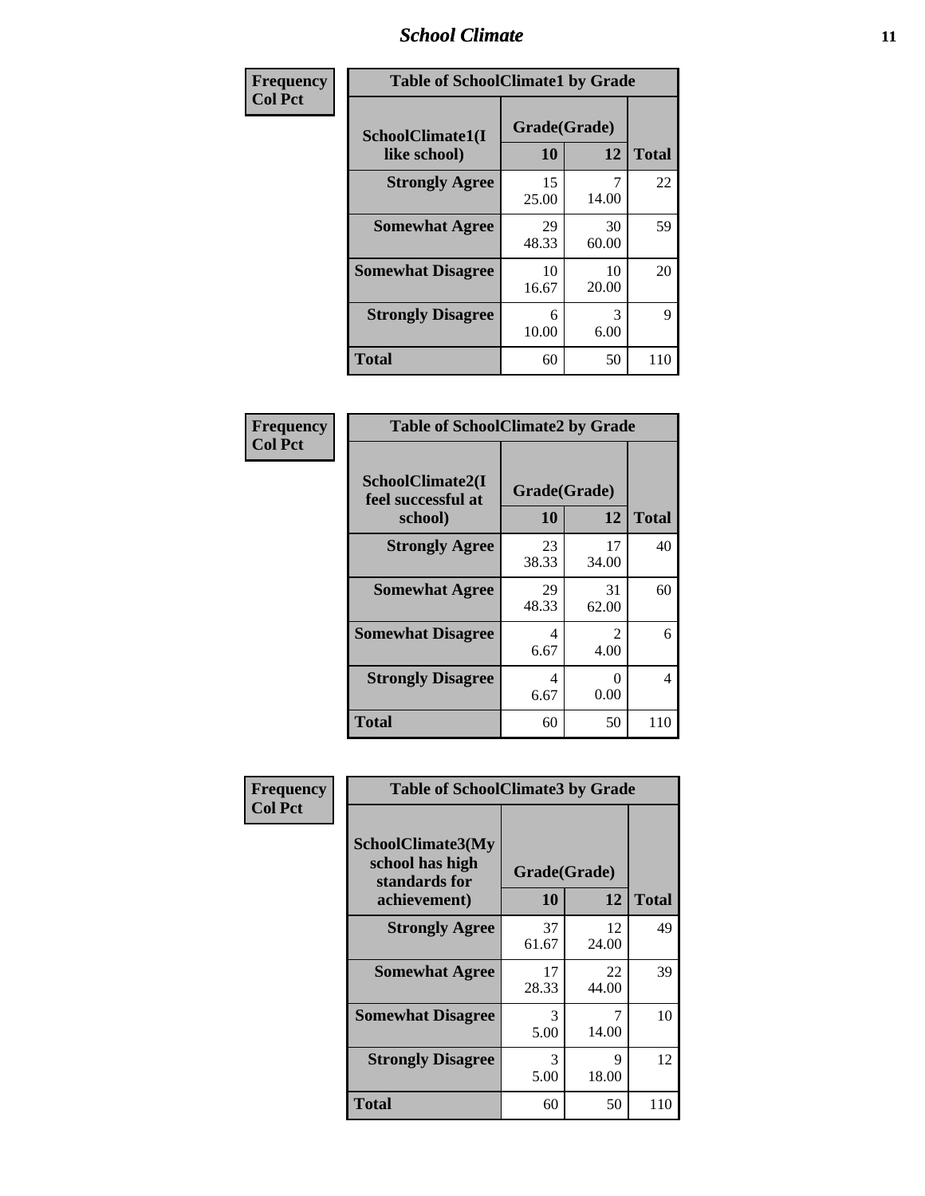# School Climate

| Frequency<br>Col Pct | Table of SchoolClimate1 by Grade | | |
|---|---|---|---|
| SchoolClimate1(I like school) | Grade(Grade) | | |
| | 10 | 12 | Total |
| Strongly Agree | 15<br>25.00 | 7<br>14.00 | 22 |
| Somewhat Agree | 29<br>48.33 | 30<br>60.00 | 59 |
| Somewhat Disagree | 10<br>16.67 | 10<br>20.00 | 20 |
| Strongly Disagree | 6<br>10.00 | 3<br>6.00 | 9 |
| Total | 60 | 50 | 110 |

| Frequency<br>Col Pct | Table of SchoolClimate2 by Grade | | |
|---|---|---|---|
| SchoolClimate2(I feel successful at school) | Grade(Grade) | | |
| | 10 | 12 | Total |
| Strongly Agree | 23<br>38.33 | 17<br>34.00 | 40 |
| Somewhat Agree | 29<br>48.33 | 31<br>62.00 | 60 |
| Somewhat Disagree | 4<br>6.67 | 2<br>4.00 | 6 |
| Strongly Disagree | 4<br>6.67 | 0<br>0.00 | 4 |
| Total | 60 | 50 | 110 |

| Frequency<br>Col Pct | Table of SchoolClimate3 by Grade | | |
|---|---|---|---|
| SchoolClimate3(My school has high standards for achievement) | Grade(Grade) | | |
| | 10 | 12 | Total |
| Strongly Agree | 37<br>61.67 | 12<br>24.00 | 49 |
| Somewhat Agree | 17<br>28.33 | 22<br>44.00 | 39 |
| Somewhat Disagree | 3<br>5.00 | 7<br>14.00 | 10 |
| Strongly Disagree | 3<br>5.00 | 9<br>18.00 | 12 |
| Total | 60 | 50 | 110 |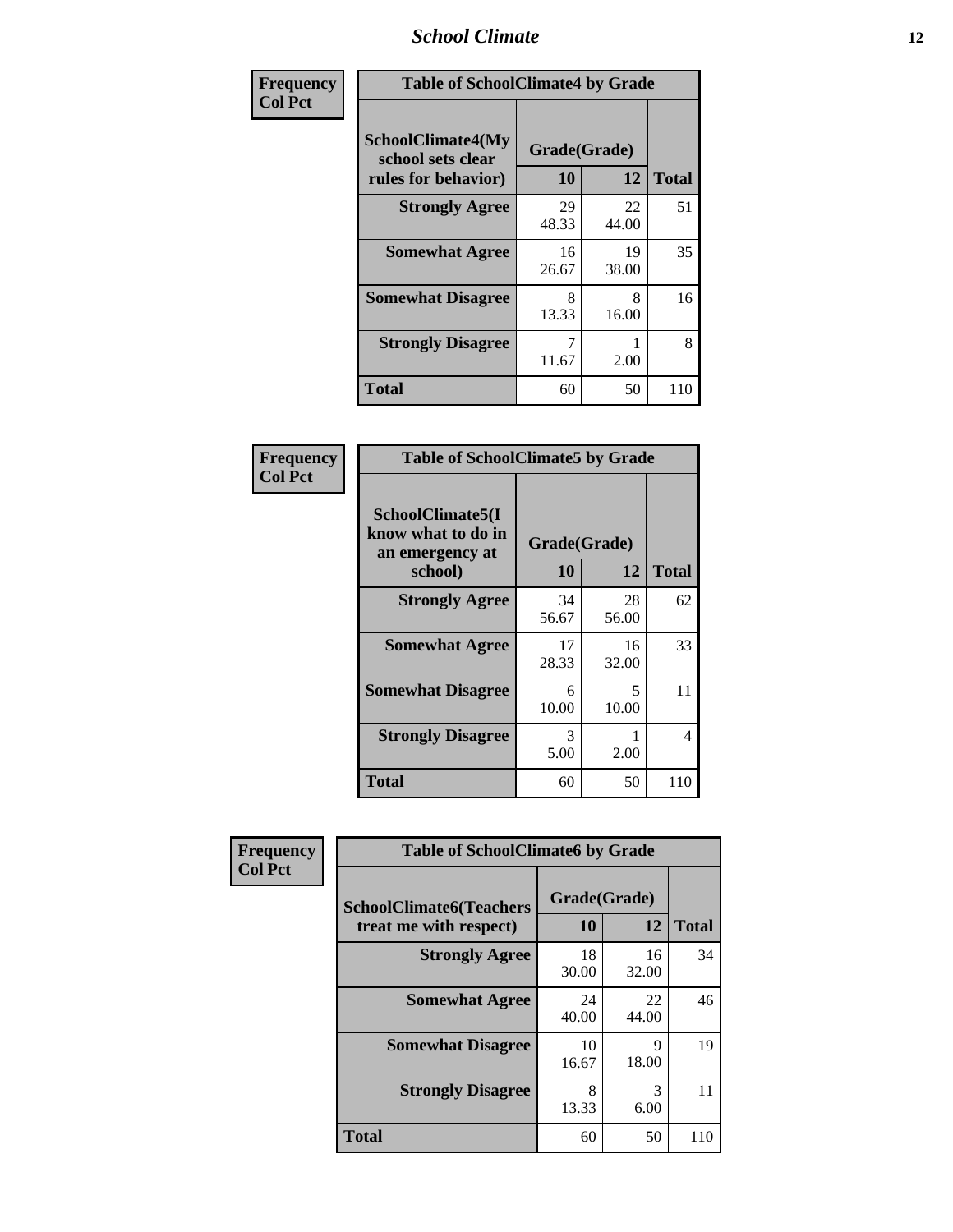| Frequency<br>Col Pct | Table of SchoolClimate4 by Grade | | |
|---|---|---|---|
| **SchoolClimate4(My school sets clear rules for behavior)** | **Grade(Grade)** | | |
| | **10** | **12** | **Total** |
| **Strongly Agree** | 29<br>48.33 | 22<br>44.00 | 51 |
| **Somewhat Agree** | 16<br>26.67 | 19<br>38.00 | 35 |
| **Somewhat Disagree** | 8<br>13.33 | 8<br>16.00 | 16 |
| **Strongly Disagree** | 7<br>11.67 | 1<br>2.00 | 8 |
| **Total** | 60 | 50 | 110 |

| Frequency<br>Col Pct | Table of SchoolClimate5 by Grade | | |
|---|---|---|---|
| **SchoolClimate5(I know what to do in an emergency at school)** | **Grade(Grade)** | | |
| | **10** | **12** | **Total** |
| **Strongly Agree** | 34<br>56.67 | 28<br>56.00 | 62 |
| **Somewhat Agree** | 17<br>28.33 | 16<br>32.00 | 33 |
| **Somewhat Disagree** | 6<br>10.00 | 5<br>10.00 | 11 |
| **Strongly Disagree** | 3<br>5.00 | 1<br>2.00 | 4 |
| **Total** | 60 | 50 | 110 |

| Frequency<br>Col Pct | Table of SchoolClimate6 by Grade | | |
|---|---|---|---|
| **SchoolClimate6(Teachers treat me with respect)** | **Grade(Grade)** | | |
| | **10** | **12** | **Total** |
| **Strongly Agree** | 18<br>30.00 | 16<br>32.00 | 34 |
| **Somewhat Agree** | 24<br>40.00 | 22<br>44.00 | 46 |
| **Somewhat Disagree** | 10<br>16.67 | 9<br>18.00 | 19 |
| **Strongly Disagree** | 8<br>13.33 | 3<br>6.00 | 11 |
| **Total** | 60 | 50 | 110 |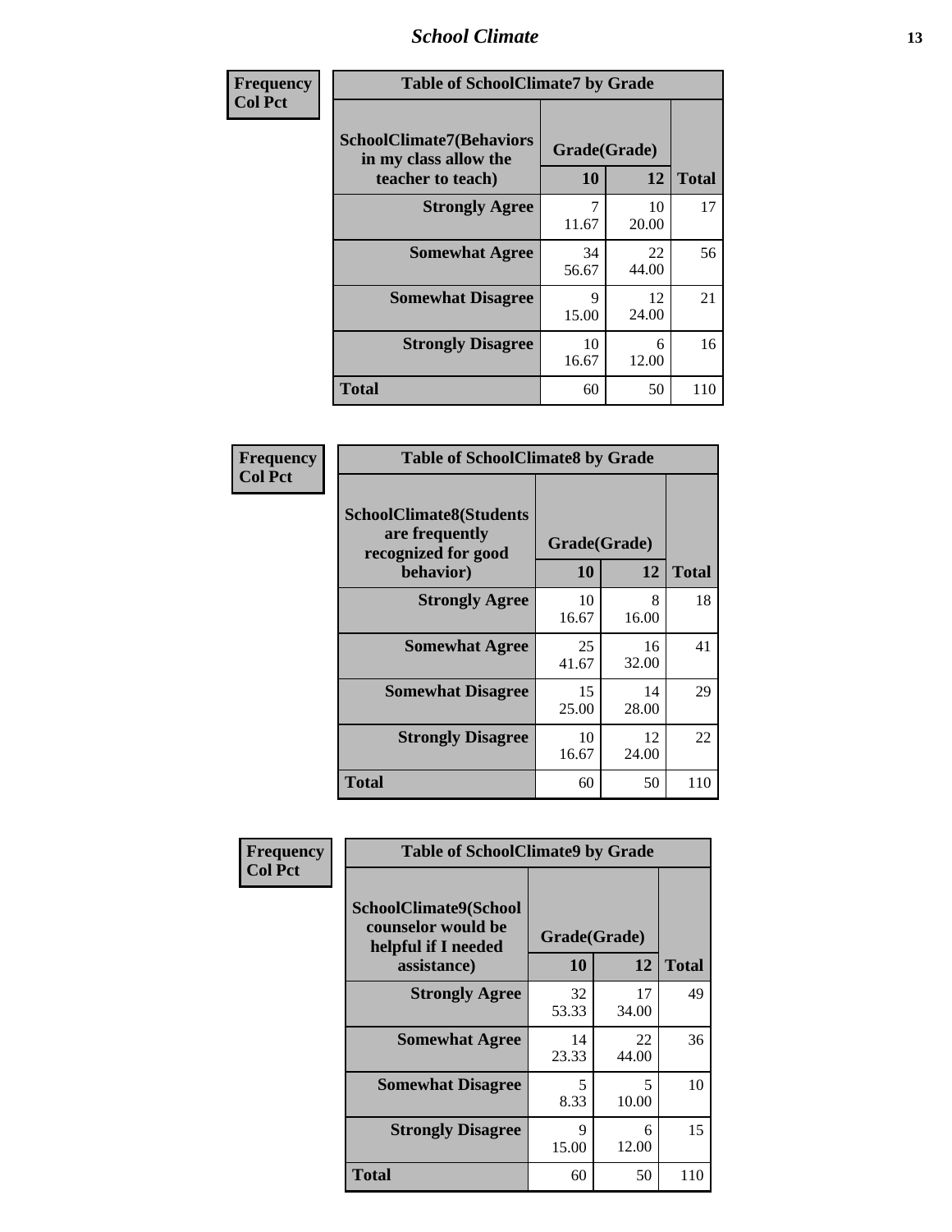| Frequency<br>Col Pct | Table of SchoolClimate7 by Grade | | |
|---|---|---|---|
| SchoolClimate7(Behaviors in my class allow the teacher to teach) | Grade(Grade) | | |
| | 10 | 12 | Total |
| Strongly Agree | 7<br>11.67 | 10<br>20.00 | 17 |
| Somewhat Agree | 34<br>56.67 | 22<br>44.00 | 56 |
| Somewhat Disagree | 9<br>15.00 | 12<br>24.00 | 21 |
| Strongly Disagree | 10<br>16.67 | 6<br>12.00 | 16 |
| Total | 60 | 50 | 110 |

| Frequency<br>Col Pct | Table of SchoolClimate8 by Grade | | |
|---|---|---|---|
| SchoolClimate8(Students are frequently recognized for good behavior) | Grade(Grade) | | |
| | 10 | 12 | Total |
| Strongly Agree | 10<br>16.67 | 8<br>16.00 | 18 |
| Somewhat Agree | 25<br>41.67 | 16<br>32.00 | 41 |
| Somewhat Disagree | 15<br>25.00 | 14<br>28.00 | 29 |
| Strongly Disagree | 10<br>16.67 | 12<br>24.00 | 22 |
| Total | 60 | 50 | 110 |

| Frequency<br>Col Pct | Table of SchoolClimate9 by Grade | | |
|---|---|---|---|
| SchoolClimate9(School counselor would be helpful if I needed assistance) | Grade(Grade) | | |
| | 10 | 12 | Total |
| Strongly Agree | 32<br>53.33 | 17<br>34.00 | 49 |
| Somewhat Agree | 14<br>23.33 | 22<br>44.00 | 36 |
| Somewhat Disagree | 5<br>8.33 | 5<br>10.00 | 10 |
| Strongly Disagree | 9<br>15.00 | 6<br>12.00 | 15 |
| Total | 60 | 50 | 110 |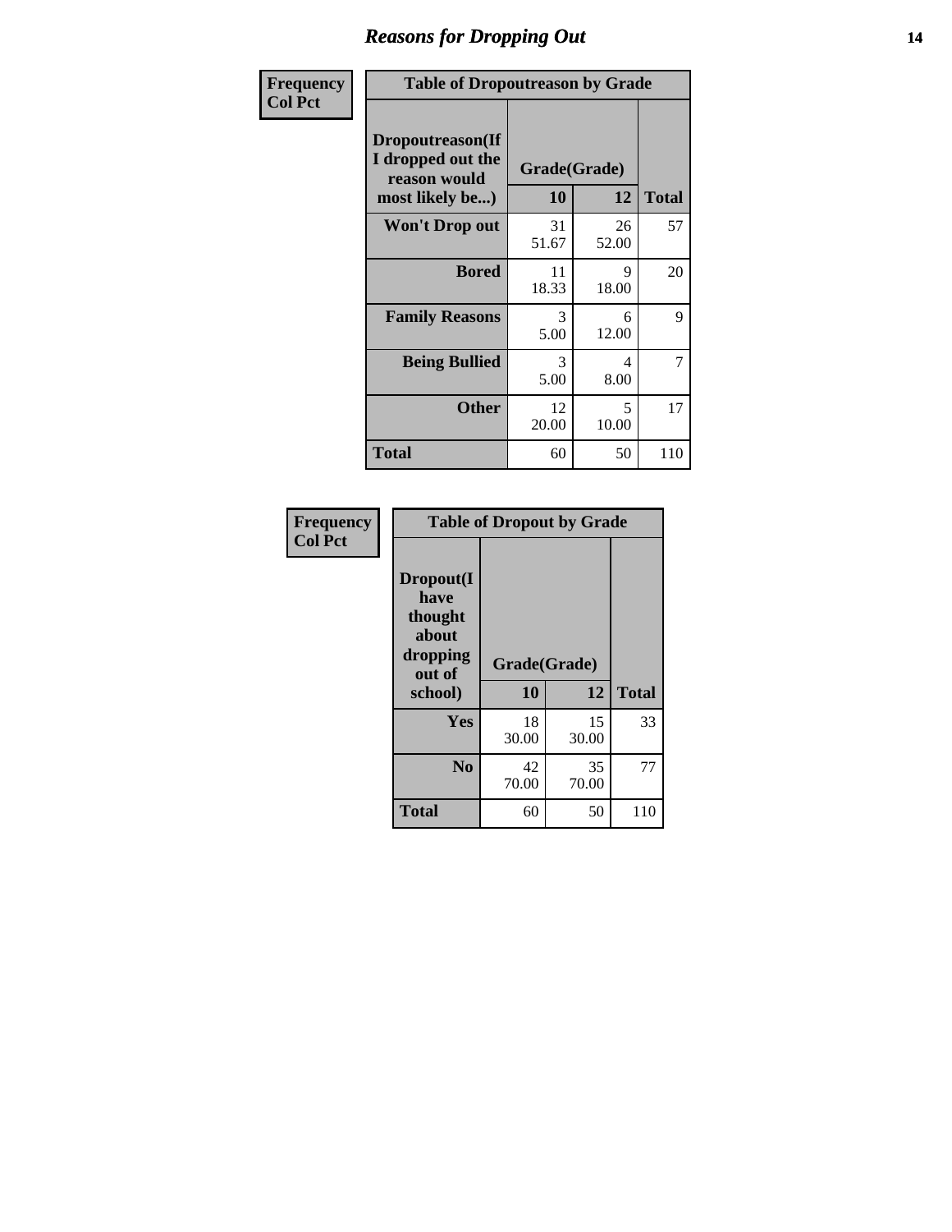# Reasons for Dropping Out

| Frequency Col Pct | Table of Dropoutreason by Grade | | |
|---|---|---|---|
| **Dropoutreason(If I dropped out the reason would most likely be...)** | **Grade(Grade)** | | |
| | **10** | **12** | **Total** |
| **Won't Drop out** | 31<br>51.67 | 26<br>52.00 | 57 |
| **Bored** | 11<br>18.33 | 9<br>18.00 | 20 |
| **Family Reasons** | 3<br>5.00 | 6<br>12.00 | 9 |
| **Being Bullied** | 3<br>5.00 | 4<br>8.00 | 7 |
| **Other** | 12<br>20.00 | 5<br>10.00 | 17 |
| **Total** | 60 | 50 | 110 |

| Frequency Col Pct | Table of Dropout by Grade | | |
|---|---|---|---|
| **Dropout(I have thought about dropping out of school)** | **Grade(Grade)** | | |
| | **10** | **12** | **Total** |
| **Yes** | 18<br>30.00 | 15<br>30.00 | 33 |
| **No** | 42<br>70.00 | 35<br>70.00 | 77 |
| **Total** | 60 | 50 | 110 |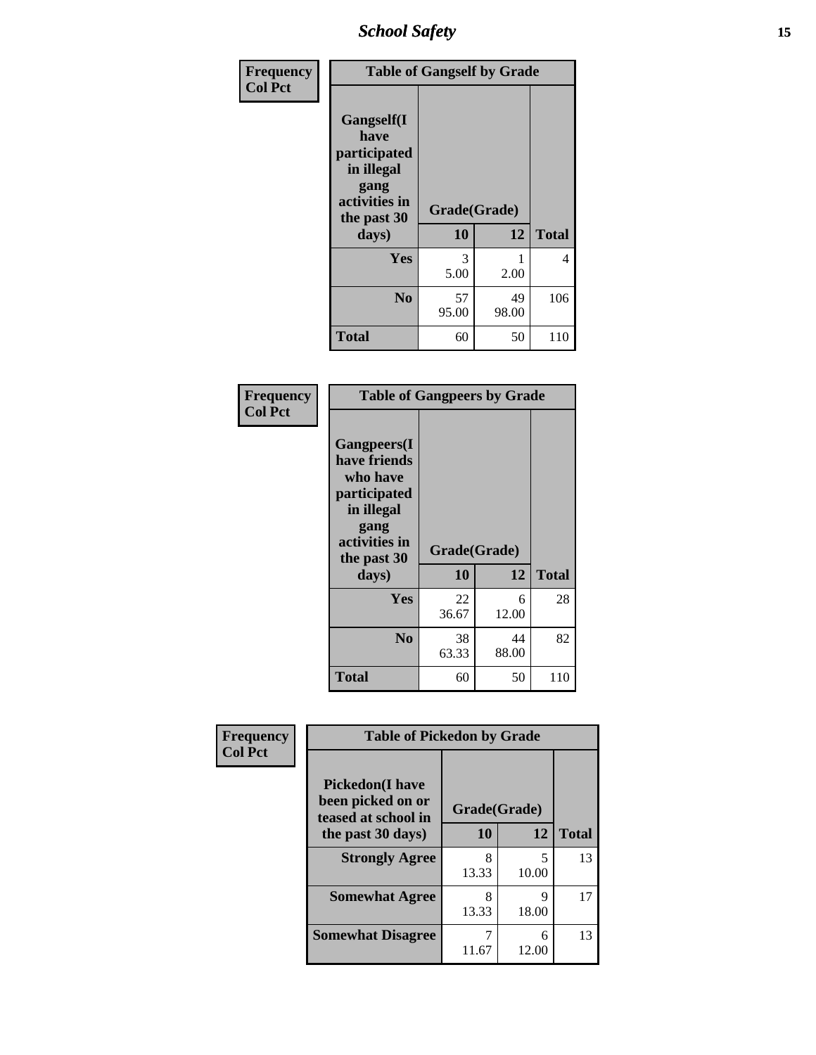| Frequency<br>Col Pct | Table of Gangself by Grade | | |
|---|---|---|---|
| Gangself(I have participated in illegal gang activities in the past 30 days) | Grade(Grade) | | |
| | 10 | 12 | Total |
| Yes | 3<br>5.00 | 1<br>2.00 | 4 |
| No | 57<br>95.00 | 49<br>98.00 | 106 |
| Total | 60 | 50 | 110 |

| Frequency<br>Col Pct | Table of Gangpeers by Grade | | |
|---|---|---|---|
| Gangpeers(I have friends who have participated in illegal gang activities in the past 30 days) | Grade(Grade) | | |
| | 10 | 12 | Total |
| Yes | 22<br>36.67 | 6<br>12.00 | 28 |
| No | 38<br>63.33 | 44<br>88.00 | 82 |
| Total | 60 | 50 | 110 |

| Frequency<br>Col Pct | Table of Pickedon by Grade | | |
|---|---|---|---|
| Pickedon(I have been picked on or teased at school in the past 30 days) | Grade(Grade) | | |
| | 10 | 12 | Total |
| Strongly Agree | 8<br>13.33 | 5<br>10.00 | 13 |
| Somewhat Agree | 8<br>13.33 | 9<br>18.00 | 17 |
| Somewhat Disagree | 7<br>11.67 | 6<br>12.00 | 13 |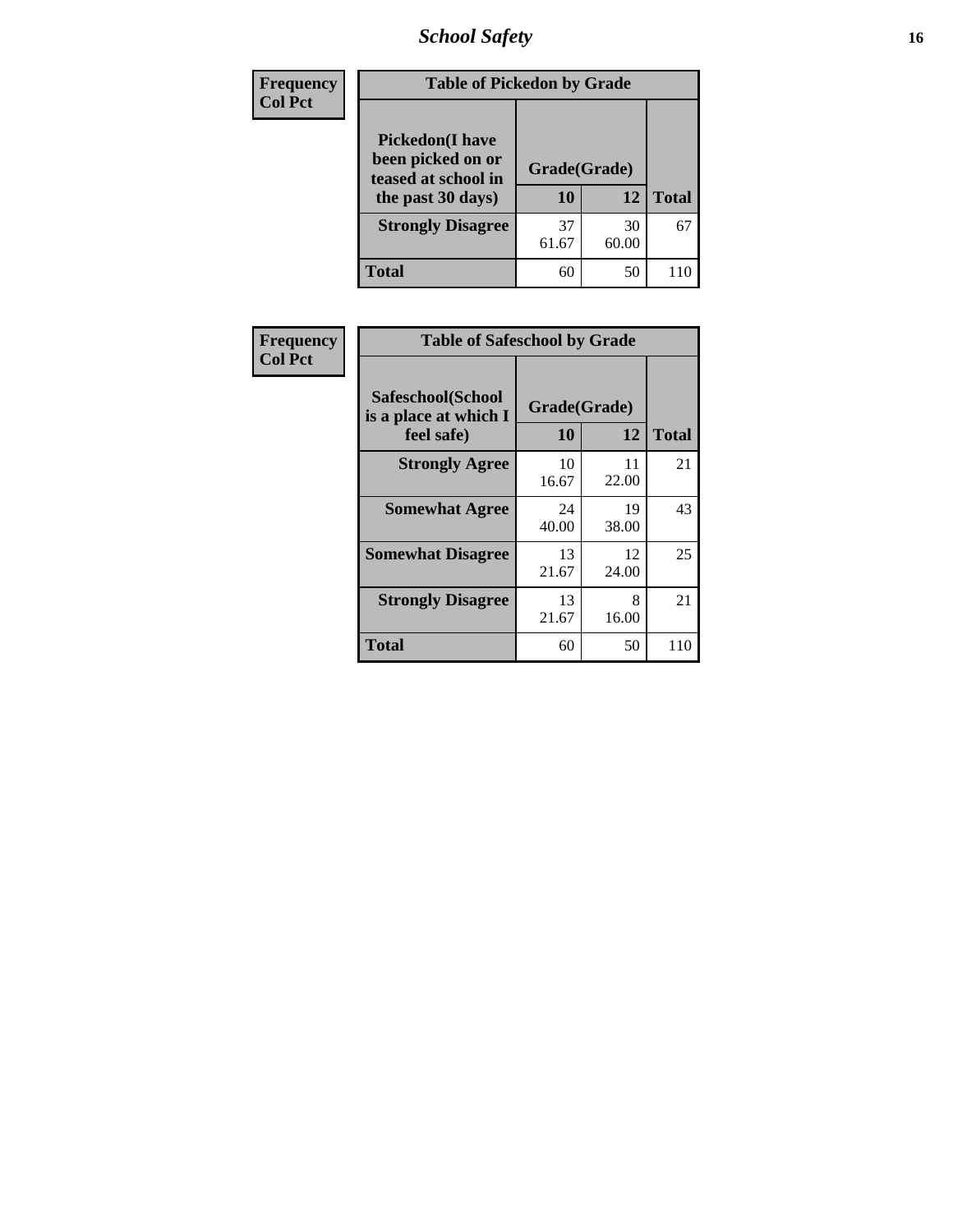| Frequency<br>Col Pct | Table of Pickedon by Grade | | |
|---|---|---|---|
| **Pickedon(I have been picked on or teased at school in the past 30 days)** | **Grade(Grade)** | | |
| | **10** | **12** | **Total** |
| **Strongly Disagree** | 37<br>61.67 | 30<br>60.00 | 67 |
| **Total** | 60 | 50 | 110 |

| Frequency<br>Col Pct | Table of Safeschool by Grade | | |
|---|---|---|---|
| **Safeschool(School is a place at which I feel safe)** | **Grade(Grade)** | | |
| | **10** | **12** | **Total** |
| **Strongly Agree** | 10<br>16.67 | 11<br>22.00 | 21 |
| **Somewhat Agree** | 24<br>40.00 | 19<br>38.00 | 43 |
| **Somewhat Disagree** | 13<br>21.67 | 12<br>24.00 | 25 |
| **Strongly Disagree** | 13<br>21.67 | 8<br>16.00 | 21 |
| **Total** | 60 | 50 | 110 |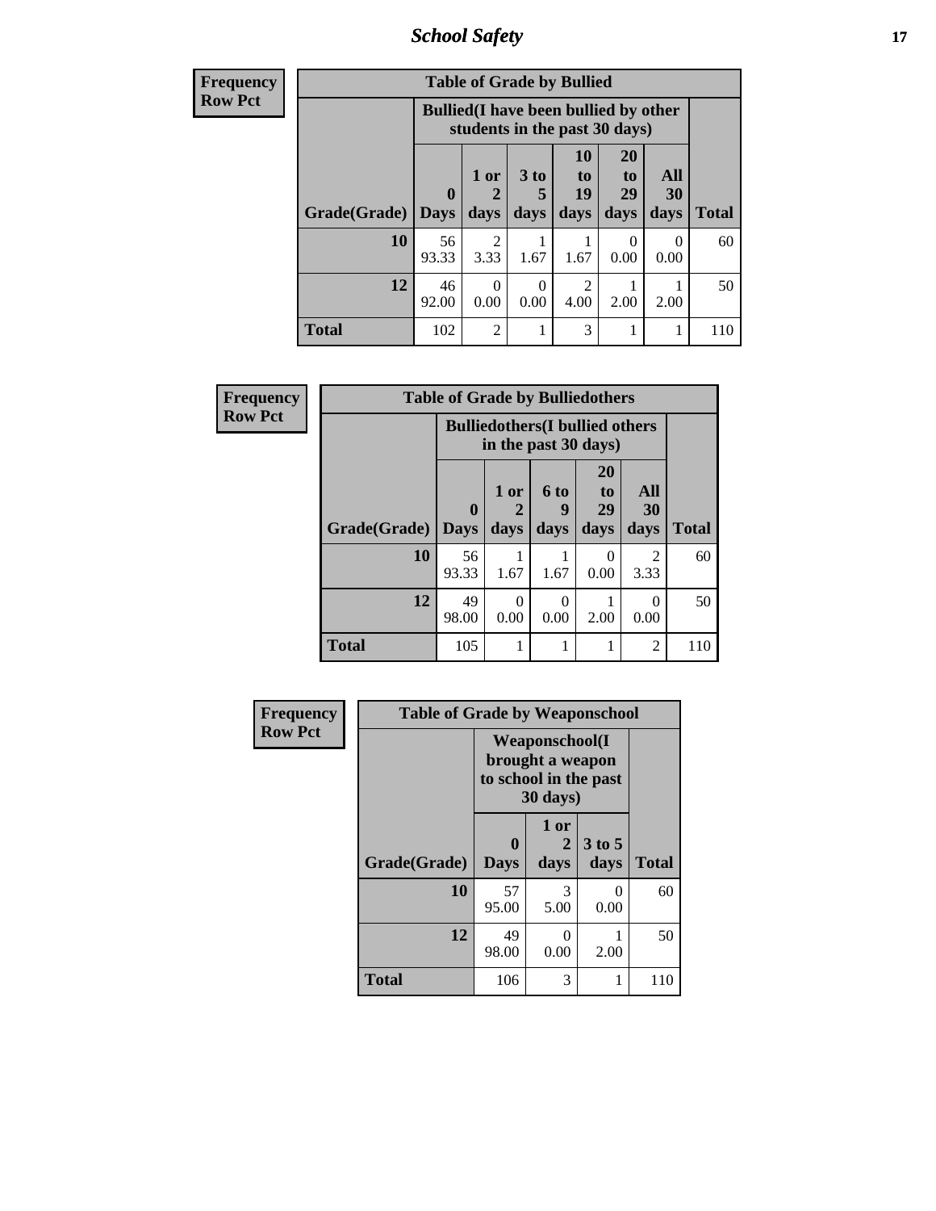## School Safety

**Frequency**
**Row Pct**

| Table of Grade by Bullied | | | | | | | |
|---|---|---|---|---|---|---|---|
| | Bullied(I have been bullied by other students in the past 30 days) | | | | | | |
| Grade(Grade) | 0 Days | 1 or 2 days | 3 to 5 days | 10 to 19 days | 20 to 29 days | All 30 days | Total |
| 10 | 56<br>93.33 | 2<br>3.33 | 1<br>1.67 | 1<br>1.67 | 0<br>0.00 | 0<br>0.00 | 60 |
| 12 | 46<br>92.00 | 0<br>0.00 | 0<br>0.00 | 2<br>4.00 | 1<br>2.00 | 1<br>2.00 | 50 |
| Total | 102 | 2 | 1 | 3 | 1 | 1 | 110 |

**Frequency**
**Row Pct**

| Table of Grade by Bulliedothers | | | | | | |
|---|---|---|---|---|---|---|
| | Bulliedothers(I bullied others in the past 30 days) | | | | | |
| Grade(Grade) | 0 Days | 1 or 2 days | 6 to 9 days | 20 to 29 days | All 30 days | Total |
| 10 | 56<br>93.33 | 1<br>1.67 | 1<br>1.67 | 0<br>0.00 | 2<br>3.33 | 60 |
| 12 | 49<br>98.00 | 0<br>0.00 | 0<br>0.00 | 1<br>2.00 | 0<br>0.00 | 50 |
| Total | 105 | 1 | 1 | 1 | 2 | 110 |

**Frequency**
**Row Pct**

| Table of Grade by Weaponschool | | | | |
|---|---|---|---|---|
| | Weaponschool(I brought a weapon to school in the past 30 days) | | | |
| Grade(Grade) | 0 Days | 1 or 2 days | 3 to 5 days | Total |
| 10 | 57<br>95.00 | 3<br>5.00 | 0<br>0.00 | 60 |
| 12 | 49<br>98.00 | 0<br>0.00 | 1<br>2.00 | 50 |
| Total | 106 | 3 | 1 | 110 |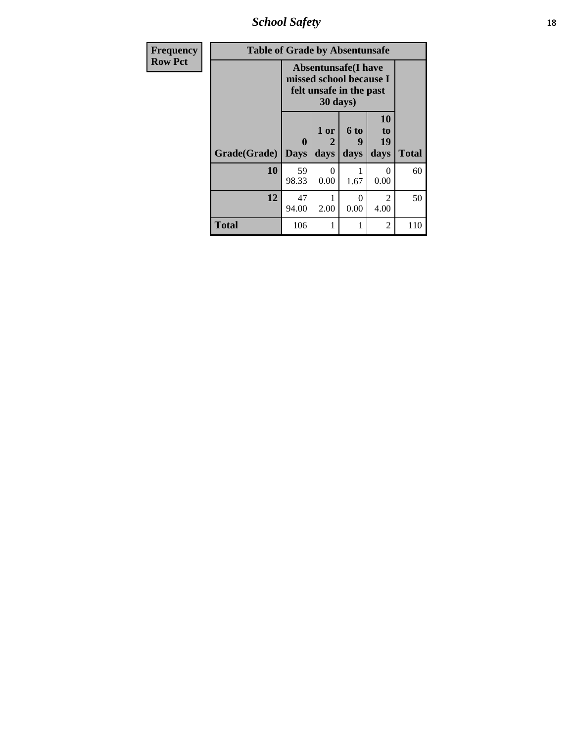| Frequency Row Pct |
|---|

**Table of Grade by Absentunsafe**

| Grade(Grade) | Absentunsafe(I have missed school because I felt unsafe in the past 30 days) | | | | Total |
|---|---|---|---|---|---|
| | 0 Days | 1 or 2 days | 6 to 9 days | 10 to 19 days | |
| 10 | 59<br>98.33 | 0<br>0.00 | 1<br>1.67 | 0<br>0.00 | 60 |
| 12 | 47<br>94.00 | 1<br>2.00 | 0<br>0.00 | 2<br>4.00 | 50 |
| Total | 106 | 1 | 1 | 2 | 110 |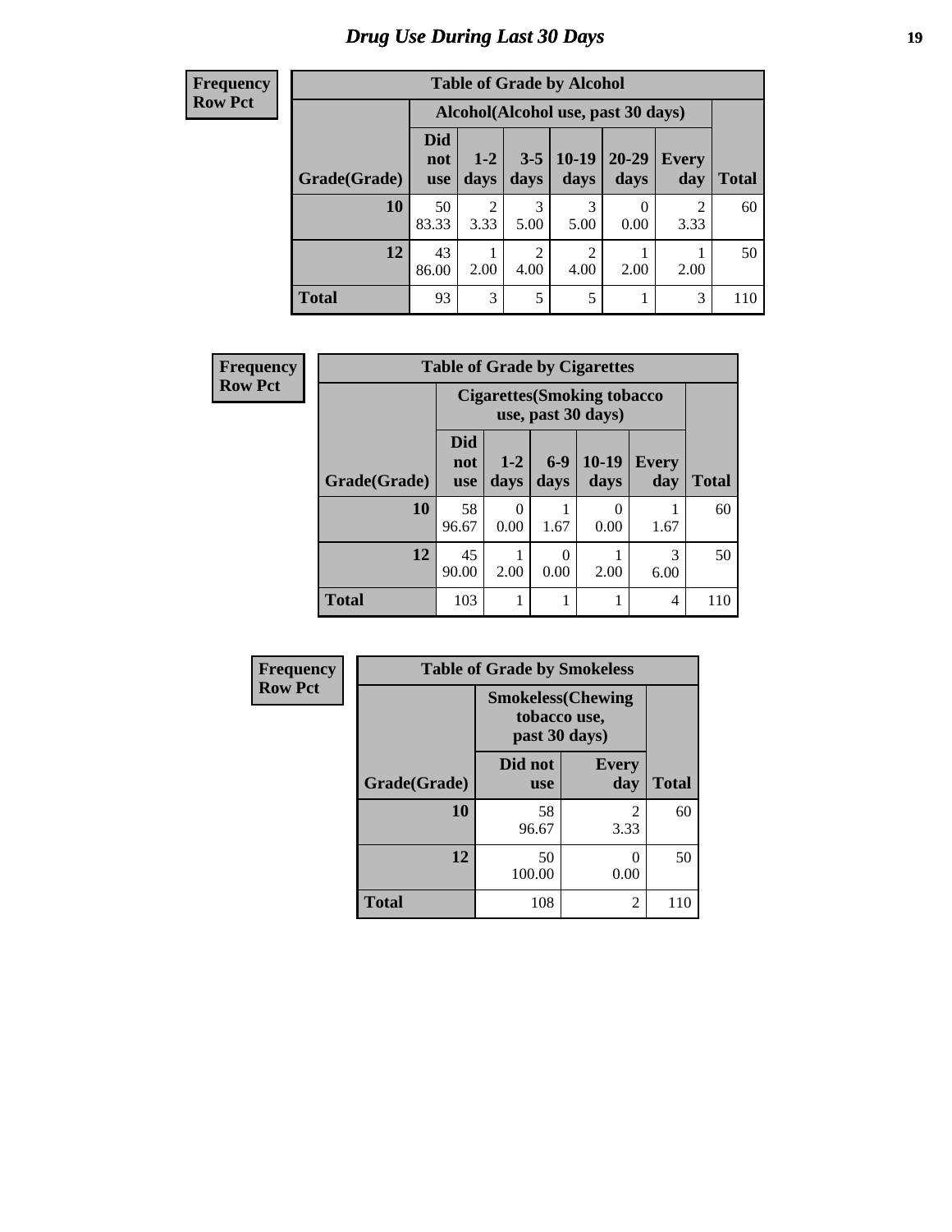# Drug Use During Last 30 Days

Frequency
Row Pct

| Table of Grade by Alcohol | | | | | | | |
|---|---|---|---|---|---|---|---|
| | Alcohol(Alcohol use, past 30 days) | | | | | | |
| Grade(Grade) | Did not use | 1-2 days | 3-5 days | 10-19 days | 20-29 days | Every day | Total |
| 10 | 50<br>83.33 | 2<br>3.33 | 3<br>5.00 | 3<br>5.00 | 0<br>0.00 | 2<br>3.33 | 60 |
| 12 | 43<br>86.00 | 1<br>2.00 | 2<br>4.00 | 2<br>4.00 | 1<br>2.00 | 1<br>2.00 | 50 |
| Total | 93 | 3 | 5 | 5 | 1 | 3 | 110 |

Frequency
Row Pct

| Table of Grade by Cigarettes | | | | | | |
|---|---|---|---|---|---|---|
| | Cigarettes(Smoking tobacco use, past 30 days) | | | | | |
| Grade(Grade) | Did not use | 1-2 days | 6-9 days | 10-19 days | Every day | Total |
| 10 | 58<br>96.67 | 0<br>0.00 | 1<br>1.67 | 0<br>0.00 | 1<br>1.67 | 60 |
| 12 | 45<br>90.00 | 1<br>2.00 | 0<br>0.00 | 1<br>2.00 | 3<br>6.00 | 50 |
| Total | 103 | 1 | 1 | 1 | 4 | 110 |

Frequency
Row Pct

| Table of Grade by Smokeless | | | |
|---|---|---|---|
| | Smokeless(Chewing tobacco use, past 30 days) | | |
| Grade(Grade) | Did not use | Every day | Total |
| 10 | 58<br>96.67 | 2<br>3.33 | 60 |
| 12 | 50<br>100.00 | 0<br>0.00 | 50 |
| Total | 108 | 2 | 110 |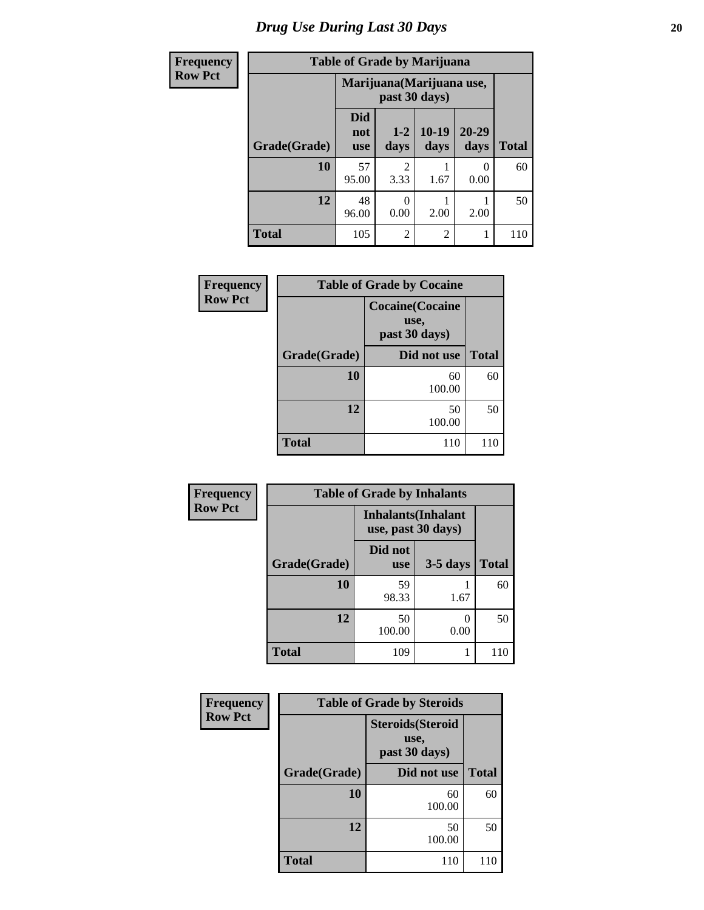# Drug Use During Last 30 Days

**Frequency / Row Pct**

**Table of Grade by Marijuana**

| Grade(Grade) | Marijuana(Marijuana use, past 30 days) | | | | Total |
|---|---|---|---|---|---|
| | Did not use | 1-2 days | 10-19 days | 20-29 days | |
| **10** | 57<br>95.00 | 2<br>3.33 | 1<br>1.67 | 0<br>0.00 | 60 |
| **12** | 48<br>96.00 | 0<br>0.00 | 1<br>2.00 | 1<br>2.00 | 50 |
| **Total** | 105 | 2 | 2 | 1 | 110 |

**Frequency / Row Pct**

**Table of Grade by Cocaine**

| Grade(Grade) | Cocaine(Cocaine use, past 30 days) | Total |
|---|---|---|
| | Did not use | |
| **10** | 60<br>100.00 | 60 |
| **12** | 50<br>100.00 | 50 |
| **Total** | 110 | 110 |

**Frequency / Row Pct**

**Table of Grade by Inhalants**

| Grade(Grade) | Inhalants(Inhalant use, past 30 days) | | Total |
|---|---|---|---|
| | Did not use | 3-5 days | |
| **10** | 59<br>98.33 | 1<br>1.67 | 60 |
| **12** | 50<br>100.00 | 0<br>0.00 | 50 |
| **Total** | 109 | 1 | 110 |

**Frequency / Row Pct**

**Table of Grade by Steroids**

| Grade(Grade) | Steroids(Steroid use, past 30 days) | Total |
|---|---|---|
| | Did not use | |
| **10** | 60<br>100.00 | 60 |
| **12** | 50<br>100.00 | 50 |
| **Total** | 110 | 110 |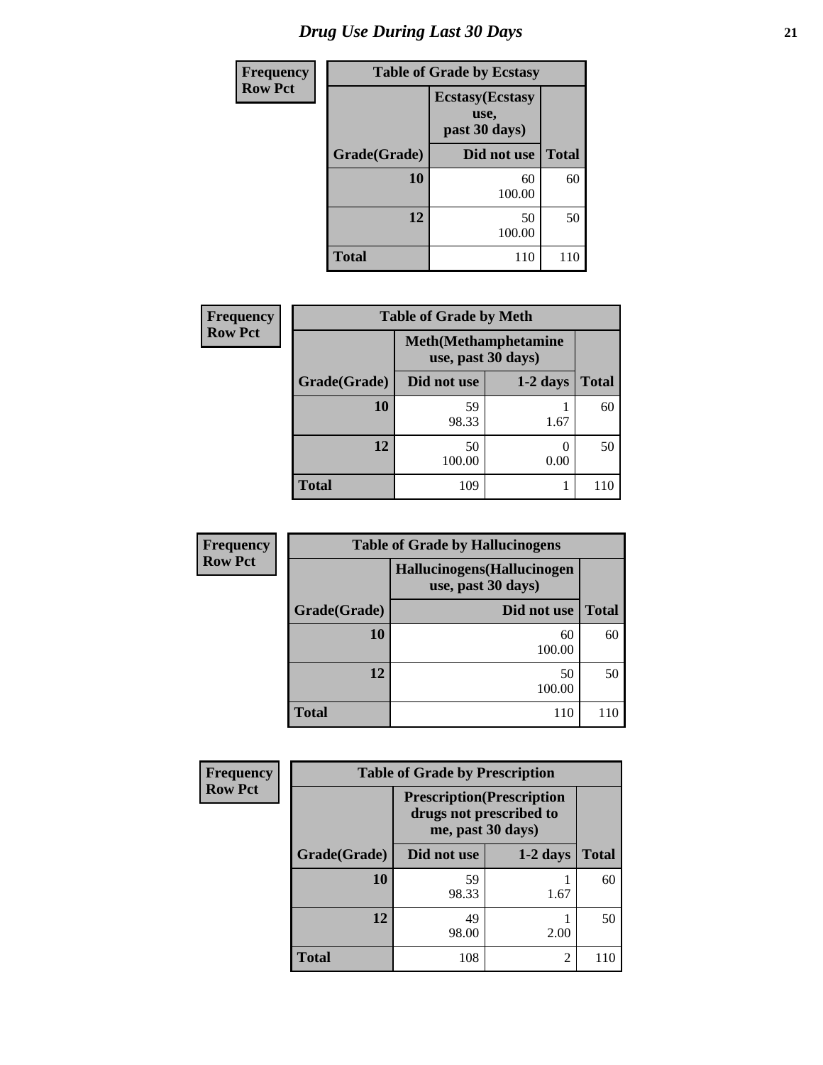# Drug Use During Last 30 Days

| Frequency<br>Row Pct | | |
|---|---|---|
| **Table of Grade by Ecstasy** | | |
| | **Ecstasy(Ecstasy use, past 30 days)** | |
| **Grade(Grade)** | **Did not use** | **Total** |
| **10** | 60<br>100.00 | 60 |
| **12** | 50<br>100.00 | 50 |
| **Total** | 110 | 110 |

| Frequency<br>Row Pct | | | |
|---|---|---|---|
| **Table of Grade by Meth** | | | |
| | **Meth(Methamphetamine use, past 30 days)** | | |
| **Grade(Grade)** | **Did not use** | **1-2 days** | **Total** |
| **10** | 59<br>98.33 | 1<br>1.67 | 60 |
| **12** | 50<br>100.00 | 0<br>0.00 | 50 |
| **Total** | 109 | 1 | 110 |

| Frequency<br>Row Pct | | |
|---|---|---|
| **Table of Grade by Hallucinogens** | | |
| | **Hallucinogens(Hallucinogen use, past 30 days)** | |
| **Grade(Grade)** | **Did not use** | **Total** |
| **10** | 60<br>100.00 | 60 |
| **12** | 50<br>100.00 | 50 |
| **Total** | 110 | 110 |

| Frequency<br>Row Pct | | | |
|---|---|---|---|
| **Table of Grade by Prescription** | | | |
| | **Prescription(Prescription drugs not prescribed to me, past 30 days)** | | |
| **Grade(Grade)** | **Did not use** | **1-2 days** | **Total** |
| **10** | 59<br>98.33 | 1<br>1.67 | 60 |
| **12** | 49<br>98.00 | 1<br>2.00 | 50 |
| **Total** | 108 | 2 | 110 |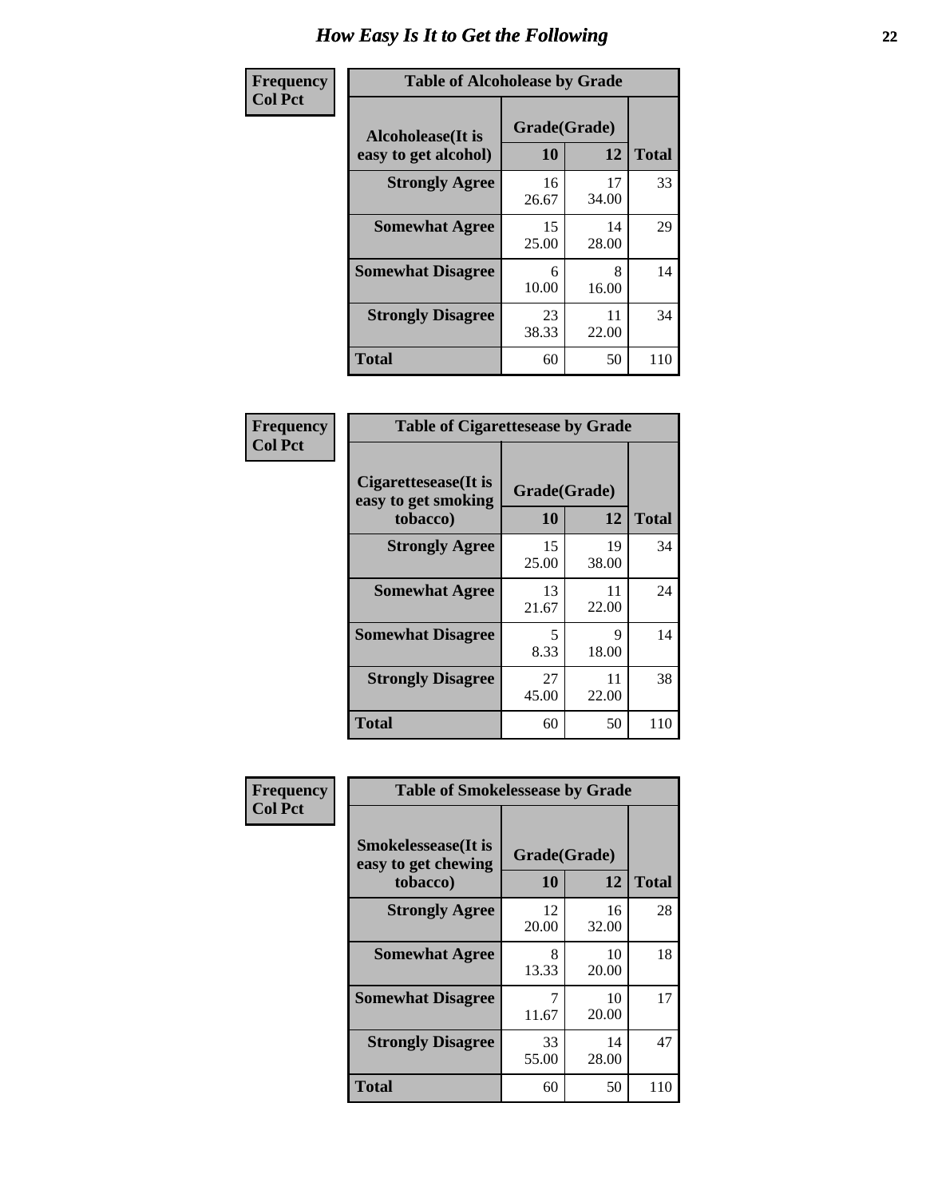# How Easy Is It to Get the Following

**Frequency / Col Pct**

**Table of Alcoholease by Grade**

| Alcoholease(It is easy to get alcohol) | Grade(Grade) 10 | 12 | Total |
|---|---|---|---|
| **Strongly Agree** | 16<br>26.67 | 17<br>34.00 | 33 |
| **Somewhat Agree** | 15<br>25.00 | 14<br>28.00 | 29 |
| **Somewhat Disagree** | 6<br>10.00 | 8<br>16.00 | 14 |
| **Strongly Disagree** | 23<br>38.33 | 11<br>22.00 | 34 |
| **Total** | 60 | 50 | 110 |

**Frequency / Col Pct**

**Table of Cigarettesease by Grade**

| Cigarettesease(It is easy to get smoking tobacco) | Grade(Grade) 10 | 12 | Total |
|---|---|---|---|
| **Strongly Agree** | 15<br>25.00 | 19<br>38.00 | 34 |
| **Somewhat Agree** | 13<br>21.67 | 11<br>22.00 | 24 |
| **Somewhat Disagree** | 5<br>8.33 | 9<br>18.00 | 14 |
| **Strongly Disagree** | 27<br>45.00 | 11<br>22.00 | 38 |
| **Total** | 60 | 50 | 110 |

**Frequency / Col Pct**

**Table of Smokelessease by Grade**

| Smokelessease(It is easy to get chewing tobacco) | Grade(Grade) 10 | 12 | Total |
|---|---|---|---|
| **Strongly Agree** | 12<br>20.00 | 16<br>32.00 | 28 |
| **Somewhat Agree** | 8<br>13.33 | 10<br>20.00 | 18 |
| **Somewhat Disagree** | 7<br>11.67 | 10<br>20.00 | 17 |
| **Strongly Disagree** | 33<br>55.00 | 14<br>28.00 | 47 |
| **Total** | 60 | 50 | 110 |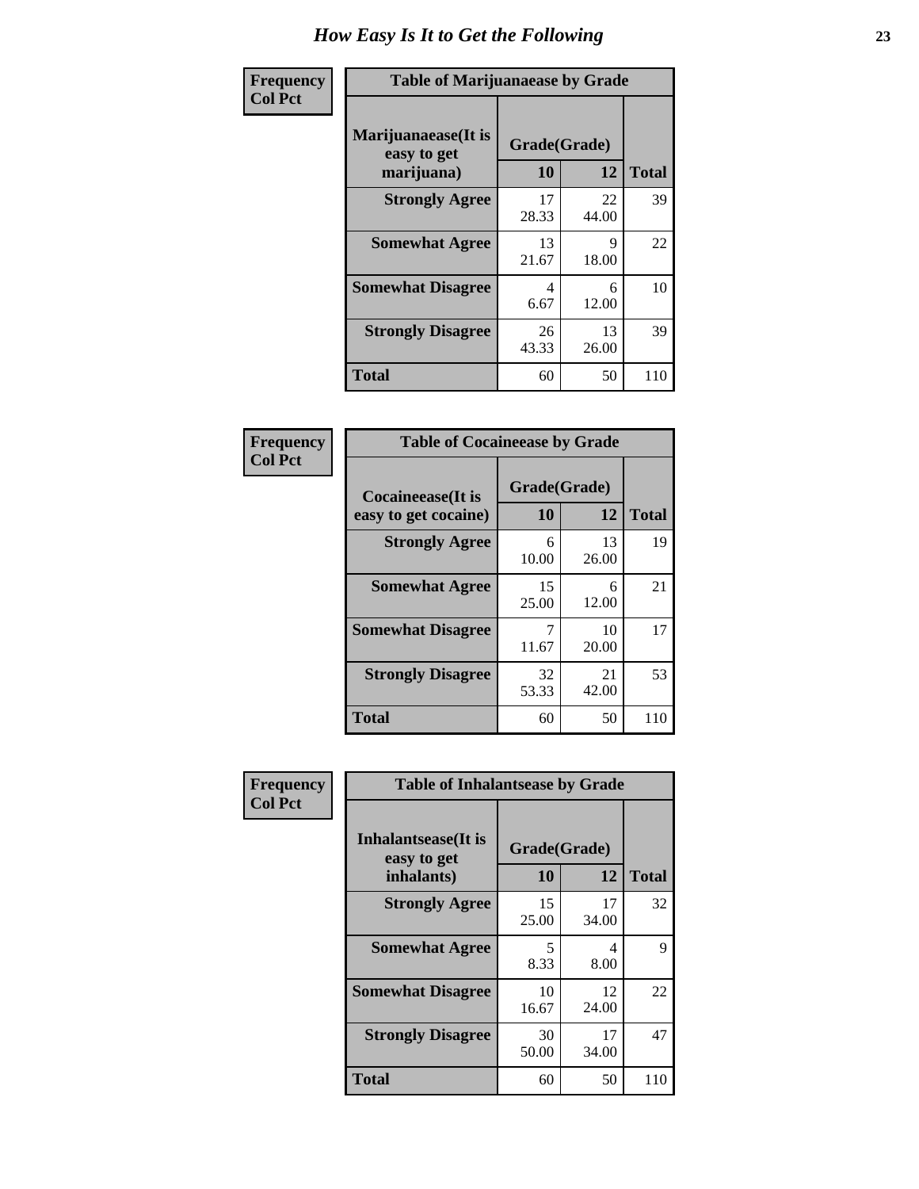# How Easy Is It to Get the Following

**Frequency**
**Col Pct**

**Table of Marijuanaease by Grade**

| Marijuanaease(It is easy to get marijuana) | Grade(Grade) | | Total |
|---|---|---|---|
| | 10 | 12 | |
| **Strongly Agree** | 17<br>28.33 | 22<br>44.00 | 39 |
| **Somewhat Agree** | 13<br>21.67 | 9<br>18.00 | 22 |
| **Somewhat Disagree** | 4<br>6.67 | 6<br>12.00 | 10 |
| **Strongly Disagree** | 26<br>43.33 | 13<br>26.00 | 39 |
| **Total** | 60 | 50 | 110 |

**Frequency**
**Col Pct**

**Table of Cocaineease by Grade**

| Cocaineease(It is easy to get cocaine) | Grade(Grade) | | Total |
|---|---|---|---|
| | 10 | 12 | |
| **Strongly Agree** | 6<br>10.00 | 13<br>26.00 | 19 |
| **Somewhat Agree** | 15<br>25.00 | 6<br>12.00 | 21 |
| **Somewhat Disagree** | 7<br>11.67 | 10<br>20.00 | 17 |
| **Strongly Disagree** | 32<br>53.33 | 21<br>42.00 | 53 |
| **Total** | 60 | 50 | 110 |

**Frequency**
**Col Pct**

**Table of Inhalantsease by Grade**

| Inhalantsease(It is easy to get inhalants) | Grade(Grade) | | Total |
|---|---|---|---|
| | 10 | 12 | |
| **Strongly Agree** | 15<br>25.00 | 17<br>34.00 | 32 |
| **Somewhat Agree** | 5<br>8.33 | 4<br>8.00 | 9 |
| **Somewhat Disagree** | 10<br>16.67 | 12<br>24.00 | 22 |
| **Strongly Disagree** | 30<br>50.00 | 17<br>34.00 | 47 |
| **Total** | 60 | 50 | 110 |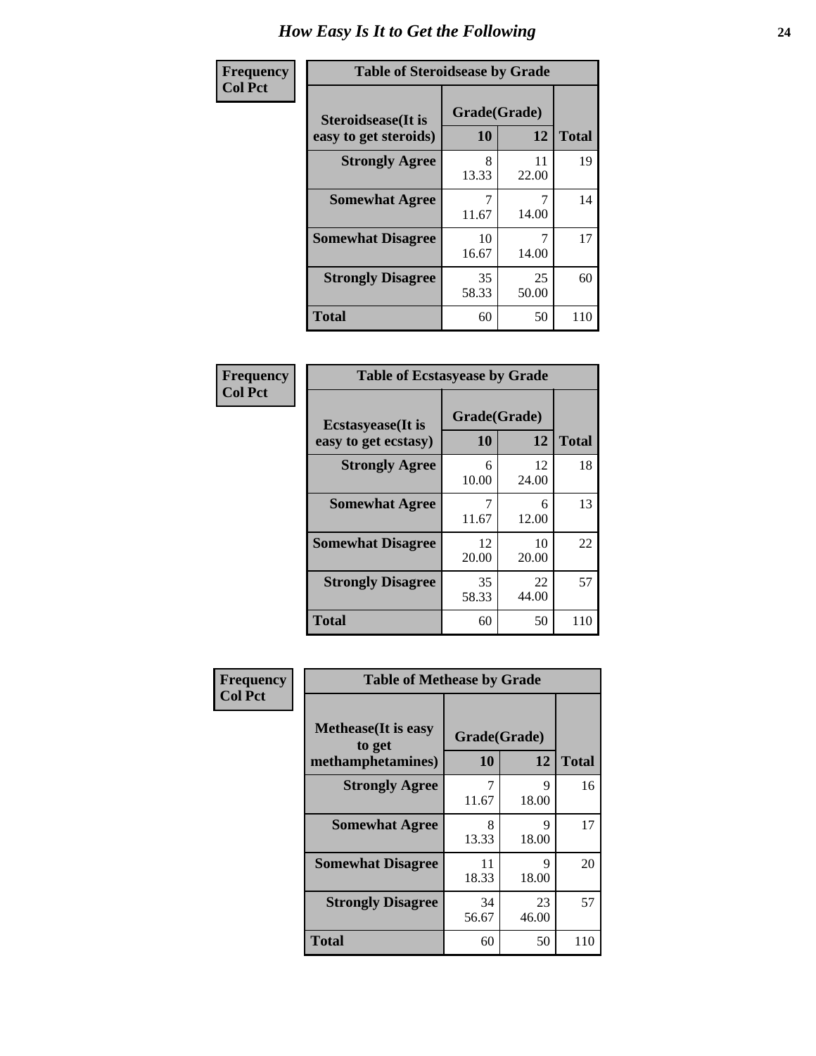# How Easy Is It to Get the Following

**Frequency**
**Col Pct**

**Table of Steroidsease by Grade**

| Steroidsease(It is easy to get steroids) | Grade(Grade) | | Total |
|---|---|---|---|
| | 10 | 12 | |
| **Strongly Agree** | 8<br>13.33 | 11<br>22.00 | 19 |
| **Somewhat Agree** | 7<br>11.67 | 7<br>14.00 | 14 |
| **Somewhat Disagree** | 10<br>16.67 | 7<br>14.00 | 17 |
| **Strongly Disagree** | 35<br>58.33 | 25<br>50.00 | 60 |
| **Total** | 60 | 50 | 110 |

**Frequency**
**Col Pct**

**Table of Ecstasyease by Grade**

| Ecstasyease(It is easy to get ecstasy) | Grade(Grade) | | Total |
|---|---|---|---|
| | 10 | 12 | |
| **Strongly Agree** | 6<br>10.00 | 12<br>24.00 | 18 |
| **Somewhat Agree** | 7<br>11.67 | 6<br>12.00 | 13 |
| **Somewhat Disagree** | 12<br>20.00 | 10<br>20.00 | 22 |
| **Strongly Disagree** | 35<br>58.33 | 22<br>44.00 | 57 |
| **Total** | 60 | 50 | 110 |

**Frequency**
**Col Pct**

**Table of Methease by Grade**

| Methease(It is easy to get methamphetamines) | Grade(Grade) | | Total |
|---|---|---|---|
| | 10 | 12 | |
| **Strongly Agree** | 7<br>11.67 | 9<br>18.00 | 16 |
| **Somewhat Agree** | 8<br>13.33 | 9<br>18.00 | 17 |
| **Somewhat Disagree** | 11<br>18.33 | 9<br>18.00 | 20 |
| **Strongly Disagree** | 34<br>56.67 | 23<br>46.00 | 57 |
| **Total** | 60 | 50 | 110 |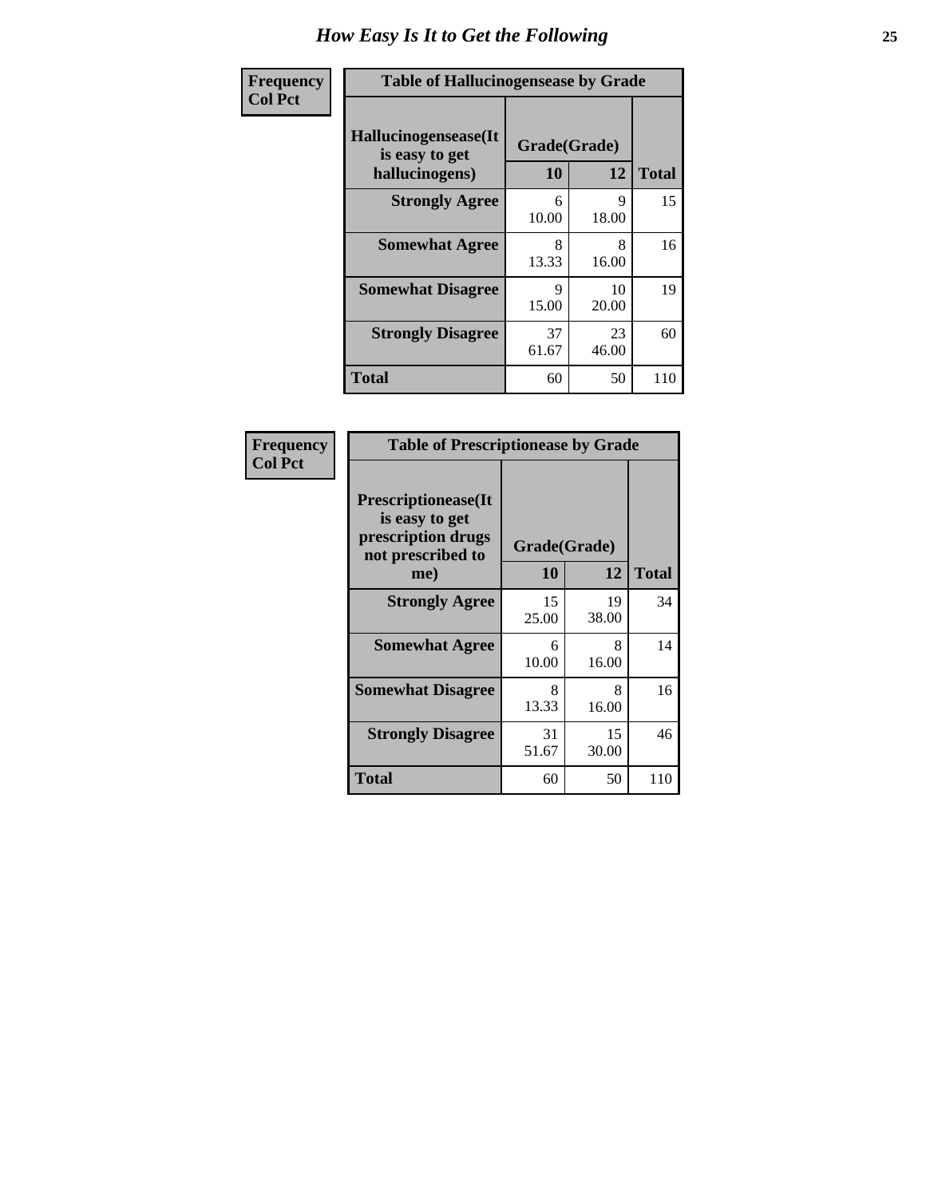# How Easy Is It to Get the Following

**Frequency**
**Col Pct**

**Table of Hallucinogensease by Grade**

| Hallucinogensease(It is easy to get hallucinogens) | Grade(Grade) 10 | 12 | Total |
|---|---|---|---|
| **Strongly Agree** | 6<br>10.00 | 9<br>18.00 | 15 |
| **Somewhat Agree** | 8<br>13.33 | 8<br>16.00 | 16 |
| **Somewhat Disagree** | 9<br>15.00 | 10<br>20.00 | 19 |
| **Strongly Disagree** | 37<br>61.67 | 23<br>46.00 | 60 |
| **Total** | 60 | 50 | 110 |

**Frequency**
**Col Pct**

**Table of Prescriptionease by Grade**

| Prescriptionease(It is easy to get prescription drugs not prescribed to me) | Grade(Grade) 10 | 12 | Total |
|---|---|---|---|
| **Strongly Agree** | 15<br>25.00 | 19<br>38.00 | 34 |
| **Somewhat Agree** | 6<br>10.00 | 8<br>16.00 | 14 |
| **Somewhat Disagree** | 8<br>13.33 | 8<br>16.00 | 16 |
| **Strongly Disagree** | 31<br>51.67 | 15<br>30.00 | 46 |
| **Total** | 60 | 50 | 110 |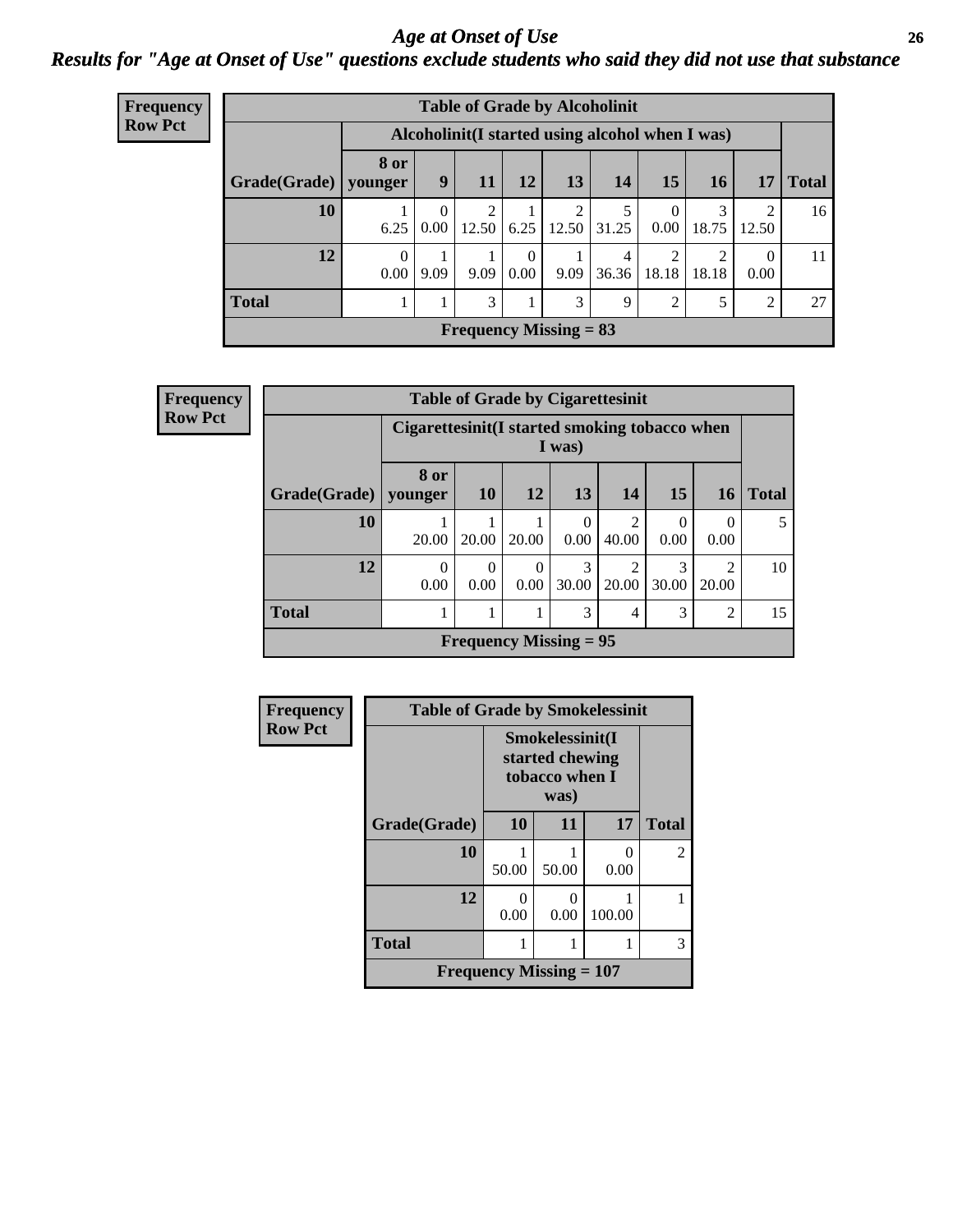# Age at Onset of Use

## Results for "Age at Onset of Use" questions exclude students who said they did not use that substance

**Frequency**
**Row Pct**

**Table of Grade by Alcoholinit**

| Grade(Grade) | Alcoholinit(I started using alcohol when I was) | | | | | | | | | Total |
|---|---|---|---|---|---|---|---|---|---|---|
| | 8 or younger | 9 | 11 | 12 | 13 | 14 | 15 | 16 | 17 | |
| **10** | 1<br>6.25 | 0<br>0.00 | 2<br>12.50 | 1<br>6.25 | 2<br>12.50 | 5<br>31.25 | 0<br>0.00 | 3<br>18.75 | 2<br>12.50 | 16 |
| **12** | 0<br>0.00 | 1<br>9.09 | 1<br>9.09 | 0<br>0.00 | 1<br>9.09 | 4<br>36.36 | 2<br>18.18 | 2<br>18.18 | 0<br>0.00 | 11 |
| **Total** | 1 | 1 | 3 | 1 | 3 | 9 | 2 | 5 | 2 | 27 |

**Frequency Missing = 83**

**Frequency**
**Row Pct**

**Table of Grade by Cigarettesinit**

| Grade(Grade) | Cigarettesinit(I started smoking tobacco when I was) | | | | | | | Total |
|---|---|---|---|---|---|---|---|---|
| | 8 or younger | 10 | 12 | 13 | 14 | 15 | 16 | |
| **10** | 1<br>20.00 | 1<br>20.00 | 1<br>20.00 | 0<br>0.00 | 2<br>40.00 | 0<br>0.00 | 0<br>0.00 | 5 |
| **12** | 0<br>0.00 | 0<br>0.00 | 0<br>0.00 | 3<br>30.00 | 2<br>20.00 | 3<br>30.00 | 2<br>20.00 | 10 |
| **Total** | 1 | 1 | 1 | 3 | 4 | 3 | 2 | 15 |

**Frequency Missing = 95**

**Frequency**
**Row Pct**

**Table of Grade by Smokelessinit**

| Grade(Grade) | Smokelessinit(I started chewing tobacco when I was) | | | Total |
|---|---|---|---|---|
| | 10 | 11 | 17 | |
| **10** | 1<br>50.00 | 1<br>50.00 | 0<br>0.00 | 2 |
| **12** | 0<br>0.00 | 0<br>0.00 | 1<br>100.00 | 1 |
| **Total** | 1 | 1 | 1 | 3 |

**Frequency Missing = 107**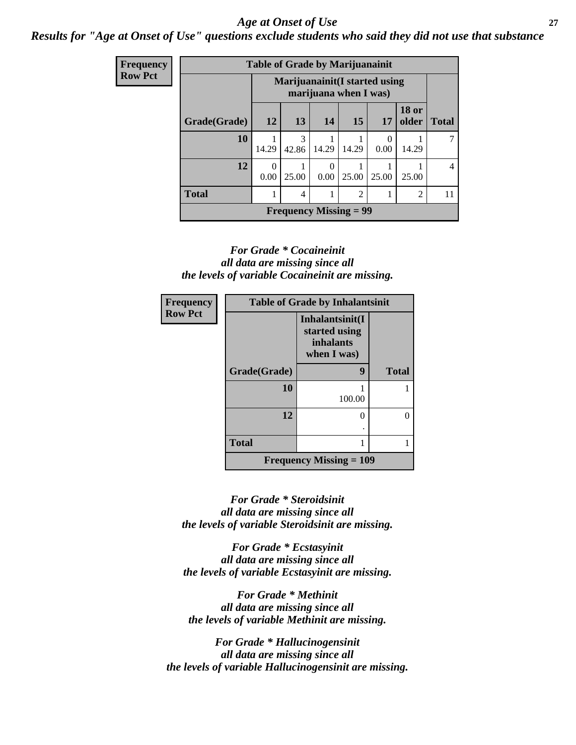## *Age at Onset of Use*

***Results for "Age at Onset of Use" questions exclude students who said they did not use that substance***

**Frequency**
**Row Pct**

**Table of Grade by Marijuanainit**

| Grade(Grade) | Marijuanainit(I started using marijuana when I was) 12 | 13 | 14 | 15 | 17 | 18 or older | Total |
|---|---|---|---|---|---|---|---|
| 10 | 1<br>14.29 | 3<br>42.86 | 1<br>14.29 | 1<br>14.29 | 0<br>0.00 | 1<br>14.29 | 7 |
| 12 | 0<br>0.00 | 1<br>25.00 | 0<br>0.00 | 1<br>25.00 | 1<br>25.00 | 1<br>25.00 | 4 |
| Total | 1 | 4 | 1 | 2 | 1 | 2 | 11 |

**Frequency Missing = 99**

***For Grade * Cocaineinit all data are missing since all the levels of variable Cocaineinit are missing.***

**Frequency**
**Row Pct**

**Table of Grade by Inhalantsinit**

| Grade(Grade) | Inhalantsinit(I started using inhalants when I was) 9 | Total |
|---|---|---|
| 10 | 1<br>100.00 | 1 |
| 12 | 0<br>. | 0 |
| Total | 1 | 1 |

**Frequency Missing = 109**

***For Grade * Steroidsinit all data are missing since all the levels of variable Steroidsinit are missing.***

***For Grade * Ecstasyinit all data are missing since all the levels of variable Ecstasyinit are missing.***

***For Grade * Methinit all data are missing since all the levels of variable Methinit are missing.***

***For Grade * Hallucinogensinit all data are missing since all the levels of variable Hallucinogensinit are missing.***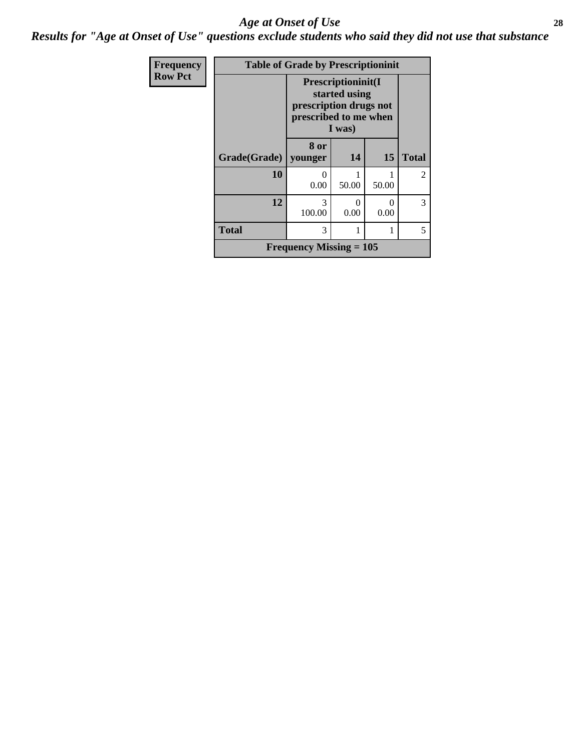# *Age at Onset of Use*

***Results for "Age at Onset of Use" questions exclude students who said they did not use that substance***

| Frequency<br>Row Pct | | | | |
|---|---|---|---|---|

**Table of Grade by Prescriptioninit**

| | Prescriptioninit(I started using prescription drugs not prescribed to me when I was) | | | |
|---|---|---|---|---|
| Grade(Grade) | 8 or younger | 14 | 15 | Total |
| 10 | 0<br>0.00 | 1<br>50.00 | 1<br>50.00 | 2 |
| 12 | 3<br>100.00 | 0<br>0.00 | 0<br>0.00 | 3 |
| Total | 3 | 1 | 1 | 5 |
| Frequency Missing = 105 | | | | |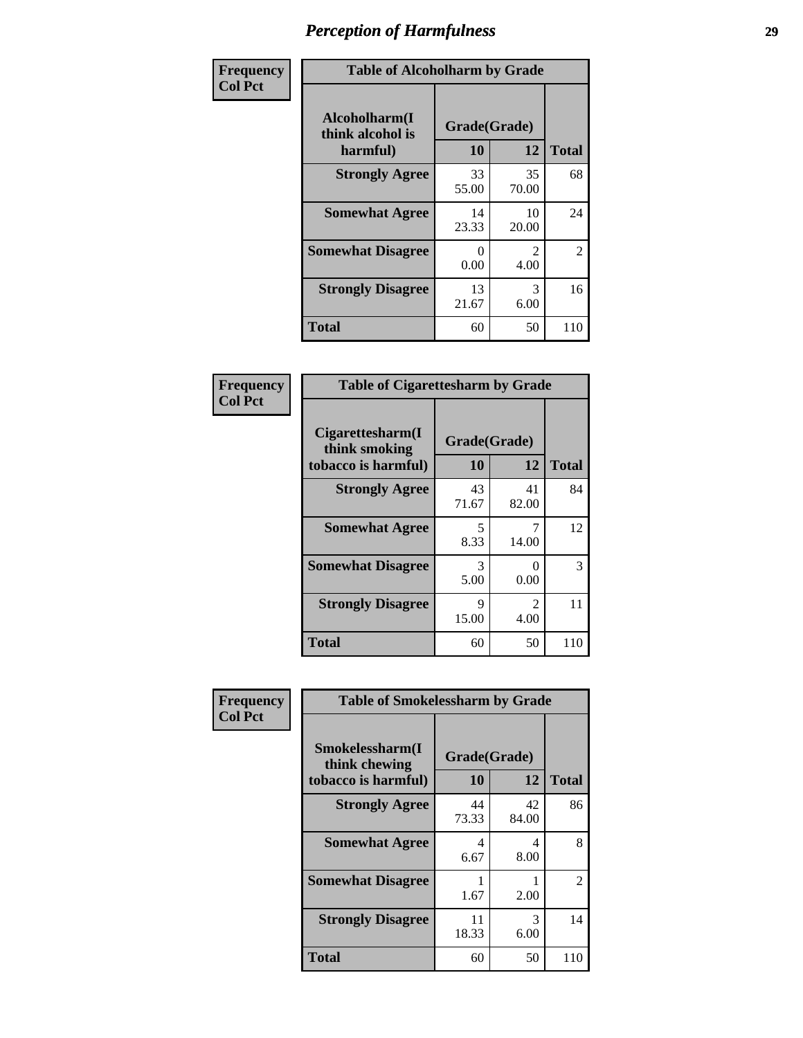## Perception of Harmfulness

**Frequency**
**Col Pct**

**Table of Alcoholharm by Grade**

| Alcoholharm(I think alcohol is harmful) | Grade(Grade) | | Total |
|---|---|---|---|
| | 10 | 12 | |
| **Strongly Agree** | 33<br>55.00 | 35<br>70.00 | 68 |
| **Somewhat Agree** | 14<br>23.33 | 10<br>20.00 | 24 |
| **Somewhat Disagree** | 0<br>0.00 | 2<br>4.00 | 2 |
| **Strongly Disagree** | 13<br>21.67 | 3<br>6.00 | 16 |
| **Total** | 60 | 50 | 110 |

**Frequency**
**Col Pct**

**Table of Cigarettesharm by Grade**

| Cigarettesharm(I think smoking tobacco is harmful) | Grade(Grade) | | Total |
|---|---|---|---|
| | 10 | 12 | |
| **Strongly Agree** | 43<br>71.67 | 41<br>82.00 | 84 |
| **Somewhat Agree** | 5<br>8.33 | 7<br>14.00 | 12 |
| **Somewhat Disagree** | 3<br>5.00 | 0<br>0.00 | 3 |
| **Strongly Disagree** | 9<br>15.00 | 2<br>4.00 | 11 |
| **Total** | 60 | 50 | 110 |

**Frequency**
**Col Pct**

**Table of Smokelessharm by Grade**

| Smokelessharm(I think chewing tobacco is harmful) | Grade(Grade) | | Total |
|---|---|---|---|
| | 10 | 12 | |
| **Strongly Agree** | 44<br>73.33 | 42<br>84.00 | 86 |
| **Somewhat Agree** | 4<br>6.67 | 4<br>8.00 | 8 |
| **Somewhat Disagree** | 1<br>1.67 | 1<br>2.00 | 2 |
| **Strongly Disagree** | 11<br>18.33 | 3<br>6.00 | 14 |
| **Total** | 60 | 50 | 110 |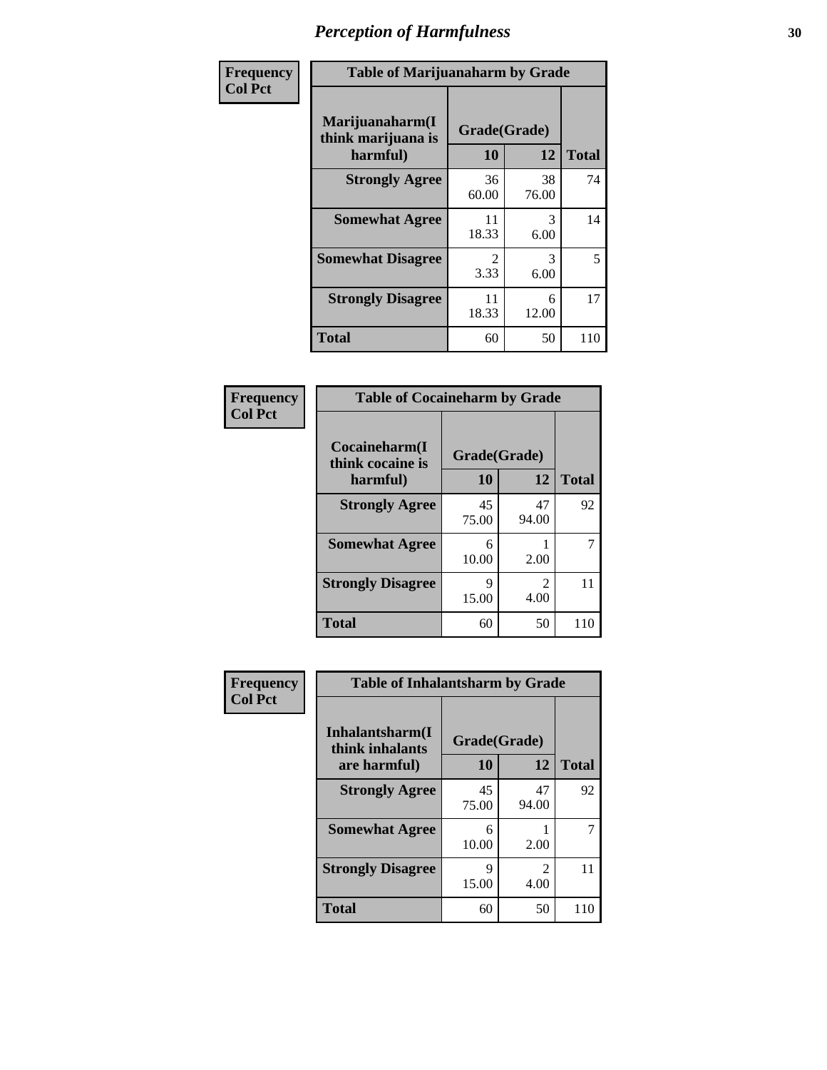# Perception of Harmfulness

**Frequency**
**Col Pct**

**Table of Marijuanaharm by Grade**

| Marijuanaharm(I think marijuana is harmful) | Grade(Grade) | | Total |
|---|---|---|---|
| | 10 | 12 | |
| **Strongly Agree** | 36<br>60.00 | 38<br>76.00 | 74 |
| **Somewhat Agree** | 11<br>18.33 | 3<br>6.00 | 14 |
| **Somewhat Disagree** | 2<br>3.33 | 3<br>6.00 | 5 |
| **Strongly Disagree** | 11<br>18.33 | 6<br>12.00 | 17 |
| **Total** | 60 | 50 | 110 |

**Frequency**
**Col Pct**

**Table of Cocaineharm by Grade**

| Cocaineharm(I think cocaine is harmful) | Grade(Grade) | | Total |
|---|---|---|---|
| | 10 | 12 | |
| **Strongly Agree** | 45<br>75.00 | 47<br>94.00 | 92 |
| **Somewhat Agree** | 6<br>10.00 | 1<br>2.00 | 7 |
| **Strongly Disagree** | 9<br>15.00 | 2<br>4.00 | 11 |
| **Total** | 60 | 50 | 110 |

**Frequency**
**Col Pct**

**Table of Inhalantsharm by Grade**

| Inhalantsharm(I think inhalants are harmful) | Grade(Grade) | | Total |
|---|---|---|---|
| | 10 | 12 | |
| **Strongly Agree** | 45<br>75.00 | 47<br>94.00 | 92 |
| **Somewhat Agree** | 6<br>10.00 | 1<br>2.00 | 7 |
| **Strongly Disagree** | 9<br>15.00 | 2<br>4.00 | 11 |
| **Total** | 60 | 50 | 110 |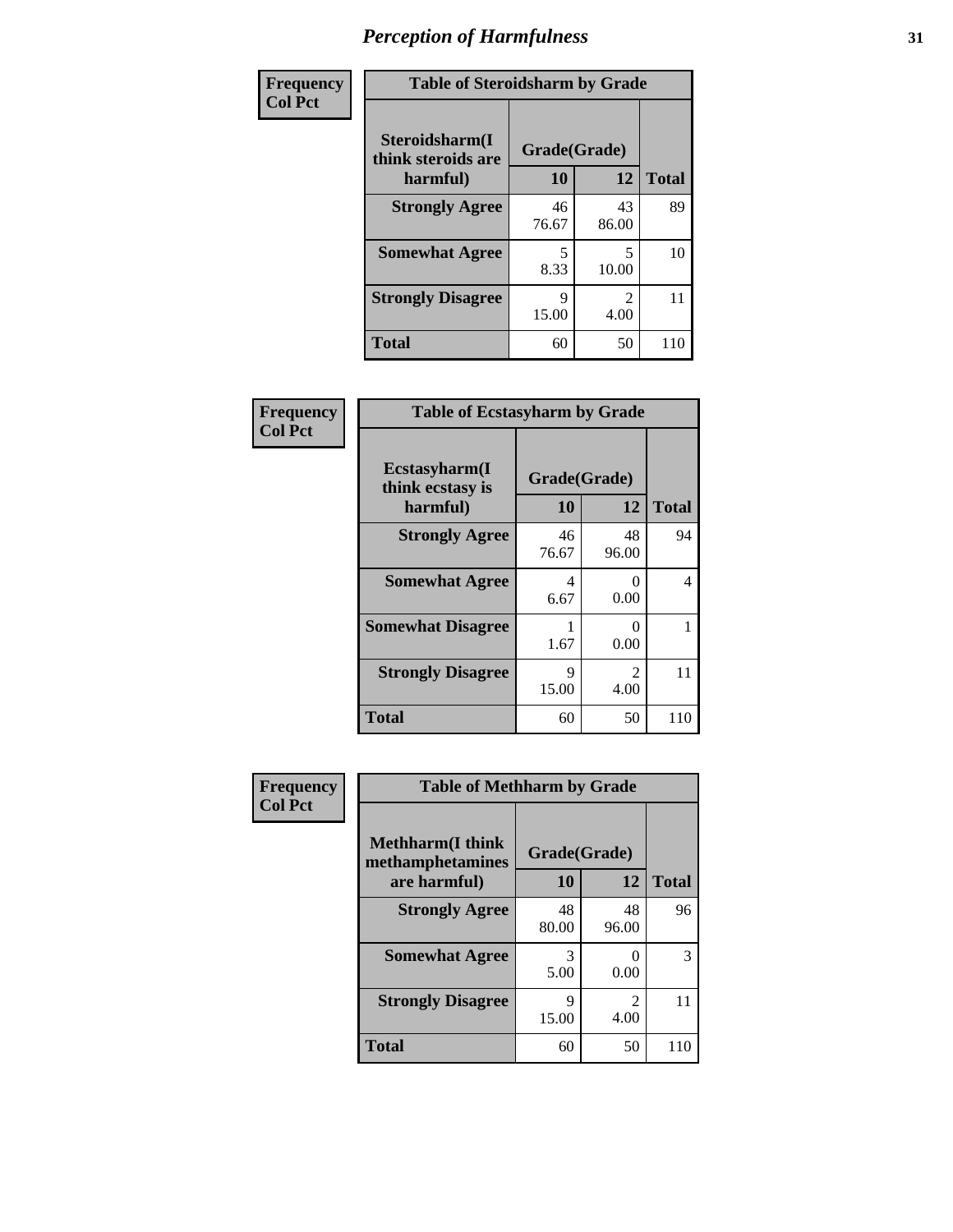# Perception of Harmfulness

**Frequency**
**Col Pct**

| Table of Steroidsharm by Grade | | | |
|---|---|---|---|
| Steroidsharm(I think steroids are harmful) | Grade(Grade) | | Total |
| | 10 | 12 | |
| **Strongly Agree** | 46<br>76.67 | 43<br>86.00 | 89 |
| **Somewhat Agree** | 5<br>8.33 | 5<br>10.00 | 10 |
| **Strongly Disagree** | 9<br>15.00 | 2<br>4.00 | 11 |
| **Total** | 60 | 50 | 110 |

**Frequency**
**Col Pct**

| Table of Ecstasyharm by Grade | | | |
|---|---|---|---|
| Ecstasyharm(I think ecstasy is harmful) | Grade(Grade) | | Total |
| | 10 | 12 | |
| **Strongly Agree** | 46<br>76.67 | 48<br>96.00 | 94 |
| **Somewhat Agree** | 4<br>6.67 | 0<br>0.00 | 4 |
| **Somewhat Disagree** | 1<br>1.67 | 0<br>0.00 | 1 |
| **Strongly Disagree** | 9<br>15.00 | 2<br>4.00 | 11 |
| **Total** | 60 | 50 | 110 |

**Frequency**
**Col Pct**

| Table of Methharm by Grade | | | |
|---|---|---|---|
| Methharm(I think methamphetamines are harmful) | Grade(Grade) | | Total |
| | 10 | 12 | |
| **Strongly Agree** | 48<br>80.00 | 48<br>96.00 | 96 |
| **Somewhat Agree** | 3<br>5.00 | 0<br>0.00 | 3 |
| **Strongly Disagree** | 9<br>15.00 | 2<br>4.00 | 11 |
| **Total** | 60 | 50 | 110 |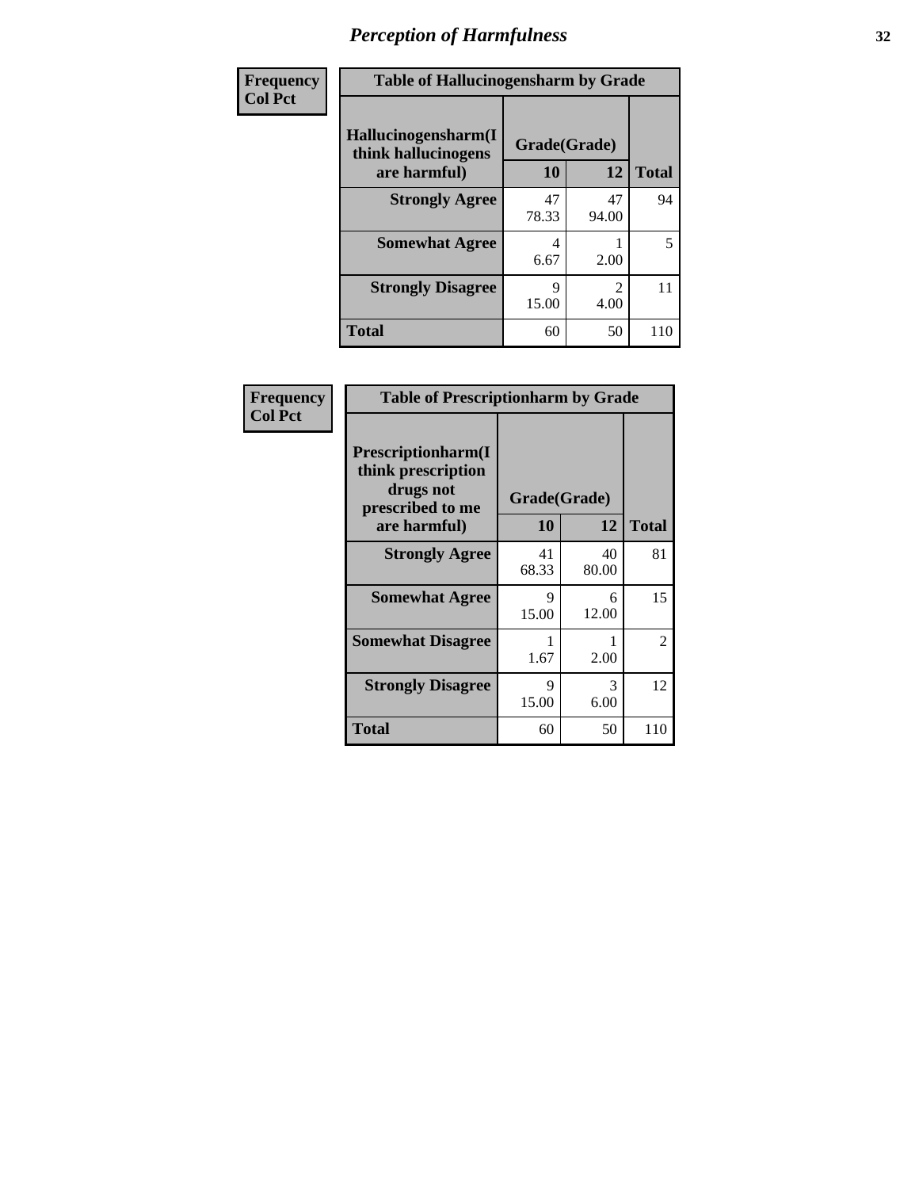# Perception of Harmfulness

| Frequency Col Pct | Table of Hallucinogensharm by Grade | | |
|---|---|---|---|
| **Hallucinogensharm(I think hallucinogens are harmful)** | **Grade(Grade)** 10 | 12 | **Total** |
| **Strongly Agree** | 47 78.33 | 47 94.00 | 94 |
| **Somewhat Agree** | 4 6.67 | 1 2.00 | 5 |
| **Strongly Disagree** | 9 15.00 | 2 4.00 | 11 |
| **Total** | 60 | 50 | 110 |

| Frequency Col Pct | Table of Prescriptionharm by Grade | | |
|---|---|---|---|
| **Prescriptionharm(I think prescription drugs not prescribed to me are harmful)** | **Grade(Grade)** 10 | 12 | **Total** |
| **Strongly Agree** | 41 68.33 | 40 80.00 | 81 |
| **Somewhat Agree** | 9 15.00 | 6 12.00 | 15 |
| **Somewhat Disagree** | 1 1.67 | 1 2.00 | 2 |
| **Strongly Disagree** | 9 15.00 | 3 6.00 | 12 |
| **Total** | 60 | 50 | 110 |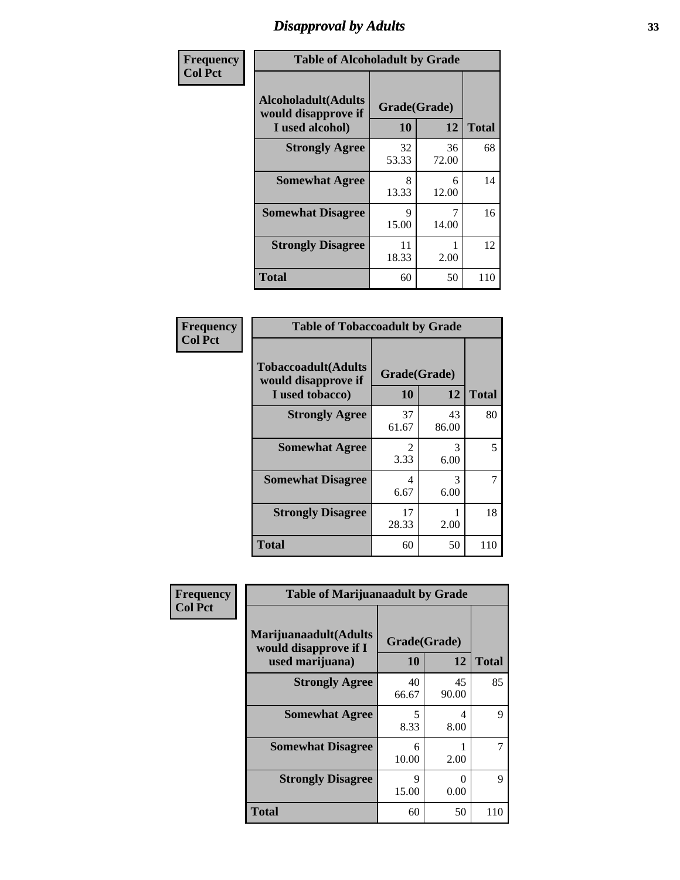# Disapproval by Adults

| Frequency Col Pct | Table of Alcoholadult by Grade | | |
|---|---|---|---|
| Alcoholadult(Adults would disapprove if I used alcohol) | Grade(Grade) | | |
| | 10 | 12 | Total |
| Strongly Agree | 32<br>53.33 | 36<br>72.00 | 68 |
| Somewhat Agree | 8<br>13.33 | 6<br>12.00 | 14 |
| Somewhat Disagree | 9<br>15.00 | 7<br>14.00 | 16 |
| Strongly Disagree | 11<br>18.33 | 1<br>2.00 | 12 |
| Total | 60 | 50 | 110 |

| Frequency Col Pct | Table of Tobaccoadult by Grade | | |
|---|---|---|---|
| Tobaccoadult(Adults would disapprove if I used tobacco) | Grade(Grade) | | |
| | 10 | 12 | Total |
| Strongly Agree | 37<br>61.67 | 43<br>86.00 | 80 |
| Somewhat Agree | 2<br>3.33 | 3<br>6.00 | 5 |
| Somewhat Disagree | 4<br>6.67 | 3<br>6.00 | 7 |
| Strongly Disagree | 17<br>28.33 | 1<br>2.00 | 18 |
| Total | 60 | 50 | 110 |

| Frequency Col Pct | Table of Marijuanaadult by Grade | | |
|---|---|---|---|
| Marijuanaadult(Adults would disapprove if I used marijuana) | Grade(Grade) | | |
| | 10 | 12 | Total |
| Strongly Agree | 40<br>66.67 | 45<br>90.00 | 85 |
| Somewhat Agree | 5<br>8.33 | 4<br>8.00 | 9 |
| Somewhat Disagree | 6<br>10.00 | 1<br>2.00 | 7 |
| Strongly Disagree | 9<br>15.00 | 0<br>0.00 | 9 |
| Total | 60 | 50 | 110 |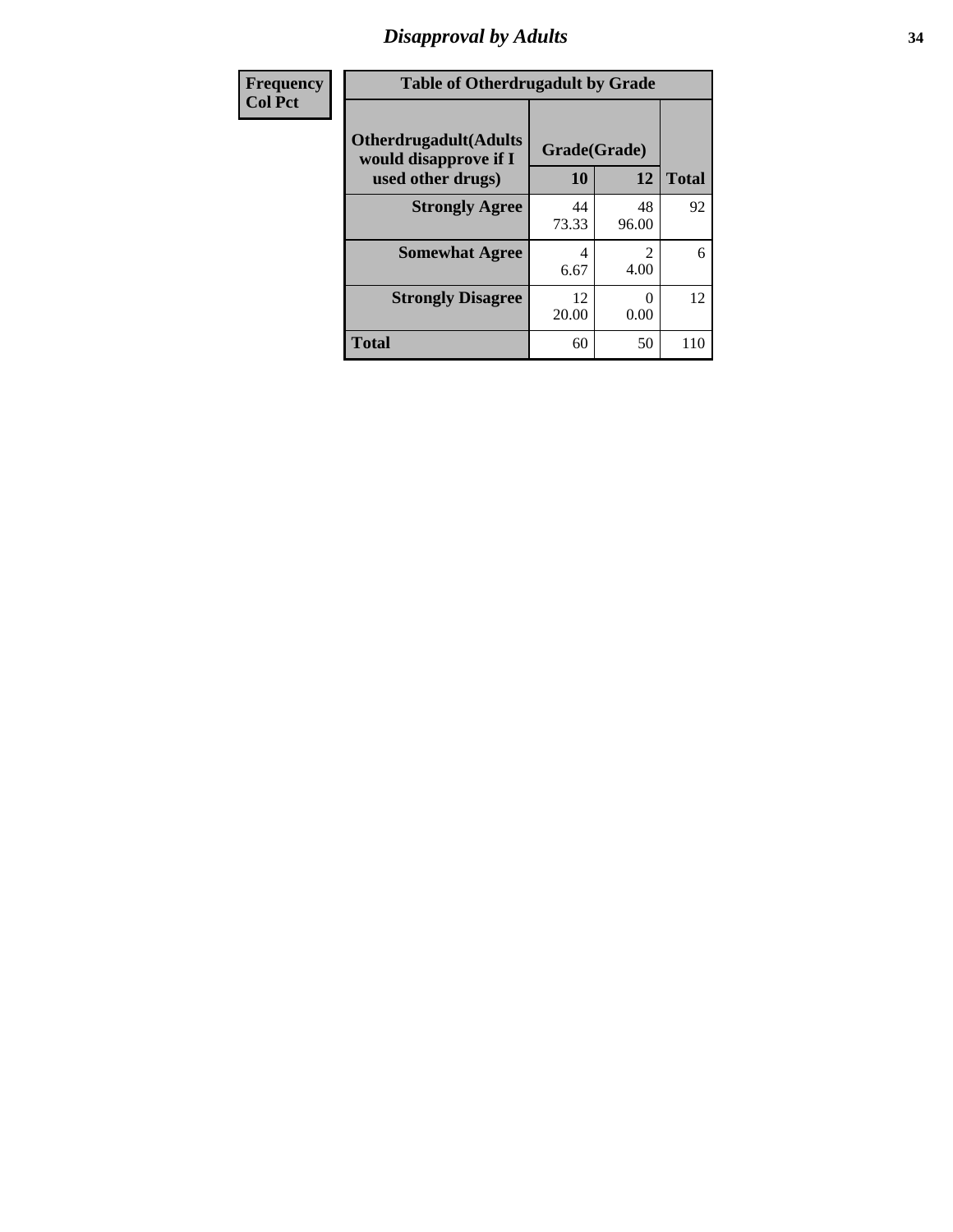# Disapproval by Adults

| Frequency<br>Col Pct | Table of Otherdrugadult by Grade | | | |
|---|---|---|---|---|
| | Otherdrugadult(Adults would disapprove if I used other drugs) | Grade(Grade) | | Total |
| | | 10 | 12 | |
| | Strongly Agree | 44<br>73.33 | 48<br>96.00 | 92 |
| | Somewhat Agree | 4<br>6.67 | 2<br>4.00 | 6 |
| | Strongly Disagree | 12<br>20.00 | 0<br>0.00 | 12 |
| | Total | 60 | 50 | 110 |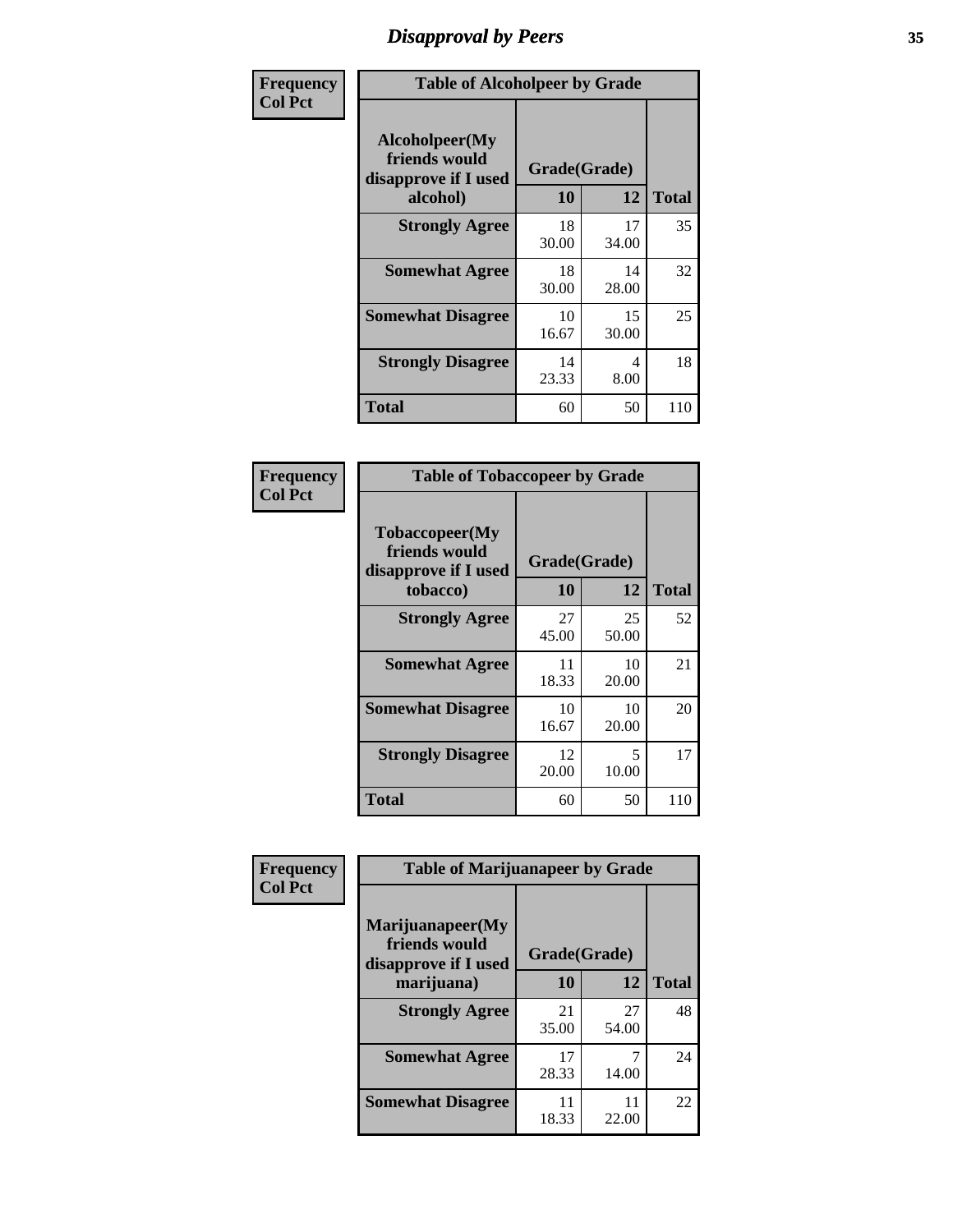# Disapproval by Peers

| Frequency<br>Col Pct | Table of Alcoholpeer by Grade | | |
|---|---|---|---|
| Alcoholpeer(My friends would disapprove if I used alcohol) | Grade(Grade) | | |
| | 10 | 12 | Total |
| Strongly Agree | 18<br>30.00 | 17<br>34.00 | 35 |
| Somewhat Agree | 18<br>30.00 | 14<br>28.00 | 32 |
| Somewhat Disagree | 10<br>16.67 | 15<br>30.00 | 25 |
| Strongly Disagree | 14<br>23.33 | 4<br>8.00 | 18 |
| Total | 60 | 50 | 110 |

| Frequency<br>Col Pct | Table of Tobaccopeer by Grade | | |
|---|---|---|---|
| Tobaccopeer(My friends would disapprove if I used tobacco) | Grade(Grade) | | |
| | 10 | 12 | Total |
| Strongly Agree | 27<br>45.00 | 25<br>50.00 | 52 |
| Somewhat Agree | 11<br>18.33 | 10<br>20.00 | 21 |
| Somewhat Disagree | 10<br>16.67 | 10<br>20.00 | 20 |
| Strongly Disagree | 12<br>20.00 | 5<br>10.00 | 17 |
| Total | 60 | 50 | 110 |

| Frequency<br>Col Pct | Table of Marijuanapeer by Grade | | |
|---|---|---|---|
| Marijuanapeer(My friends would disapprove if I used marijuana) | Grade(Grade) | | |
| | 10 | 12 | Total |
| Strongly Agree | 21<br>35.00 | 27<br>54.00 | 48 |
| Somewhat Agree | 17<br>28.33 | 7<br>14.00 | 24 |
| Somewhat Disagree | 11<br>18.33 | 11<br>22.00 | 22 |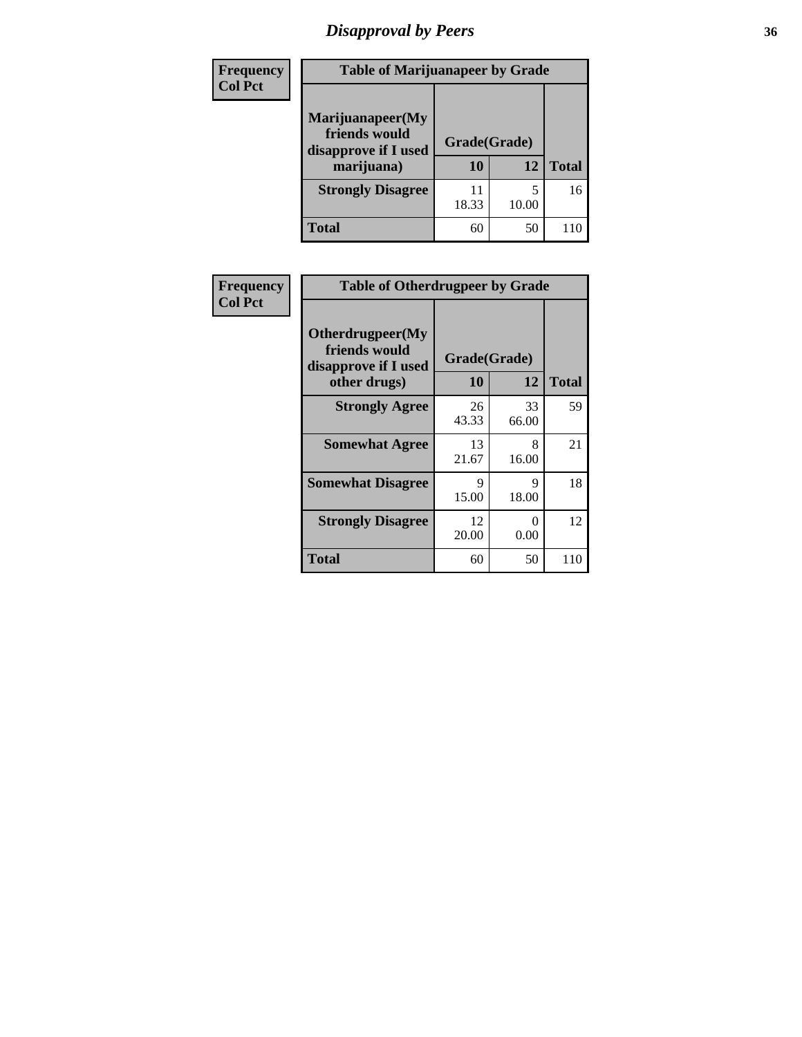# Disapproval by Peers

| Frequency Col Pct | Table of Marijuanapeer by Grade | | |
|---|---|---|---|
| Marijuanapeer(My friends would disapprove if I used marijuana) | Grade(Grade) | | |
| | 10 | 12 | Total |
| Strongly Disagree | 11<br>18.33 | 5<br>10.00 | 16 |
| Total | 60 | 50 | 110 |

| Frequency Col Pct | Table of Otherdrugpeer by Grade | | |
|---|---|---|---|
| Otherdrugpeer(My friends would disapprove if I used other drugs) | Grade(Grade) | | |
| | 10 | 12 | Total |
| Strongly Agree | 26<br>43.33 | 33<br>66.00 | 59 |
| Somewhat Agree | 13<br>21.67 | 8<br>16.00 | 21 |
| Somewhat Disagree | 9<br>15.00 | 9<br>18.00 | 18 |
| Strongly Disagree | 12<br>20.00 | 0<br>0.00 | 12 |
| Total | 60 | 50 | 110 |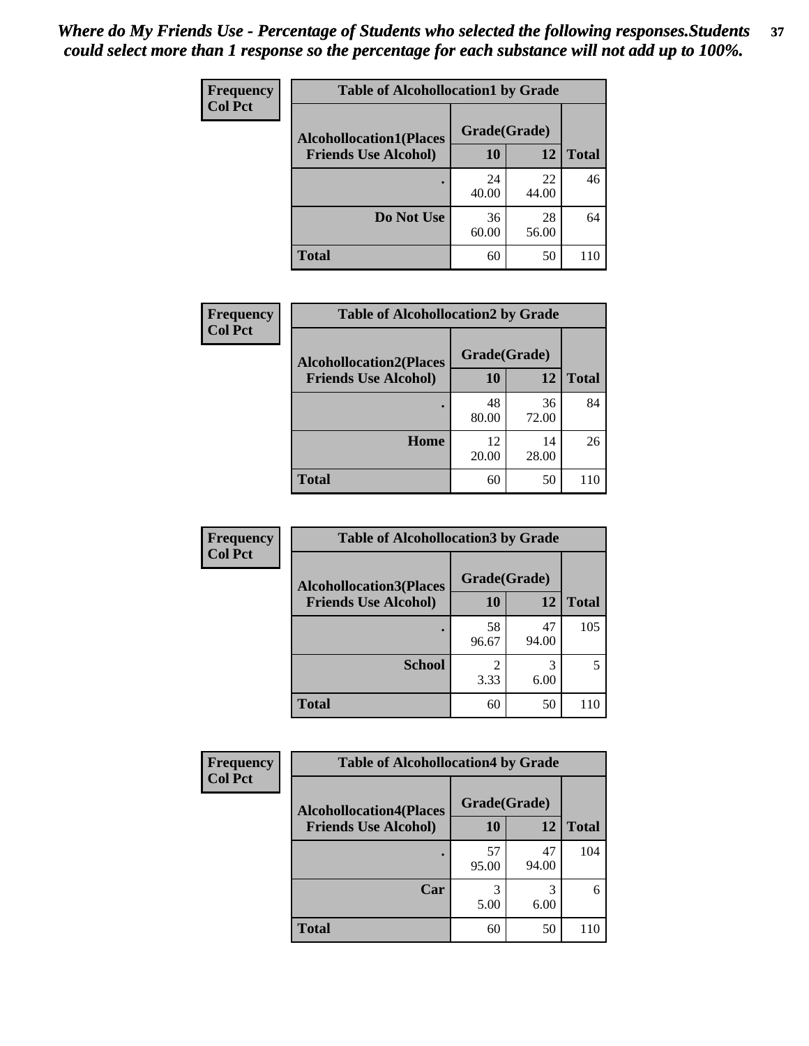*Where do My Friends Use - Percentage of Students who selected the following responses.Students could select more than 1 response so the percentage for each substance will not add up to 100%.*

**Frequency**
**Col Pct**

| Table of Alcohollocation1 by Grade | | | |
|---|---|---|---|
| **Alcohollocation1(Places Friends Use Alcohol)** | **Grade(Grade)** | | |
| | **10** | **12** | **Total** |
| **.** | 24<br>40.00 | 22<br>44.00 | 46 |
| **Do Not Use** | 36<br>60.00 | 28<br>56.00 | 64 |
| **Total** | 60 | 50 | 110 |

**Frequency**
**Col Pct**

| Table of Alcohollocation2 by Grade | | | |
|---|---|---|---|
| **Alcohollocation2(Places Friends Use Alcohol)** | **Grade(Grade)** | | |
| | **10** | **12** | **Total** |
| **.** | 48<br>80.00 | 36<br>72.00 | 84 |
| **Home** | 12<br>20.00 | 14<br>28.00 | 26 |
| **Total** | 60 | 50 | 110 |

**Frequency**
**Col Pct**

| Table of Alcohollocation3 by Grade | | | |
|---|---|---|---|
| **Alcohollocation3(Places Friends Use Alcohol)** | **Grade(Grade)** | | |
| | **10** | **12** | **Total** |
| **.** | 58<br>96.67 | 47<br>94.00 | 105 |
| **School** | 2<br>3.33 | 3<br>6.00 | 5 |
| **Total** | 60 | 50 | 110 |

**Frequency**
**Col Pct**

| Table of Alcohollocation4 by Grade | | | |
|---|---|---|---|
| **Alcohollocation4(Places Friends Use Alcohol)** | **Grade(Grade)** | | |
| | **10** | **12** | **Total** |
| **.** | 57<br>95.00 | 47<br>94.00 | 104 |
| **Car** | 3<br>5.00 | 3<br>6.00 | 6 |
| **Total** | 60 | 50 | 110 |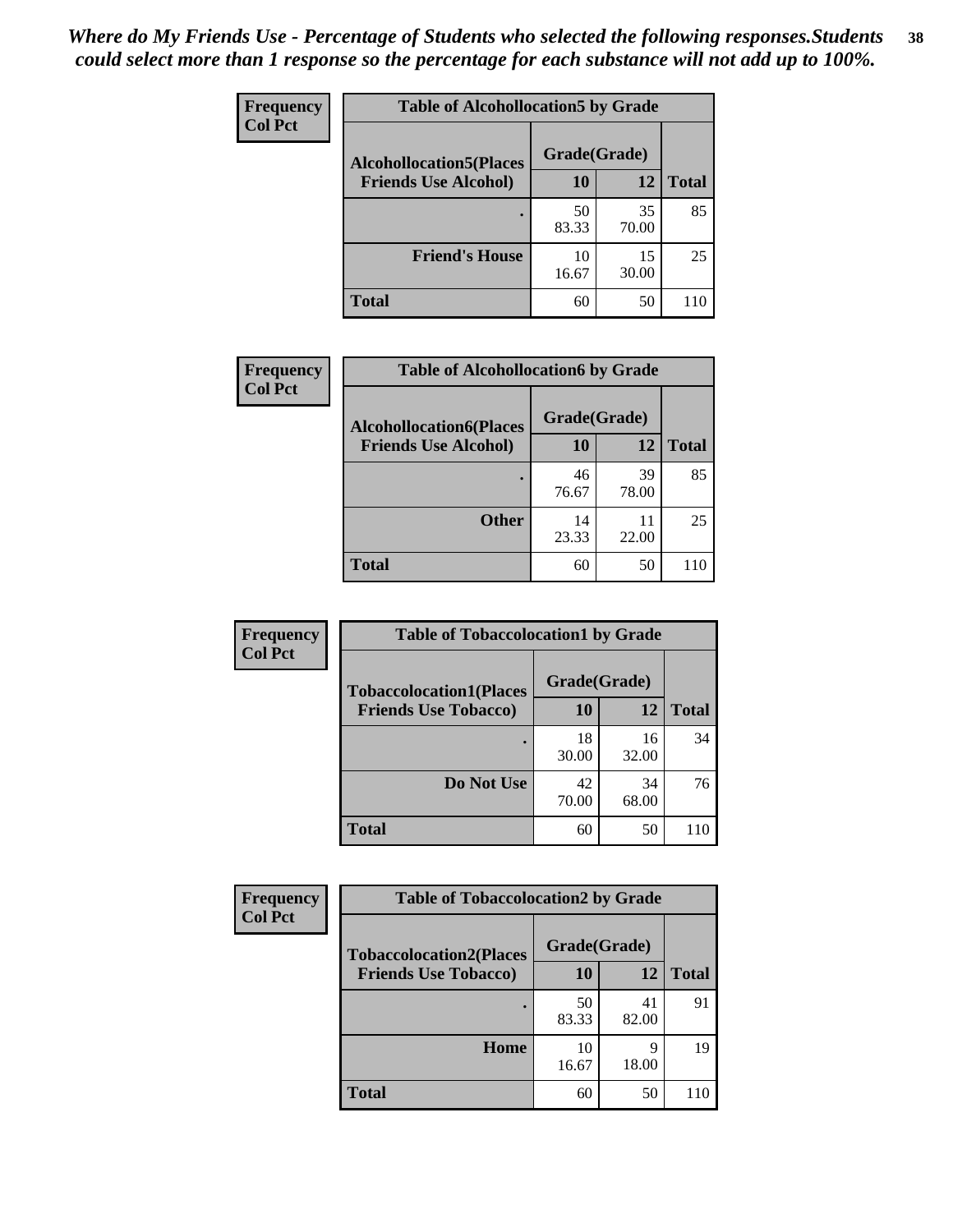*Where do My Friends Use - Percentage of Students who selected the following responses.Students could select more than 1 response so the percentage for each substance will not add up to 100%.*

**Frequency**
**Col Pct**

| Table of Alcohollocation5 by Grade | | | |
|---|---|---|---|
| **Alcohollocation5(Places Friends Use Alcohol)** | **Grade(Grade)** | | |
| | **10** | **12** | **Total** |
| **.** | 50<br>83.33 | 35<br>70.00 | 85 |
| **Friend's House** | 10<br>16.67 | 15<br>30.00 | 25 |
| **Total** | 60 | 50 | 110 |

**Frequency**
**Col Pct**

| Table of Alcohollocation6 by Grade | | | |
|---|---|---|---|
| **Alcohollocation6(Places Friends Use Alcohol)** | **Grade(Grade)** | | |
| | **10** | **12** | **Total** |
| **.** | 46<br>76.67 | 39<br>78.00 | 85 |
| **Other** | 14<br>23.33 | 11<br>22.00 | 25 |
| **Total** | 60 | 50 | 110 |

**Frequency**
**Col Pct**

| Table of Tobaccolocation1 by Grade | | | |
|---|---|---|---|
| **Tobaccolocation1(Places Friends Use Tobacco)** | **Grade(Grade)** | | |
| | **10** | **12** | **Total** |
| **.** | 18<br>30.00 | 16<br>32.00 | 34 |
| **Do Not Use** | 42<br>70.00 | 34<br>68.00 | 76 |
| **Total** | 60 | 50 | 110 |

**Frequency**
**Col Pct**

| Table of Tobaccolocation2 by Grade | | | |
|---|---|---|---|
| **Tobaccolocation2(Places Friends Use Tobacco)** | **Grade(Grade)** | | |
| | **10** | **12** | **Total** |
| **.** | 50<br>83.33 | 41<br>82.00 | 91 |
| **Home** | 10<br>16.67 | 9<br>18.00 | 19 |
| **Total** | 60 | 50 | 110 |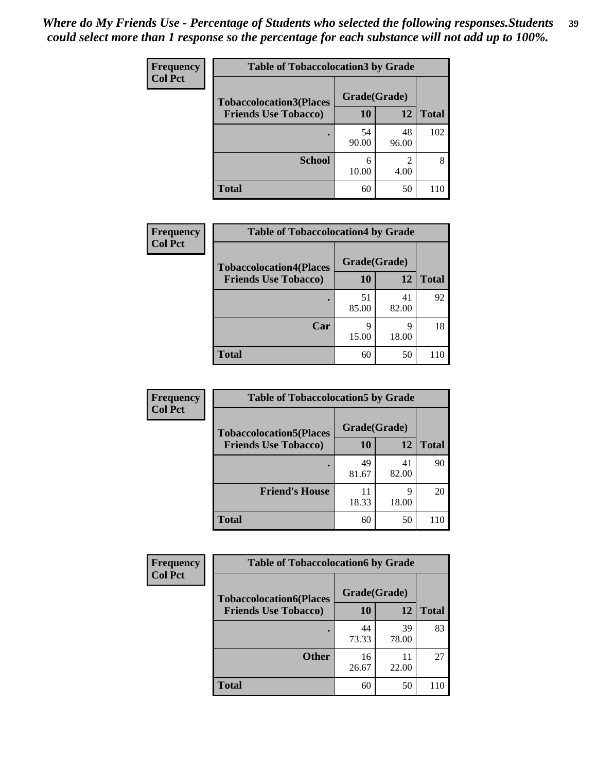*Where do My Friends Use - Percentage of Students who selected the following responses.Students could select more than 1 response so the percentage for each substance will not add up to 100%.*

**Frequency**
**Col Pct**

| Table of Tobaccolocation3 by Grade | | | |
|---|---|---|---|
| **Tobaccolocation3(Places Friends Use Tobacco)** | **Grade(Grade)** | | **Total** |
| | **10** | **12** | |
| **.** | 54<br>90.00 | 48<br>96.00 | 102 |
| **School** | 6<br>10.00 | 2<br>4.00 | 8 |
| **Total** | 60 | 50 | 110 |

**Frequency**
**Col Pct**

| Table of Tobaccolocation4 by Grade | | | |
|---|---|---|---|
| **Tobaccolocation4(Places Friends Use Tobacco)** | **Grade(Grade)** | | **Total** |
| | **10** | **12** | |
| **.** | 51<br>85.00 | 41<br>82.00 | 92 |
| **Car** | 9<br>15.00 | 9<br>18.00 | 18 |
| **Total** | 60 | 50 | 110 |

**Frequency**
**Col Pct**

| Table of Tobaccolocation5 by Grade | | | |
|---|---|---|---|
| **Tobaccolocation5(Places Friends Use Tobacco)** | **Grade(Grade)** | | **Total** |
| | **10** | **12** | |
| **.** | 49<br>81.67 | 41<br>82.00 | 90 |
| **Friend's House** | 11<br>18.33 | 9<br>18.00 | 20 |
| **Total** | 60 | 50 | 110 |

**Frequency**
**Col Pct**

| Table of Tobaccolocation6 by Grade | | | |
|---|---|---|---|
| **Tobaccolocation6(Places Friends Use Tobacco)** | **Grade(Grade)** | | **Total** |
| | **10** | **12** | |
| **.** | 44<br>73.33 | 39<br>78.00 | 83 |
| **Other** | 16<br>26.67 | 11<br>22.00 | 27 |
| **Total** | 60 | 50 | 110 |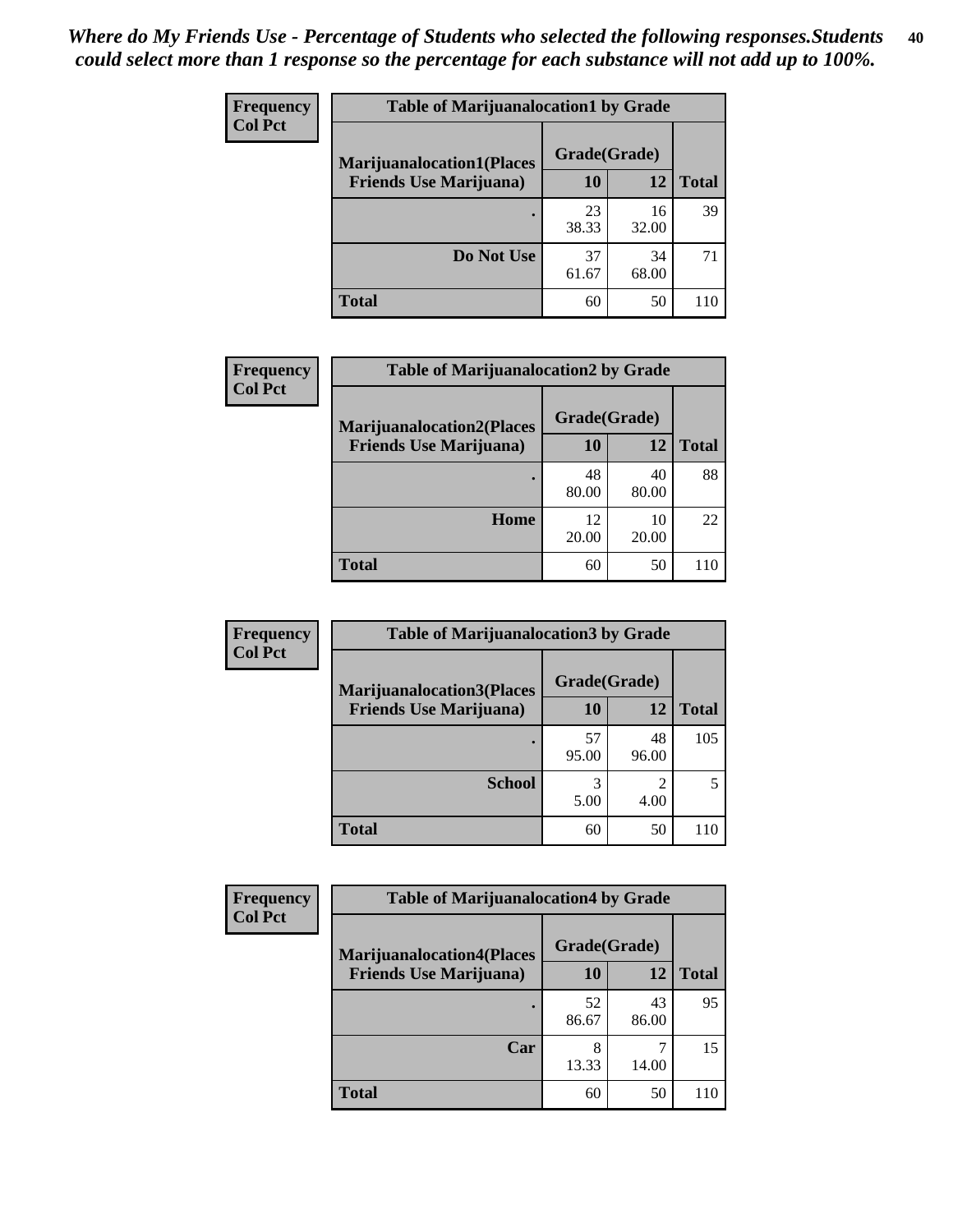*Where do My Friends Use - Percentage of Students who selected the following responses.Students could select more than 1 response so the percentage for each substance will not add up to 100%.*

| Frequency Col Pct | Table of Marijuanalocation1 by Grade | | |
|---|---|---|---|
| **Marijuanalocation1(Places Friends Use Marijuana)** | **Grade(Grade)** | | |
| | **10** | **12** | **Total** |
| **.** | 23<br>38.33 | 16<br>32.00 | 39 |
| **Do Not Use** | 37<br>61.67 | 34<br>68.00 | 71 |
| **Total** | 60 | 50 | 110 |

| Frequency Col Pct | Table of Marijuanalocation2 by Grade | | |
|---|---|---|---|
| **Marijuanalocation2(Places Friends Use Marijuana)** | **Grade(Grade)** | | |
| | **10** | **12** | **Total** |
| **.** | 48<br>80.00 | 40<br>80.00 | 88 |
| **Home** | 12<br>20.00 | 10<br>20.00 | 22 |
| **Total** | 60 | 50 | 110 |

| Frequency Col Pct | Table of Marijuanalocation3 by Grade | | |
|---|---|---|---|
| **Marijuanalocation3(Places Friends Use Marijuana)** | **Grade(Grade)** | | |
| | **10** | **12** | **Total** |
| **.** | 57<br>95.00 | 48<br>96.00 | 105 |
| **School** | 3<br>5.00 | 2<br>4.00 | 5 |
| **Total** | 60 | 50 | 110 |

| Frequency Col Pct | Table of Marijuanalocation4 by Grade | | |
|---|---|---|---|
| **Marijuanalocation4(Places Friends Use Marijuana)** | **Grade(Grade)** | | |
| | **10** | **12** | **Total** |
| **.** | 52<br>86.67 | 43<br>86.00 | 95 |
| **Car** | 8<br>13.33 | 7<br>14.00 | 15 |
| **Total** | 60 | 50 | 110 |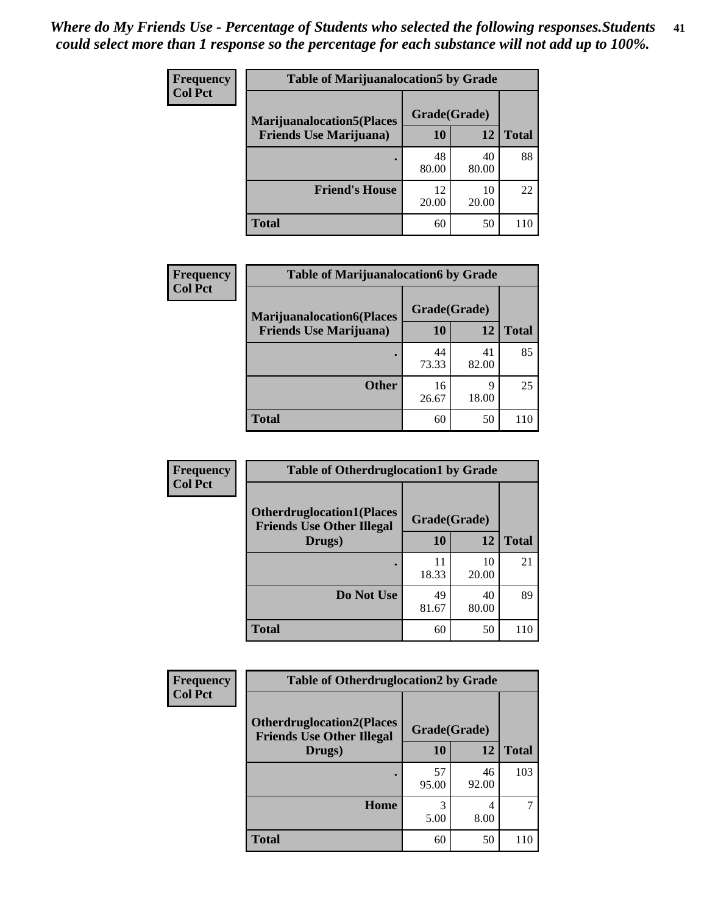*Where do My Friends Use - Percentage of Students who selected the following responses.Students could select more than 1 response so the percentage for each substance will not add up to 100%.*

**Frequency**
**Col Pct**

| Table of Marijuanalocation5 by Grade | | | |
|---|---|---|---|
| **Marijuanalocation5(Places Friends Use Marijuana)** | **Grade(Grade)** | | |
| | **10** | **12** | **Total** |
| **.** | 48<br>80.00 | 40<br>80.00 | 88 |
| **Friend's House** | 12<br>20.00 | 10<br>20.00 | 22 |
| **Total** | 60 | 50 | 110 |

**Frequency**
**Col Pct**

| Table of Marijuanalocation6 by Grade | | | |
|---|---|---|---|
| **Marijuanalocation6(Places Friends Use Marijuana)** | **Grade(Grade)** | | |
| | **10** | **12** | **Total** |
| **.** | 44<br>73.33 | 41<br>82.00 | 85 |
| **Other** | 16<br>26.67 | 9<br>18.00 | 25 |
| **Total** | 60 | 50 | 110 |

**Frequency**
**Col Pct**

| Table of Otherdruglocation1 by Grade | | | |
|---|---|---|---|
| **Otherdruglocation1(Places Friends Use Other Illegal Drugs)** | **Grade(Grade)** | | |
| | **10** | **12** | **Total** |
| **.** | 11<br>18.33 | 10<br>20.00 | 21 |
| **Do Not Use** | 49<br>81.67 | 40<br>80.00 | 89 |
| **Total** | 60 | 50 | 110 |

**Frequency**
**Col Pct**

| Table of Otherdruglocation2 by Grade | | | |
|---|---|---|---|
| **Otherdruglocation2(Places Friends Use Other Illegal Drugs)** | **Grade(Grade)** | | |
| | **10** | **12** | **Total** |
| **.** | 57<br>95.00 | 46<br>92.00 | 103 |
| **Home** | 3<br>5.00 | 4<br>8.00 | 7 |
| **Total** | 60 | 50 | 110 |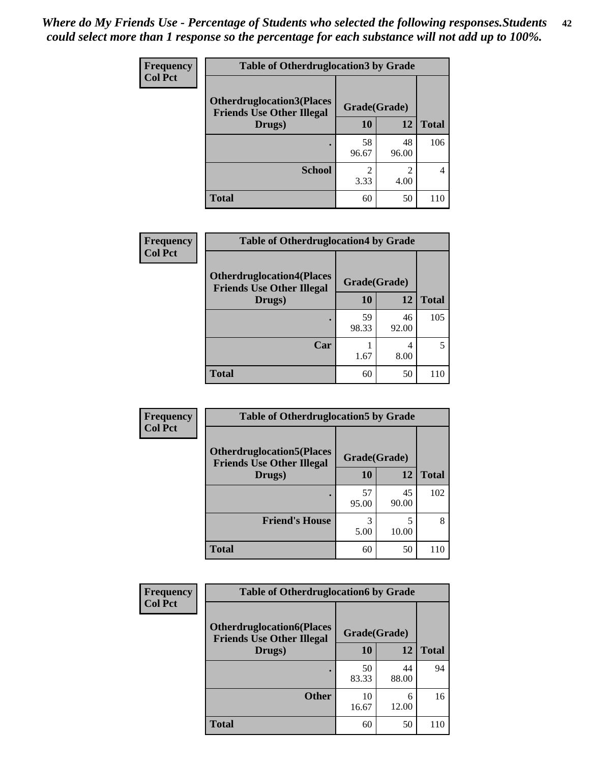*Where do My Friends Use - Percentage of Students who selected the following responses.Students could select more than 1 response so the percentage for each substance will not add up to 100%.*

**Frequency**
**Col Pct**

| Table of Otherdruglocation3 by Grade | | | |
|---|---|---|---|
| **Otherdruglocation3(Places Friends Use Other Illegal Drugs)** | **Grade(Grade)** | | **Total** |
| | **10** | **12** | |
| **.** | 58<br>96.67 | 48<br>96.00 | 106 |
| **School** | 2<br>3.33 | 2<br>4.00 | 4 |
| **Total** | 60 | 50 | 110 |

**Frequency**
**Col Pct**

| Table of Otherdruglocation4 by Grade | | | |
|---|---|---|---|
| **Otherdruglocation4(Places Friends Use Other Illegal Drugs)** | **Grade(Grade)** | | **Total** |
| | **10** | **12** | |
| **.** | 59<br>98.33 | 46<br>92.00 | 105 |
| **Car** | 1<br>1.67 | 4<br>8.00 | 5 |
| **Total** | 60 | 50 | 110 |

**Frequency**
**Col Pct**

| Table of Otherdruglocation5 by Grade | | | |
|---|---|---|---|
| **Otherdruglocation5(Places Friends Use Other Illegal Drugs)** | **Grade(Grade)** | | **Total** |
| | **10** | **12** | |
| **.** | 57<br>95.00 | 45<br>90.00 | 102 |
| **Friend's House** | 3<br>5.00 | 5<br>10.00 | 8 |
| **Total** | 60 | 50 | 110 |

**Frequency**
**Col Pct**

| Table of Otherdruglocation6 by Grade | | | |
|---|---|---|---|
| **Otherdruglocation6(Places Friends Use Other Illegal Drugs)** | **Grade(Grade)** | | **Total** |
| | **10** | **12** | |
| **.** | 50<br>83.33 | 44<br>88.00 | 94 |
| **Other** | 10<br>16.67 | 6<br>12.00 | 16 |
| **Total** | 60 | 50 | 110 |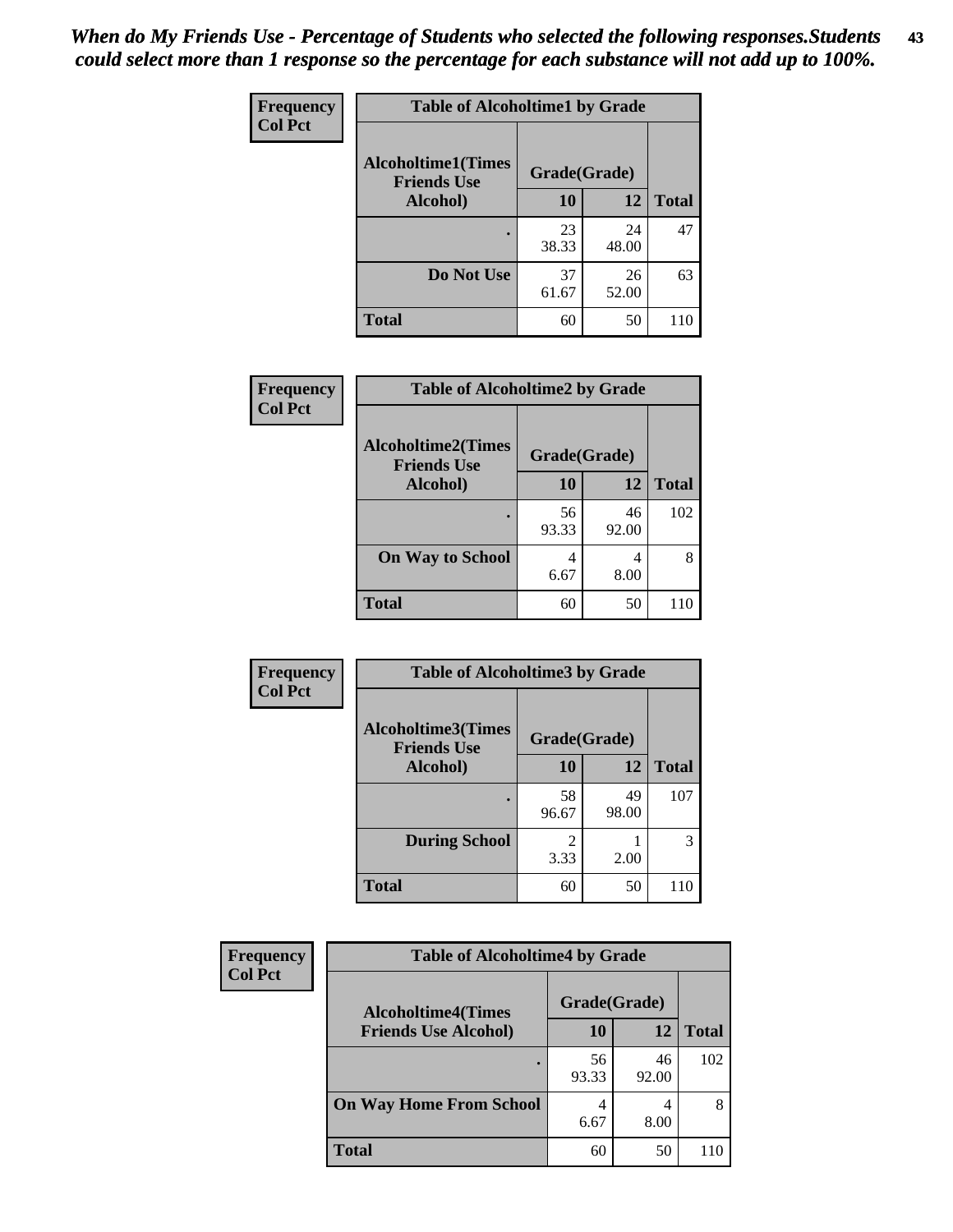*When do My Friends Use - Percentage of Students who selected the following responses.Students could select more than 1 response so the percentage for each substance will not add up to 100%.*

**Frequency**
**Col Pct**

| Table of Alcoholtime1 by Grade | | | |
|---|---|---|---|
| Alcoholtime1(Times Friends Use Alcohol) | Grade(Grade) | | |
| | 10 | 12 | Total |
| . | 23<br>38.33 | 24<br>48.00 | 47 |
| Do Not Use | 37<br>61.67 | 26<br>52.00 | 63 |
| Total | 60 | 50 | 110 |

**Frequency**
**Col Pct**

| Table of Alcoholtime2 by Grade | | | |
|---|---|---|---|
| Alcoholtime2(Times Friends Use Alcohol) | Grade(Grade) | | |
| | 10 | 12 | Total |
| . | 56<br>93.33 | 46<br>92.00 | 102 |
| On Way to School | 4<br>6.67 | 4<br>8.00 | 8 |
| Total | 60 | 50 | 110 |

**Frequency**
**Col Pct**

| Table of Alcoholtime3 by Grade | | | |
|---|---|---|---|
| Alcoholtime3(Times Friends Use Alcohol) | Grade(Grade) | | |
| | 10 | 12 | Total |
| . | 58<br>96.67 | 49<br>98.00 | 107 |
| During School | 2<br>3.33 | 1<br>2.00 | 3 |
| Total | 60 | 50 | 110 |

**Frequency**
**Col Pct**

| Table of Alcoholtime4 by Grade | | | |
|---|---|---|---|
| Alcoholtime4(Times Friends Use Alcohol) | Grade(Grade) | | |
| | 10 | 12 | Total |
| . | 56<br>93.33 | 46<br>92.00 | 102 |
| On Way Home From School | 4<br>6.67 | 4<br>8.00 | 8 |
| Total | 60 | 50 | 110 |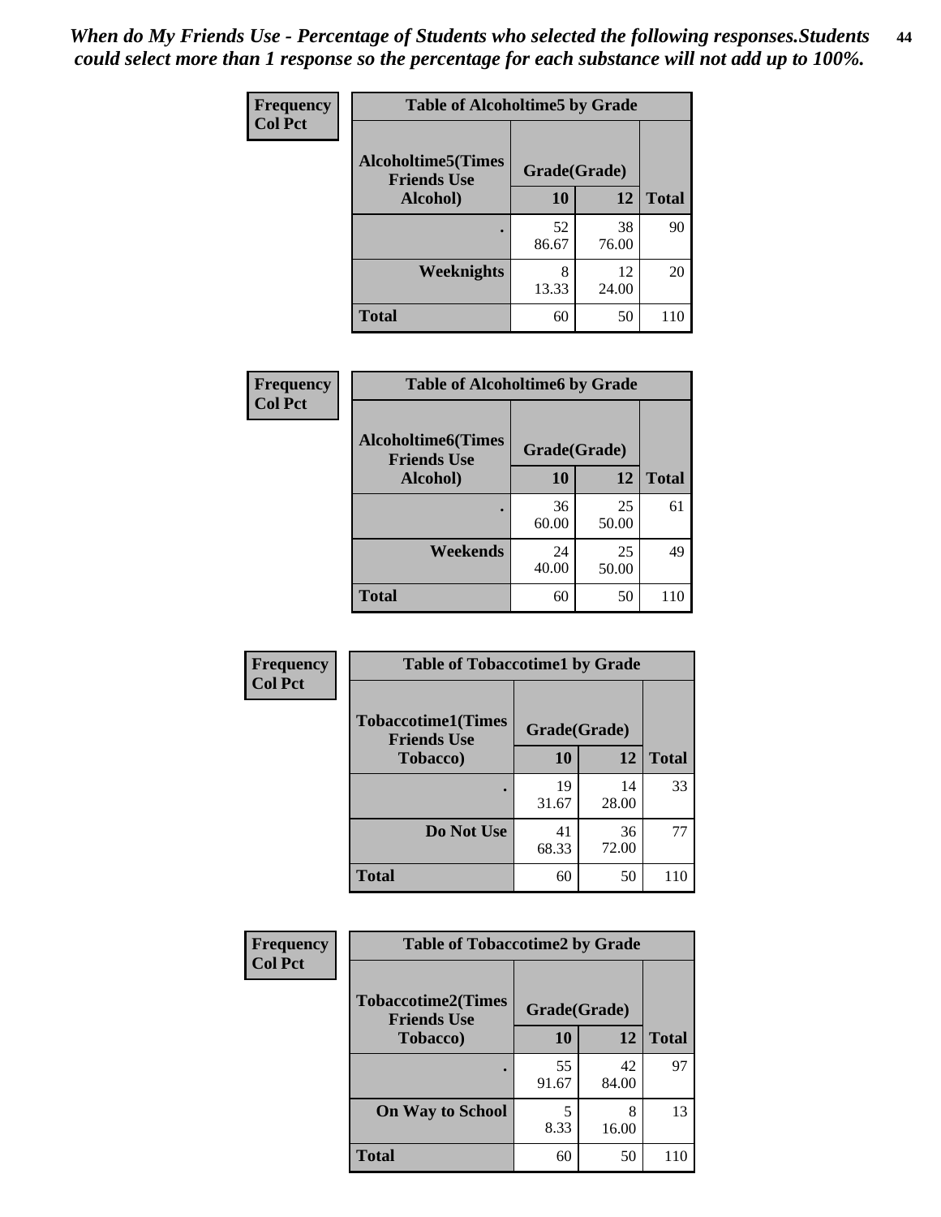*When do My Friends Use - Percentage of Students who selected the following responses.Students could select more than 1 response so the percentage for each substance will not add up to 100%.*

**Frequency**
**Col Pct**

| Table of Alcoholtime5 by Grade | | | |
|---|---|---|---|
| **Alcoholtime5(Times Friends Use Alcohol)** | **Grade(Grade)** | | **Total** |
| | **10** | **12** | |
| **.** | 52<br>86.67 | 38<br>76.00 | 90 |
| **Weeknights** | 8<br>13.33 | 12<br>24.00 | 20 |
| **Total** | 60 | 50 | 110 |

**Frequency**
**Col Pct**

| Table of Alcoholtime6 by Grade | | | |
|---|---|---|---|
| **Alcoholtime6(Times Friends Use Alcohol)** | **Grade(Grade)** | | **Total** |
| | **10** | **12** | |
| **.** | 36<br>60.00 | 25<br>50.00 | 61 |
| **Weekends** | 24<br>40.00 | 25<br>50.00 | 49 |
| **Total** | 60 | 50 | 110 |

**Frequency**
**Col Pct**

| Table of Tobaccotime1 by Grade | | | |
|---|---|---|---|
| **Tobaccotime1(Times Friends Use Tobacco)** | **Grade(Grade)** | | **Total** |
| | **10** | **12** | |
| **.** | 19<br>31.67 | 14<br>28.00 | 33 |
| **Do Not Use** | 41<br>68.33 | 36<br>72.00 | 77 |
| **Total** | 60 | 50 | 110 |

**Frequency**
**Col Pct**

| Table of Tobaccotime2 by Grade | | | |
|---|---|---|---|
| **Tobaccotime2(Times Friends Use Tobacco)** | **Grade(Grade)** | | **Total** |
| | **10** | **12** | |
| **.** | 55<br>91.67 | 42<br>84.00 | 97 |
| **On Way to School** | 5<br>8.33 | 8<br>16.00 | 13 |
| **Total** | 60 | 50 | 110 |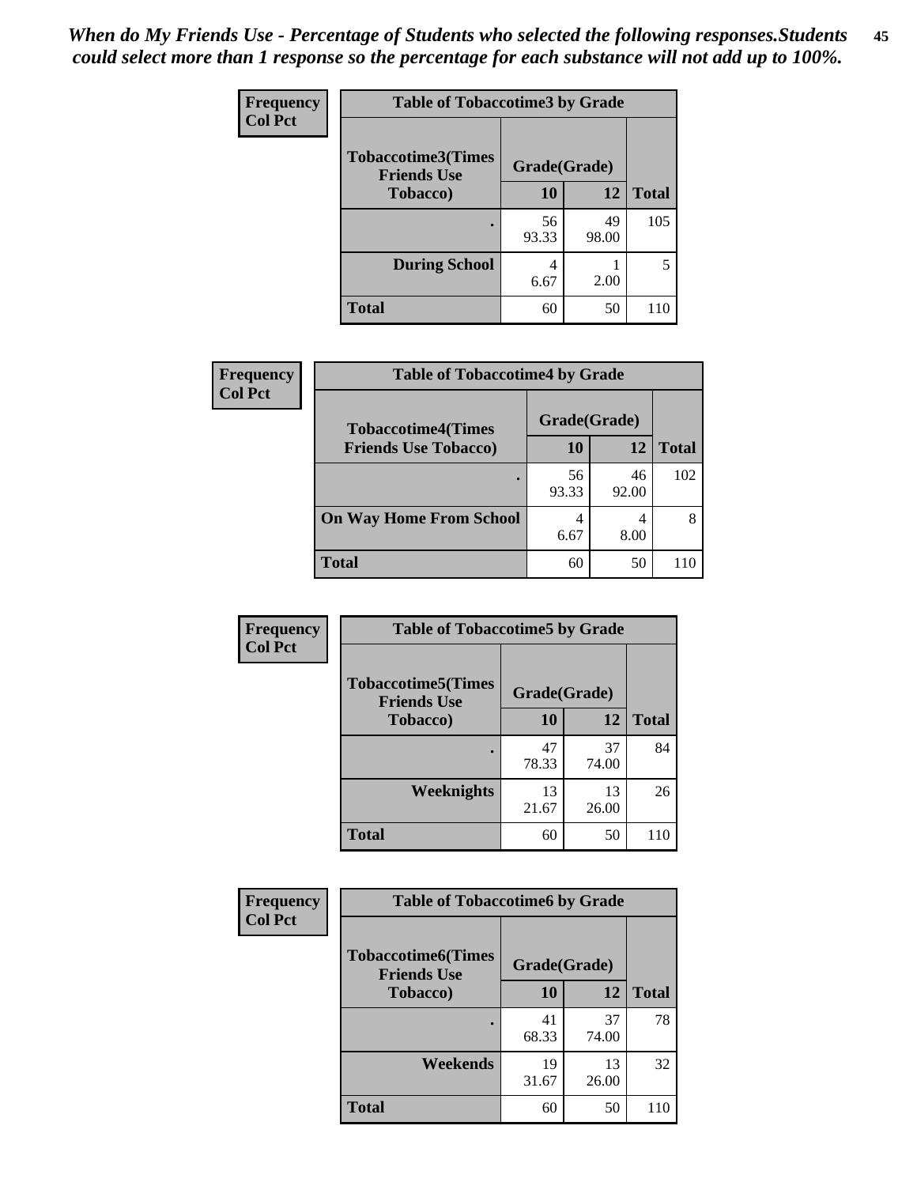*When do My Friends Use - Percentage of Students who selected the following responses.Students could select more than 1 response so the percentage for each substance will not add up to 100%.*

**Frequency**
**Col Pct**

| Table of Tobaccotime3 by Grade | | | |
|---|---|---|---|
| **Tobaccotime3(Times Friends Use Tobacco)** | **Grade(Grade)** | | **Total** |
| | **10** | **12** | |
| **.** | 56<br>93.33 | 49<br>98.00 | 105 |
| **During School** | 4<br>6.67 | 1<br>2.00 | 5 |
| **Total** | 60 | 50 | 110 |

**Frequency**
**Col Pct**

| Table of Tobaccotime4 by Grade | | | |
|---|---|---|---|
| **Tobaccotime4(Times Friends Use Tobacco)** | **Grade(Grade)** | | **Total** |
| | **10** | **12** | |
| **.** | 56<br>93.33 | 46<br>92.00 | 102 |
| **On Way Home From School** | 4<br>6.67 | 4<br>8.00 | 8 |
| **Total** | 60 | 50 | 110 |

**Frequency**
**Col Pct**

| Table of Tobaccotime5 by Grade | | | |
|---|---|---|---|
| **Tobaccotime5(Times Friends Use Tobacco)** | **Grade(Grade)** | | **Total** |
| | **10** | **12** | |
| **.** | 47<br>78.33 | 37<br>74.00 | 84 |
| **Weeknights** | 13<br>21.67 | 13<br>26.00 | 26 |
| **Total** | 60 | 50 | 110 |

**Frequency**
**Col Pct**

| Table of Tobaccotime6 by Grade | | | |
|---|---|---|---|
| **Tobaccotime6(Times Friends Use Tobacco)** | **Grade(Grade)** | | **Total** |
| | **10** | **12** | |
| **.** | 41<br>68.33 | 37<br>74.00 | 78 |
| **Weekends** | 19<br>31.67 | 13<br>26.00 | 32 |
| **Total** | 60 | 50 | 110 |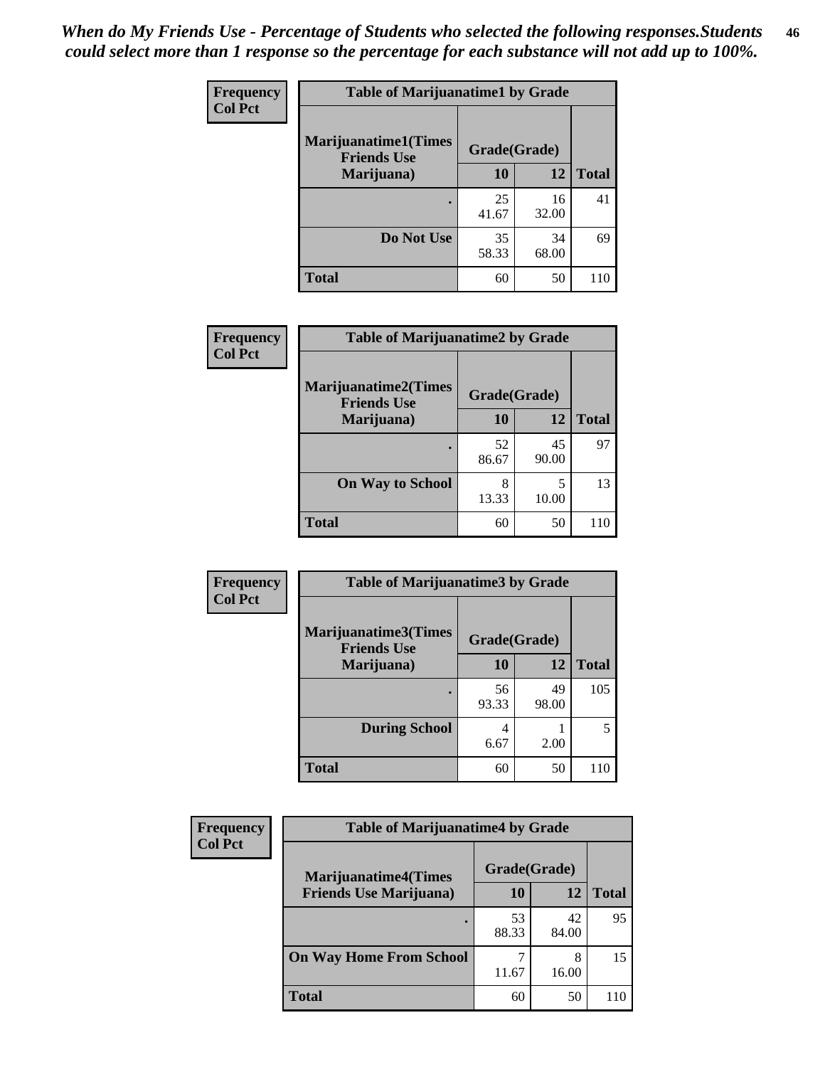*When do My Friends Use - Percentage of Students who selected the following responses.Students could select more than 1 response so the percentage for each substance will not add up to 100%.*

**Frequency**
**Col Pct**

| Table of Marijuanatime1 by Grade | | | |
|---|---|---|---|
| **Marijuanatime1(Times Friends Use Marijuana)** | **Grade(Grade)** | | **Total** |
| | **10** | **12** | |
| **.** | 25<br>41.67 | 16<br>32.00 | 41 |
| **Do Not Use** | 35<br>58.33 | 34<br>68.00 | 69 |
| **Total** | 60 | 50 | 110 |

**Frequency**
**Col Pct**

| Table of Marijuanatime2 by Grade | | | |
|---|---|---|---|
| **Marijuanatime2(Times Friends Use Marijuana)** | **Grade(Grade)** | | **Total** |
| | **10** | **12** | |
| **.** | 52<br>86.67 | 45<br>90.00 | 97 |
| **On Way to School** | 8<br>13.33 | 5<br>10.00 | 13 |
| **Total** | 60 | 50 | 110 |

**Frequency**
**Col Pct**

| Table of Marijuanatime3 by Grade | | | |
|---|---|---|---|
| **Marijuanatime3(Times Friends Use Marijuana)** | **Grade(Grade)** | | **Total** |
| | **10** | **12** | |
| **.** | 56<br>93.33 | 49<br>98.00 | 105 |
| **During School** | 4<br>6.67 | 1<br>2.00 | 5 |
| **Total** | 60 | 50 | 110 |

**Frequency**
**Col Pct**

| Table of Marijuanatime4 by Grade | | | |
|---|---|---|---|
| **Marijuanatime4(Times Friends Use Marijuana)** | **Grade(Grade)** | | **Total** |
| | **10** | **12** | |
| **.** | 53<br>88.33 | 42<br>84.00 | 95 |
| **On Way Home From School** | 7<br>11.67 | 8<br>16.00 | 15 |
| **Total** | 60 | 50 | 110 |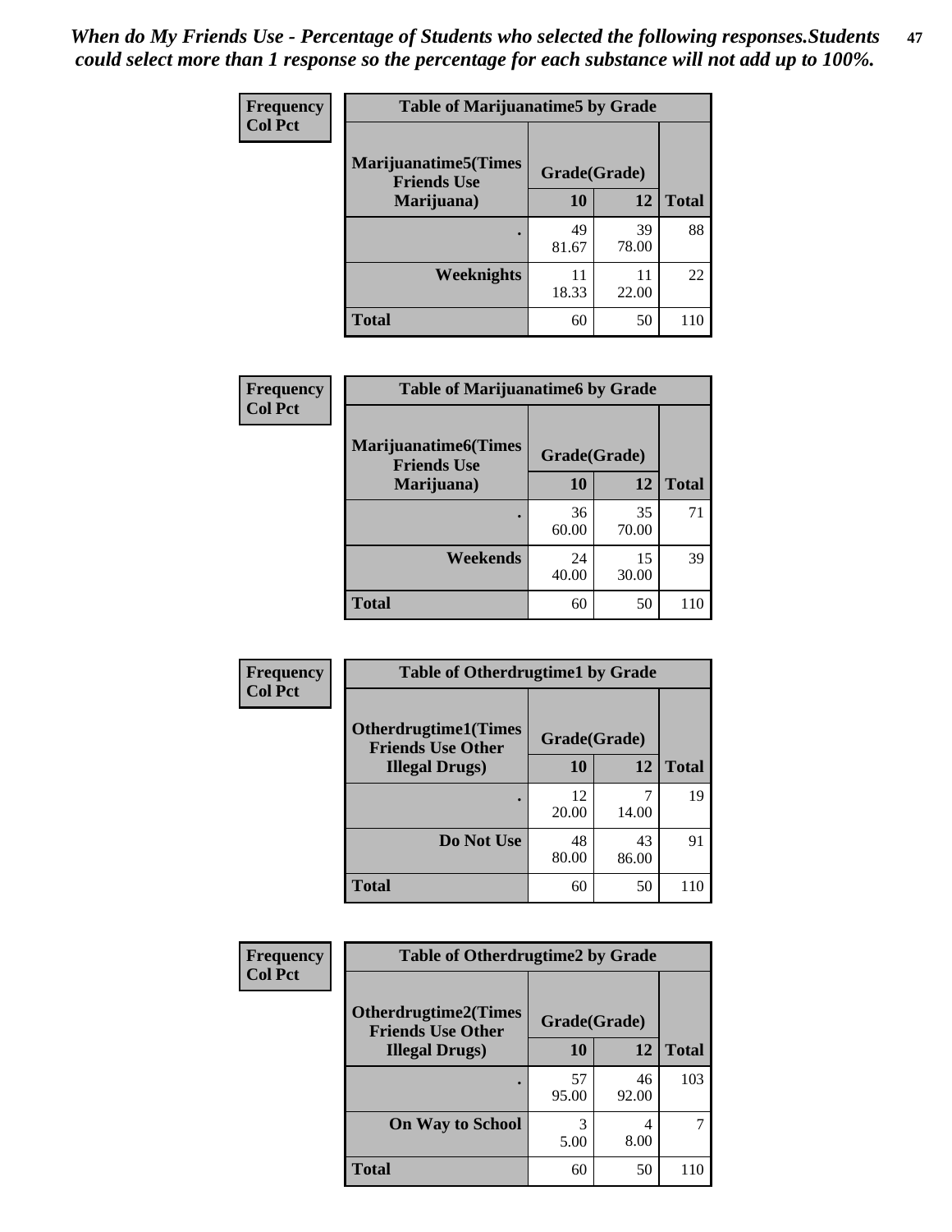*When do My Friends Use - Percentage of Students who selected the following responses.Students could select more than 1 response so the percentage for each substance will not add up to 100%.*

**Frequency**
**Col Pct**

| Table of Marijuanatime5 by Grade | | | |
|---|---|---|---|
| **Marijuanatime5(Times Friends Use Marijuana)** | **Grade(Grade)** | | |
| | **10** | **12** | **Total** |
| **.** | 49<br>81.67 | 39<br>78.00 | 88 |
| **Weeknights** | 11<br>18.33 | 11<br>22.00 | 22 |
| **Total** | 60 | 50 | 110 |

**Frequency**
**Col Pct**

| Table of Marijuanatime6 by Grade | | | |
|---|---|---|---|
| **Marijuanatime6(Times Friends Use Marijuana)** | **Grade(Grade)** | | |
| | **10** | **12** | **Total** |
| **.** | 36<br>60.00 | 35<br>70.00 | 71 |
| **Weekends** | 24<br>40.00 | 15<br>30.00 | 39 |
| **Total** | 60 | 50 | 110 |

**Frequency**
**Col Pct**

| Table of Otherdrugtime1 by Grade | | | |
|---|---|---|---|
| **Otherdrugtime1(Times Friends Use Other Illegal Drugs)** | **Grade(Grade)** | | |
| | **10** | **12** | **Total** |
| **.** | 12<br>20.00 | 7<br>14.00 | 19 |
| **Do Not Use** | 48<br>80.00 | 43<br>86.00 | 91 |
| **Total** | 60 | 50 | 110 |

**Frequency**
**Col Pct**

| Table of Otherdrugtime2 by Grade | | | |
|---|---|---|---|
| **Otherdrugtime2(Times Friends Use Other Illegal Drugs)** | **Grade(Grade)** | | |
| | **10** | **12** | **Total** |
| **.** | 57<br>95.00 | 46<br>92.00 | 103 |
| **On Way to School** | 3<br>5.00 | 4<br>8.00 | 7 |
| **Total** | 60 | 50 | 110 |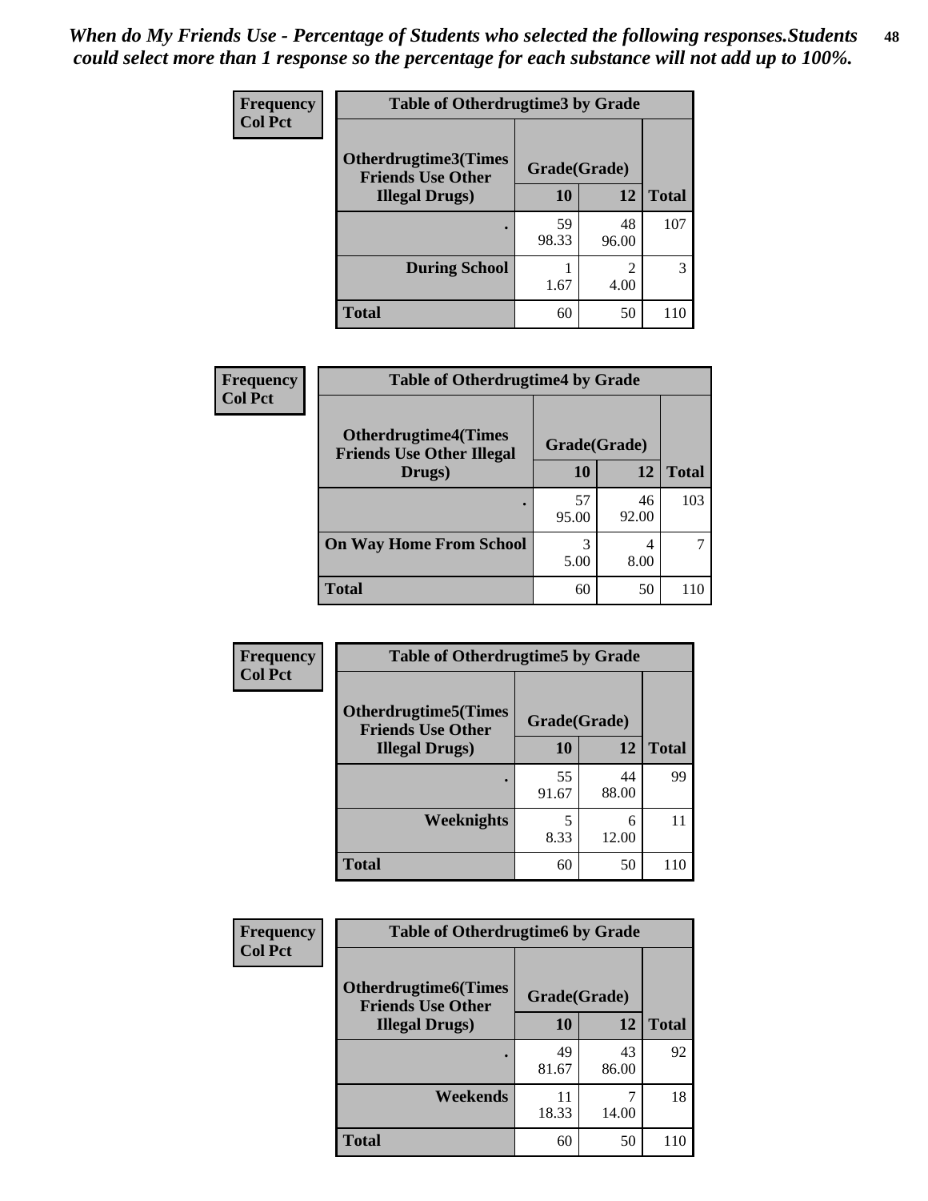*When do My Friends Use - Percentage of Students who selected the following responses.Students could select more than 1 response so the percentage for each substance will not add up to 100%.*

**Frequency**
**Col Pct**

| Table of Otherdrugtime3 by Grade | | | |
|---|---|---|---|
| **Otherdrugtime3(Times Friends Use Other Illegal Drugs)** | **Grade(Grade)** | | |
| | **10** | **12** | **Total** |
| . | 59<br>98.33 | 48<br>96.00 | 107 |
| **During School** | 1<br>1.67 | 2<br>4.00 | 3 |
| **Total** | 60 | 50 | 110 |

**Frequency**
**Col Pct**

| Table of Otherdrugtime4 by Grade | | | |
|---|---|---|---|
| **Otherdrugtime4(Times Friends Use Other Illegal Drugs)** | **Grade(Grade)** | | |
| | **10** | **12** | **Total** |
| . | 57<br>95.00 | 46<br>92.00 | 103 |
| **On Way Home From School** | 3<br>5.00 | 4<br>8.00 | 7 |
| **Total** | 60 | 50 | 110 |

**Frequency**
**Col Pct**

| Table of Otherdrugtime5 by Grade | | | |
|---|---|---|---|
| **Otherdrugtime5(Times Friends Use Other Illegal Drugs)** | **Grade(Grade)** | | |
| | **10** | **12** | **Total** |
| . | 55<br>91.67 | 44<br>88.00 | 99 |
| **Weeknights** | 5<br>8.33 | 6<br>12.00 | 11 |
| **Total** | 60 | 50 | 110 |

**Frequency**
**Col Pct**

| Table of Otherdrugtime6 by Grade | | | |
|---|---|---|---|
| **Otherdrugtime6(Times Friends Use Other Illegal Drugs)** | **Grade(Grade)** | | |
| | **10** | **12** | **Total** |
| . | 49<br>81.67 | 43<br>86.00 | 92 |
| **Weekends** | 11<br>18.33 | 7<br>14.00 | 18 |
| **Total** | 60 | 50 | 110 |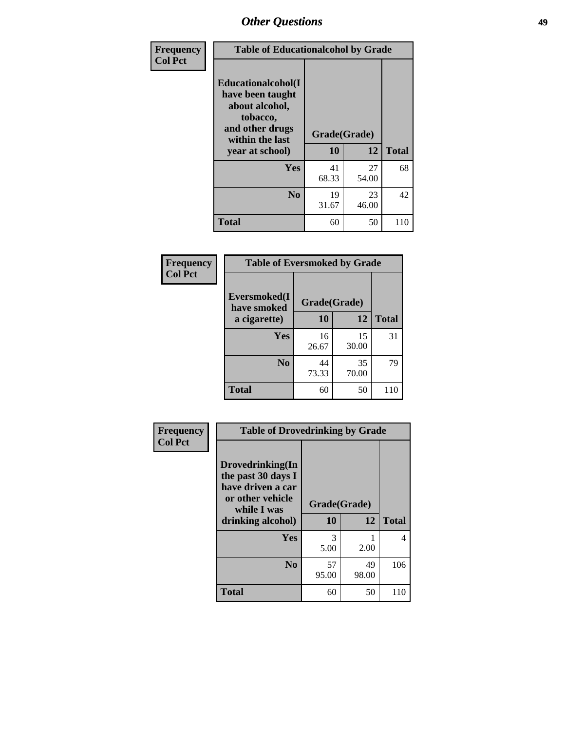# Other Questions

| Frequency<br>Col Pct | Table of Educationalalcohol by Grade | | |
|---|---|---|---|
| Educationalalcohol(I have been taught about alcohol, tobacco, and other drugs within the last year at school) | Grade(Grade) | | |
| | 10 | 12 | Total |
| Yes | 41<br>68.33 | 27<br>54.00 | 68 |
| No | 19<br>31.67 | 23<br>46.00 | 42 |
| Total | 60 | 50 | 110 |

| Frequency<br>Col Pct | Table of Eversmoked by Grade | | |
|---|---|---|---|
| Eversmoked(I have smoked a cigarette) | Grade(Grade) | | |
| | 10 | 12 | Total |
| Yes | 16<br>26.67 | 15<br>30.00 | 31 |
| No | 44<br>73.33 | 35<br>70.00 | 79 |
| Total | 60 | 50 | 110 |

| Frequency<br>Col Pct | Table of Drovedrinking by Grade | | |
|---|---|---|---|
| Drovedrinking(In the past 30 days I have driven a car or other vehicle while I was drinking alcohol) | Grade(Grade) | | |
| | 10 | 12 | Total |
| Yes | 3<br>5.00 | 1<br>2.00 | 4 |
| No | 57<br>95.00 | 49<br>98.00 | 106 |
| Total | 60 | 50 | 110 |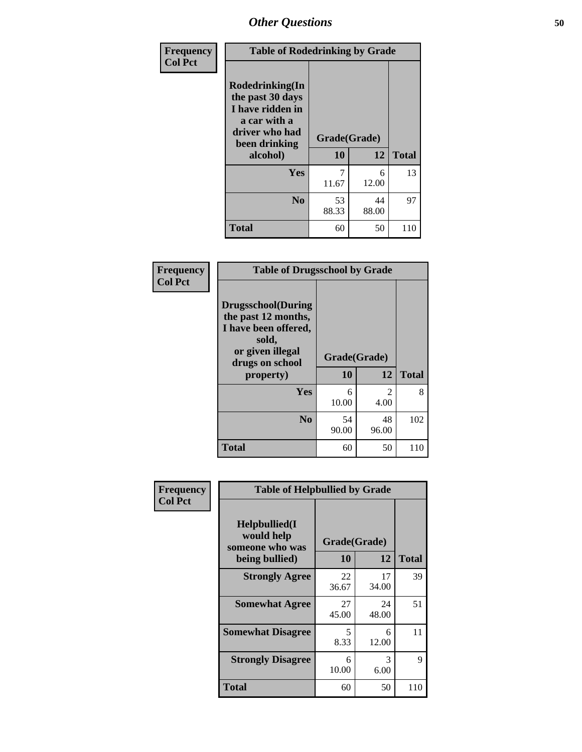## Other Questions

| Frequency Col Pct | Table of Rodedrinking by Grade | | |
|---|---|---|---|
| Rodedrinking(In the past 30 days I have ridden in a car with a driver who had been drinking alcohol) | Grade(Grade) | | |
| | 10 | 12 | Total |
| Yes | 7<br>11.67 | 6<br>12.00 | 13 |
| No | 53<br>88.33 | 44<br>88.00 | 97 |
| Total | 60 | 50 | 110 |

| Frequency Col Pct | Table of Drugsschool by Grade | | |
|---|---|---|---|
| Drugsschool(During the past 12 months, I have been offered, sold, or given illegal drugs on school property) | Grade(Grade) | | |
| | 10 | 12 | Total |
| Yes | 6<br>10.00 | 2<br>4.00 | 8 |
| No | 54<br>90.00 | 48<br>96.00 | 102 |
| Total | 60 | 50 | 110 |

| Frequency Col Pct | Table of Helpbullied by Grade | | |
|---|---|---|---|
| Helpbullied(I would help someone who was being bullied) | Grade(Grade) | | |
| | 10 | 12 | Total |
| Strongly Agree | 22<br>36.67 | 17<br>34.00 | 39 |
| Somewhat Agree | 27<br>45.00 | 24<br>48.00 | 51 |
| Somewhat Disagree | 5<br>8.33 | 6<br>12.00 | 11 |
| Strongly Disagree | 6<br>10.00 | 3<br>6.00 | 9 |
| Total | 60 | 50 | 110 |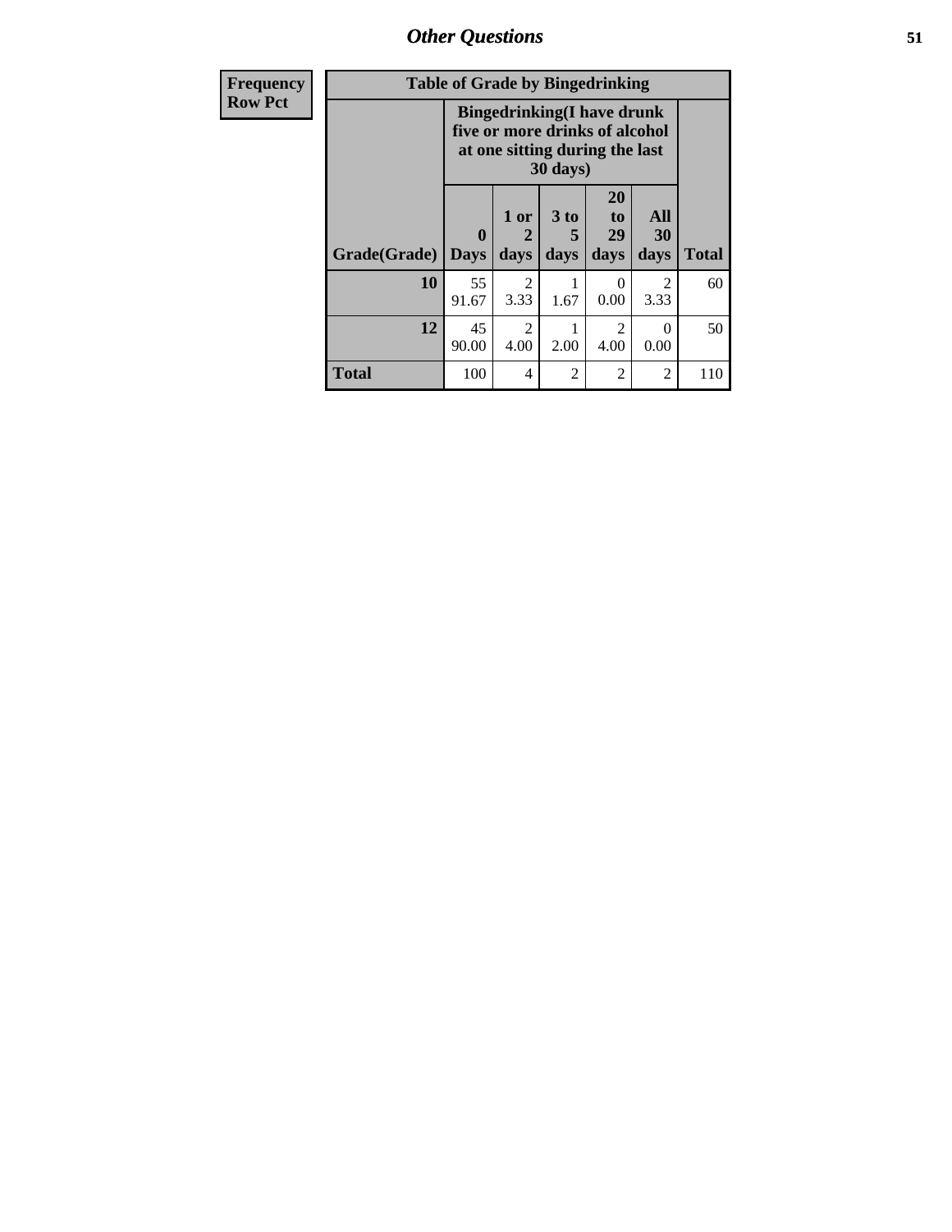| Frequency Row Pct |
|---|

| Table of Grade by Bingedrinking | | | | | | |
|---|---|---|---|---|---|---|
| | Bingedrinking(I have drunk five or more drinks of alcohol at one sitting during the last 30 days) | | | | | |
| Grade(Grade) | 0 Days | 1 or 2 days | 3 to 5 days | 20 to 29 days | All 30 days | Total |
| **10** | 55<br>91.67 | 2<br>3.33 | 1<br>1.67 | 0<br>0.00 | 2<br>3.33 | 60 |
| **12** | 45<br>90.00 | 2<br>4.00 | 1<br>2.00 | 2<br>4.00 | 0<br>0.00 | 50 |
| **Total** | 100 | 4 | 2 | 2 | 2 | 110 |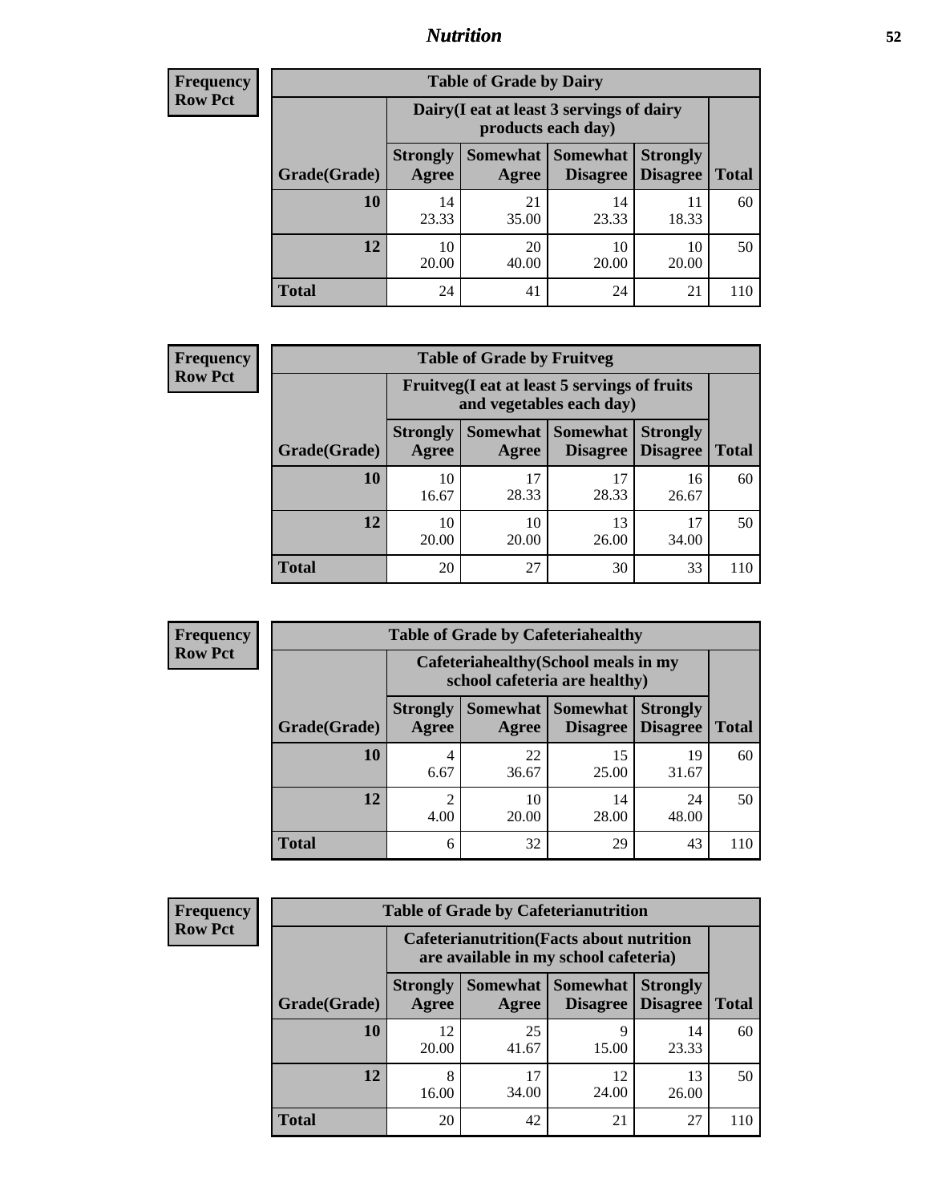**Frequency**
**Row Pct**

| Table of Grade by Dairy | | | | | |
|---|---|---|---|---|---|
| | Dairy(I eat at least 3 servings of dairy products each day) | | | | |
| Grade(Grade) | Strongly Agree | Somewhat Agree | Somewhat Disagree | Strongly Disagree | Total |
| 10 | 14<br>23.33 | 21<br>35.00 | 14<br>23.33 | 11<br>18.33 | 60 |
| 12 | 10<br>20.00 | 20<br>40.00 | 10<br>20.00 | 10<br>20.00 | 50 |
| Total | 24 | 41 | 24 | 21 | 110 |

**Frequency**
**Row Pct**

| Table of Grade by Fruitveg | | | | | |
|---|---|---|---|---|---|
| | Fruitveg(I eat at least 5 servings of fruits and vegetables each day) | | | | |
| Grade(Grade) | Strongly Agree | Somewhat Agree | Somewhat Disagree | Strongly Disagree | Total |
| 10 | 10<br>16.67 | 17<br>28.33 | 17<br>28.33 | 16<br>26.67 | 60 |
| 12 | 10<br>20.00 | 10<br>20.00 | 13<br>26.00 | 17<br>34.00 | 50 |
| Total | 20 | 27 | 30 | 33 | 110 |

**Frequency**
**Row Pct**

| Table of Grade by Cafeteriahealthy | | | | | |
|---|---|---|---|---|---|
| | Cafeteriahealthy(School meals in my school cafeteria are healthy) | | | | |
| Grade(Grade) | Strongly Agree | Somewhat Agree | Somewhat Disagree | Strongly Disagree | Total |
| 10 | 4<br>6.67 | 22<br>36.67 | 15<br>25.00 | 19<br>31.67 | 60 |
| 12 | 2<br>4.00 | 10<br>20.00 | 14<br>28.00 | 24<br>48.00 | 50 |
| Total | 6 | 32 | 29 | 43 | 110 |

**Frequency**
**Row Pct**

| Table of Grade by Cafeterianutrition | | | | | |
|---|---|---|---|---|---|
| | Cafeterianutrition(Facts about nutrition are available in my school cafeteria) | | | | |
| Grade(Grade) | Strongly Agree | Somewhat Agree | Somewhat Disagree | Strongly Disagree | Total |
| 10 | 12<br>20.00 | 25<br>41.67 | 9<br>15.00 | 14<br>23.33 | 60 |
| 12 | 8<br>16.00 | 17<br>34.00 | 12<br>24.00 | 13<br>26.00 | 50 |
| Total | 20 | 42 | 21 | 27 | 110 |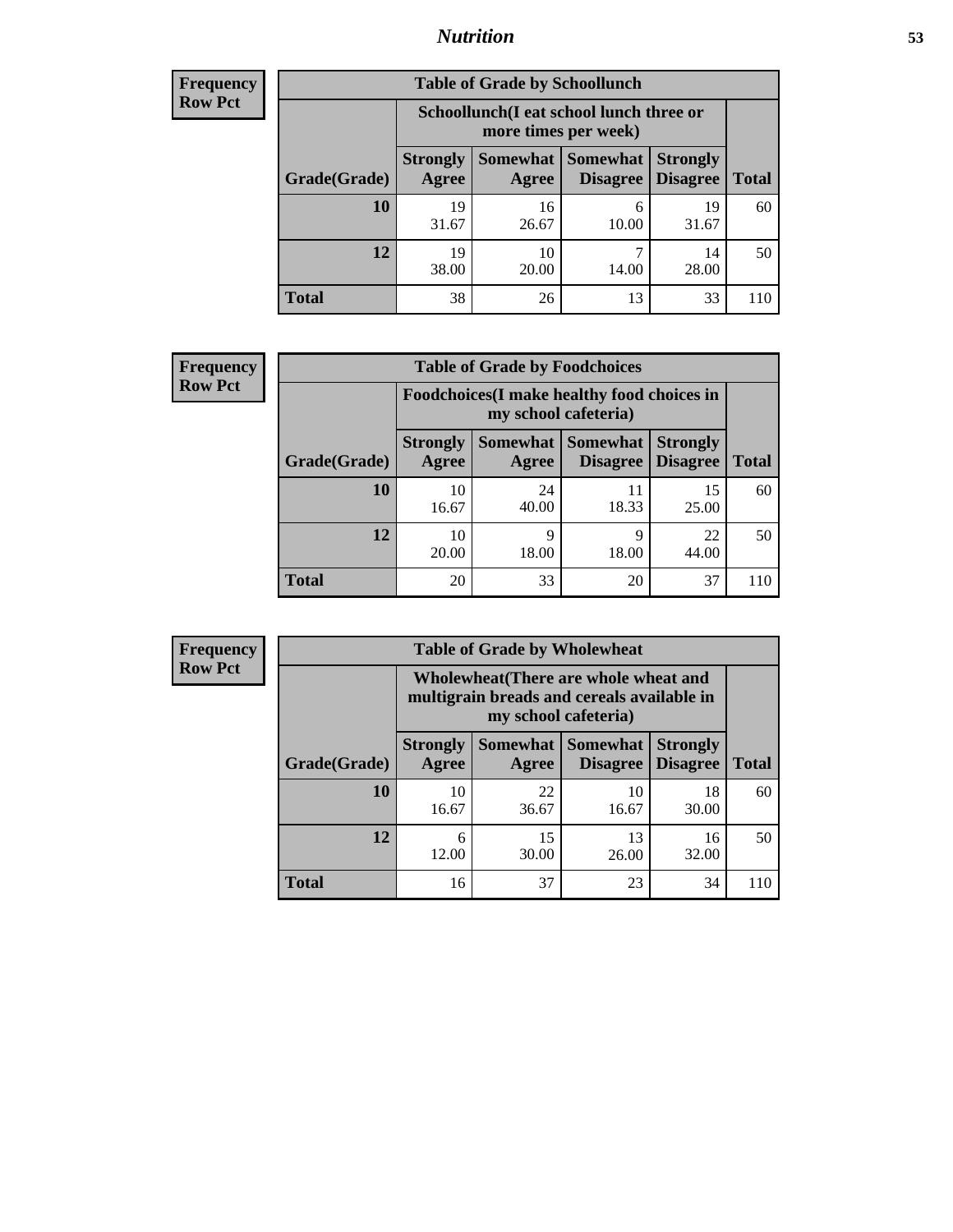**Frequency**
**Row Pct**

| Table of Grade by Schoollunch | | | | | |
|---|---|---|---|---|---|
| | Schoollunch(I eat school lunch three or more times per week) | | | | |
| Grade(Grade) | Strongly Agree | Somewhat Agree | Somewhat Disagree | Strongly Disagree | Total |
| 10 | 19<br>31.67 | 16<br>26.67 | 6<br>10.00 | 19<br>31.67 | 60 |
| 12 | 19<br>38.00 | 10<br>20.00 | 7<br>14.00 | 14<br>28.00 | 50 |
| Total | 38 | 26 | 13 | 33 | 110 |

**Frequency**
**Row Pct**

| Table of Grade by Foodchoices | | | | | |
|---|---|---|---|---|---|
| | Foodchoices(I make healthy food choices in my school cafeteria) | | | | |
| Grade(Grade) | Strongly Agree | Somewhat Agree | Somewhat Disagree | Strongly Disagree | Total |
| 10 | 10<br>16.67 | 24<br>40.00 | 11<br>18.33 | 15<br>25.00 | 60 |
| 12 | 10<br>20.00 | 9<br>18.00 | 9<br>18.00 | 22<br>44.00 | 50 |
| Total | 20 | 33 | 20 | 37 | 110 |

**Frequency**
**Row Pct**

| Table of Grade by Wholewheat | | | | | |
|---|---|---|---|---|---|
| | Wholewheat(There are whole wheat and multigrain breads and cereals available in my school cafeteria) | | | | |
| Grade(Grade) | Strongly Agree | Somewhat Agree | Somewhat Disagree | Strongly Disagree | Total |
| 10 | 10<br>16.67 | 22<br>36.67 | 10<br>16.67 | 18<br>30.00 | 60 |
| 12 | 6<br>12.00 | 15<br>30.00 | 13<br>26.00 | 16<br>32.00 | 50 |
| Total | 16 | 37 | 23 | 34 | 110 |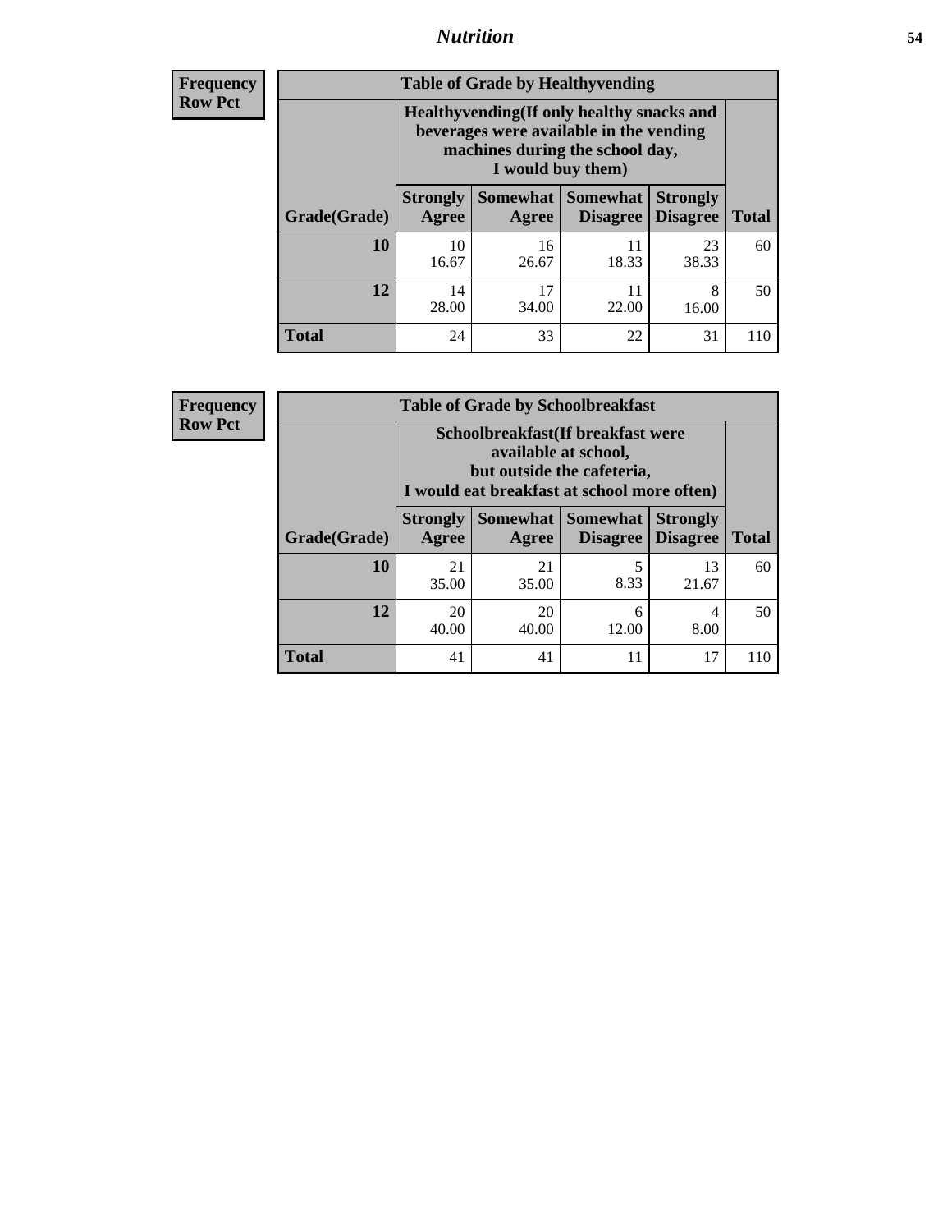| Frequency Row Pct | | | | | |
|---|---|---|---|---|---|

**Table of Grade by Healthyvending**

| Grade(Grade) | Healthyvending(If only healthy snacks and beverages were available in the vending machines during the school day, I would buy them) | | | | Total |
|---|---|---|---|---|---|
| | Strongly Agree | Somewhat Agree | Somewhat Disagree | Strongly Disagree | |
| 10 | 10<br>16.67 | 16<br>26.67 | 11<br>18.33 | 23<br>38.33 | 60 |
| 12 | 14<br>28.00 | 17<br>34.00 | 11<br>22.00 | 8<br>16.00 | 50 |
| Total | 24 | 33 | 22 | 31 | 110 |

| Frequency Row Pct | | | | | |
|---|---|---|---|---|---|

**Table of Grade by Schoolbreakfast**

| Grade(Grade) | Schoolbreakfast(If breakfast were available at school, but outside the cafeteria, I would eat breakfast at school more often) | | | | Total |
|---|---|---|---|---|---|
| | Strongly Agree | Somewhat Agree | Somewhat Disagree | Strongly Disagree | |
| 10 | 21<br>35.00 | 21<br>35.00 | 5<br>8.33 | 13<br>21.67 | 60 |
| 12 | 20<br>40.00 | 20<br>40.00 | 6<br>12.00 | 4<br>8.00 | 50 |
| Total | 41 | 41 | 11 | 17 | 110 |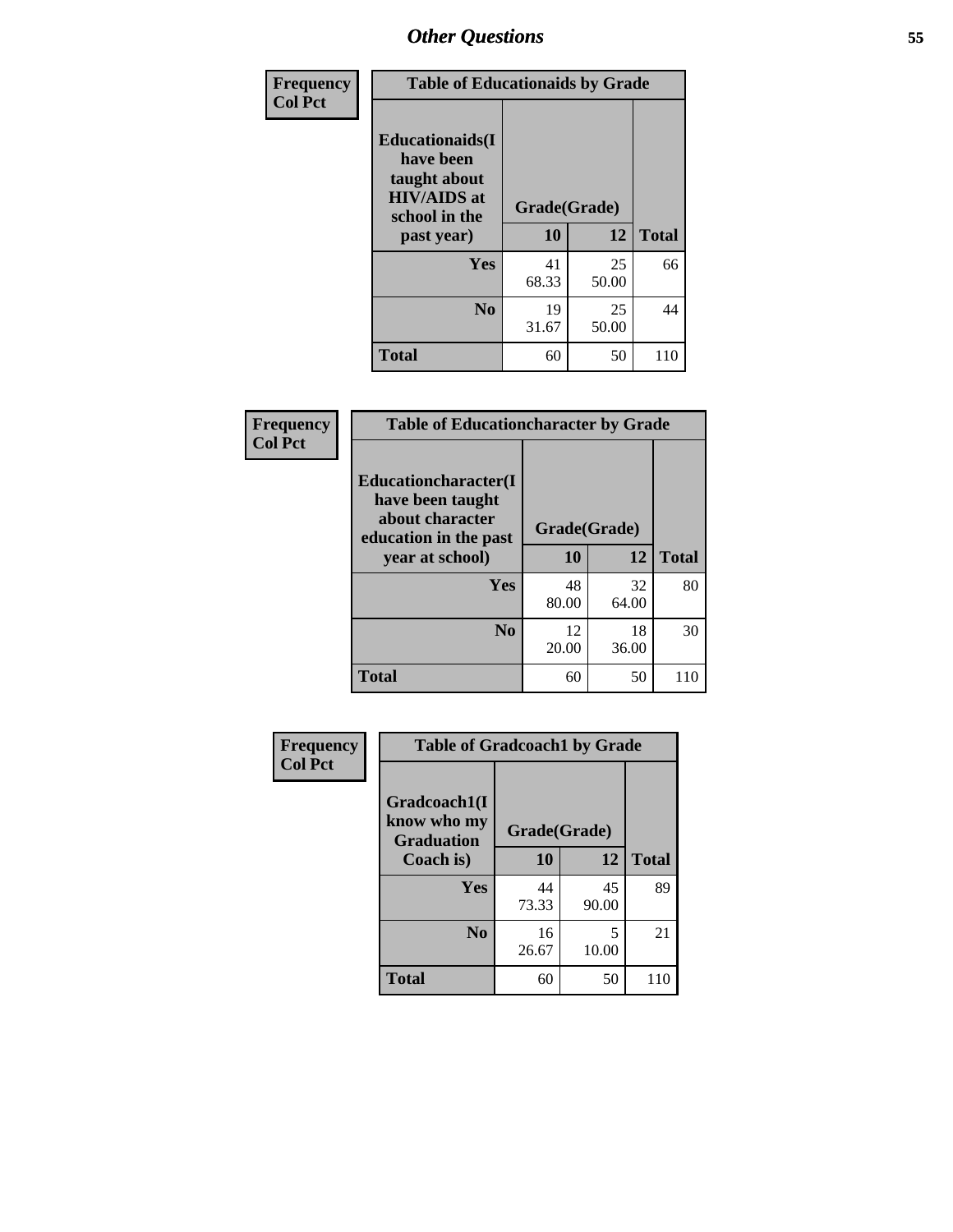## *Other Questions*

| Frequency Col Pct |
|---|

| Table of Educationaids by Grade | | | |
|---|---|---|---|
| Educationaids(I have been taught about HIV/AIDS at school in the past year) | Grade(Grade) | | |
| | 10 | 12 | Total |
| Yes | 41<br>68.33 | 25<br>50.00 | 66 |
| No | 19<br>31.67 | 25<br>50.00 | 44 |
| Total | 60 | 50 | 110 |

| Frequency Col Pct |
|---|

| Table of Educationcharacter by Grade | | | |
|---|---|---|---|
| Educationcharacter(I have been taught about character education in the past year at school) | Grade(Grade) | | |
| | 10 | 12 | Total |
| Yes | 48<br>80.00 | 32<br>64.00 | 80 |
| No | 12<br>20.00 | 18<br>36.00 | 30 |
| Total | 60 | 50 | 110 |

| Frequency Col Pct |
|---|

| Table of Gradcoach1 by Grade | | | |
|---|---|---|---|
| Gradcoach1(I know who my Graduation Coach is) | Grade(Grade) | | |
| | 10 | 12 | Total |
| Yes | 44<br>73.33 | 45<br>90.00 | 89 |
| No | 16<br>26.67 | 5<br>10.00 | 21 |
| Total | 60 | 50 | 110 |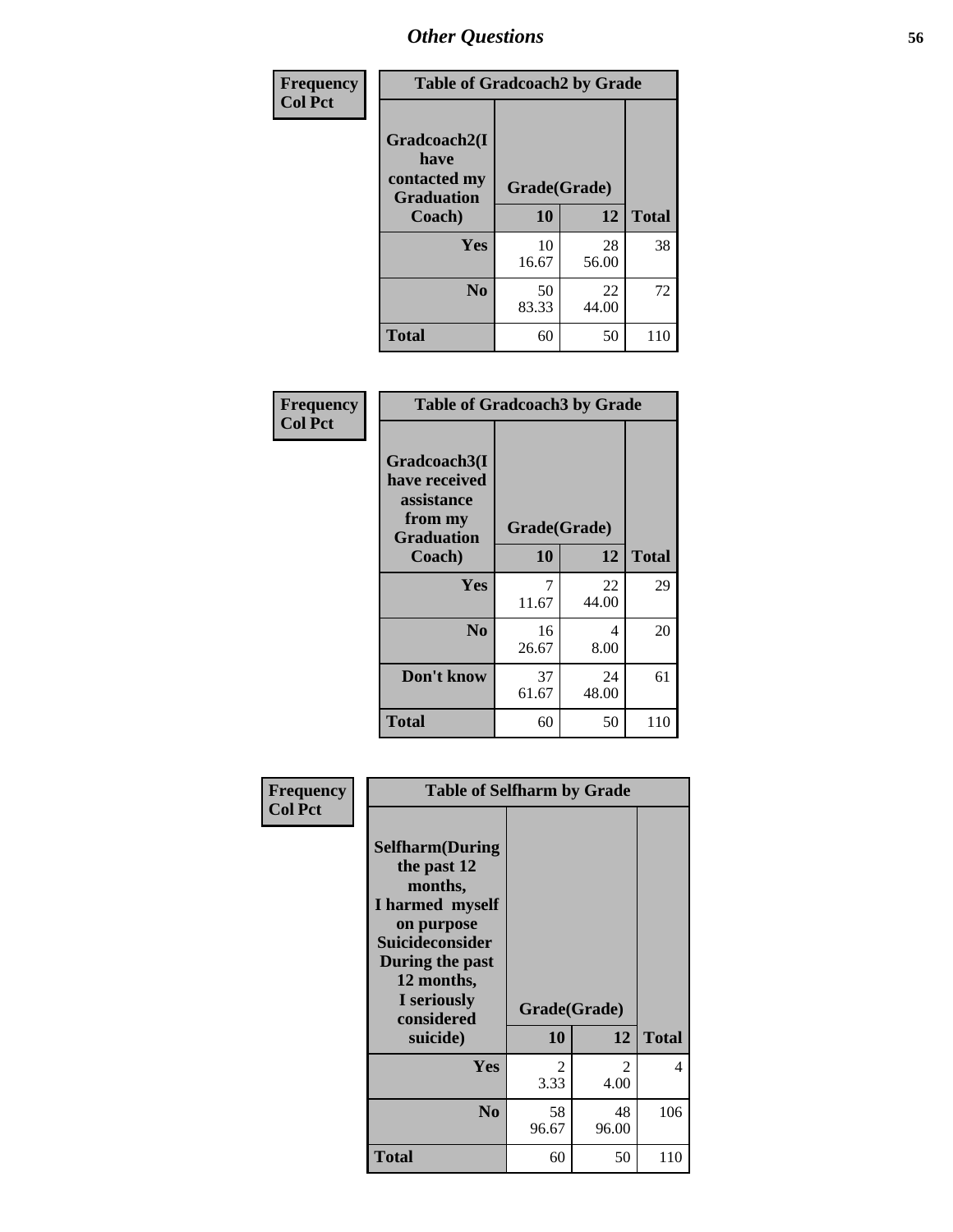# Other Questions

**Frequency**
**Col Pct**

| Table of Gradcoach2 by Grade | | | |
|---|---|---|---|
| **Gradcoach2(I have contacted my Graduation Coach)** | **Grade(Grade)** | | |
| | **10** | **12** | **Total** |
| **Yes** | 10<br>16.67 | 28<br>56.00 | 38 |
| **No** | 50<br>83.33 | 22<br>44.00 | 72 |
| **Total** | 60 | 50 | 110 |

**Frequency**
**Col Pct**

| Table of Gradcoach3 by Grade | | | |
|---|---|---|---|
| **Gradcoach3(I have received assistance from my Graduation Coach)** | **Grade(Grade)** | | |
| | **10** | **12** | **Total** |
| **Yes** | 7<br>11.67 | 22<br>44.00 | 29 |
| **No** | 16<br>26.67 | 4<br>8.00 | 20 |
| **Don't know** | 37<br>61.67 | 24<br>48.00 | 61 |
| **Total** | 60 | 50 | 110 |

**Frequency**
**Col Pct**

| Table of Selfharm by Grade | | | |
|---|---|---|---|
| **Selfharm(During the past 12 months, I harmed myself on purpose Suicideconsider During the past 12 months, I seriously considered suicide)** | **Grade(Grade)** | | |
| | **10** | **12** | **Total** |
| **Yes** | 2<br>3.33 | 2<br>4.00 | 4 |
| **No** | 58<br>96.67 | 48<br>96.00 | 106 |
| **Total** | 60 | 50 | 110 |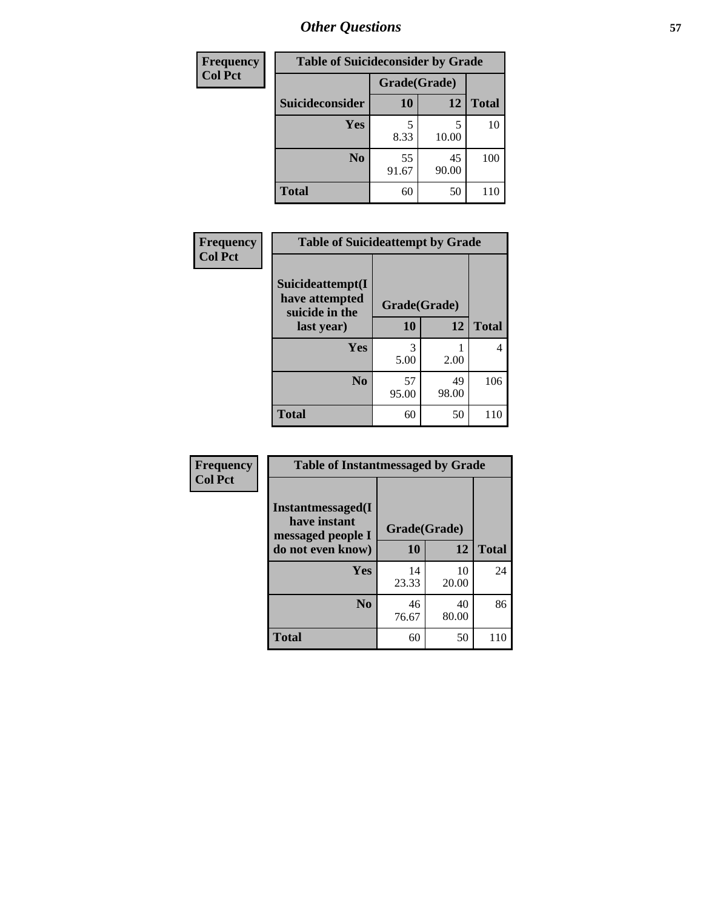# Other Questions

| Frequency<br>Col Pct |
|---|

**Table of Suicideconsider by Grade**

| Suicideconsider | Grade(Grade) 10 | 12 | Total |
|---|---|---|---|
| Yes | 5<br>8.33 | 5<br>10.00 | 10 |
| No | 55<br>91.67 | 45<br>90.00 | 100 |
| Total | 60 | 50 | 110 |

| Frequency<br>Col Pct |
|---|

**Table of Suicideattempt by Grade**

| Suicideattempt(I have attempted suicide in the last year) | Grade(Grade) 10 | 12 | Total |
|---|---|---|---|
| Yes | 3<br>5.00 | 1<br>2.00 | 4 |
| No | 57<br>95.00 | 49<br>98.00 | 106 |
| Total | 60 | 50 | 110 |

| Frequency<br>Col Pct |
|---|

**Table of Instantmessaged by Grade**

| Instantmessaged(I have instant messaged people I do not even know) | Grade(Grade) 10 | 12 | Total |
|---|---|---|---|
| Yes | 14<br>23.33 | 10<br>20.00 | 24 |
| No | 46<br>76.67 | 40<br>80.00 | 86 |
| Total | 60 | 50 | 110 |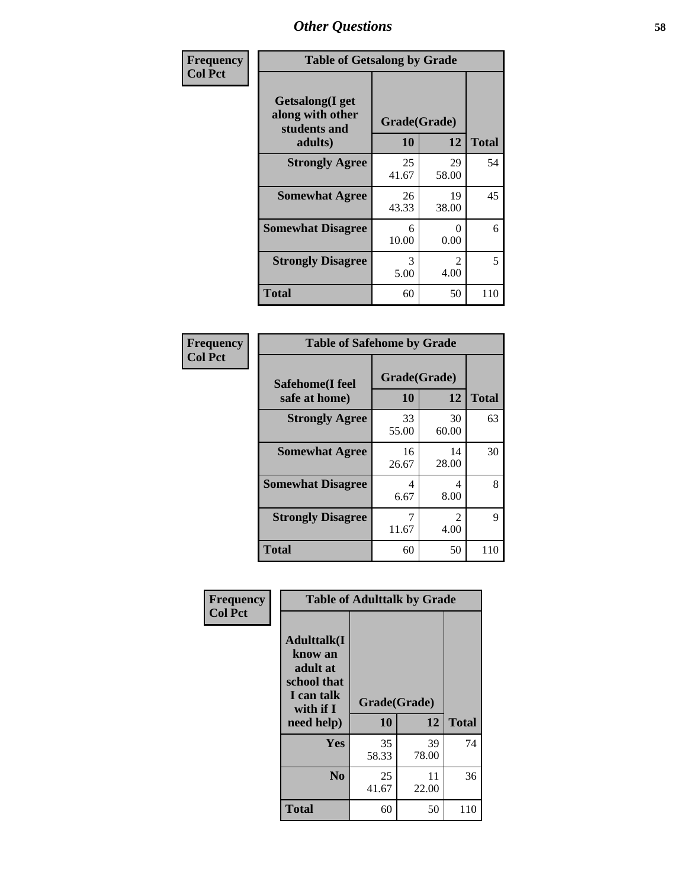| Frequency<br>Col Pct | Table of Getsalong by Grade | | |
|---|---|---|---|
| **Getsalong(I get along with other students and adults)** | **Grade(Grade)** | | |
| | **10** | **12** | **Total** |
| **Strongly Agree** | 25<br>41.67 | 29<br>58.00 | 54 |
| **Somewhat Agree** | 26<br>43.33 | 19<br>38.00 | 45 |
| **Somewhat Disagree** | 6<br>10.00 | 0<br>0.00 | 6 |
| **Strongly Disagree** | 3<br>5.00 | 2<br>4.00 | 5 |
| **Total** | 60 | 50 | 110 |

| Frequency<br>Col Pct | Table of Safehome by Grade | | |
|---|---|---|---|
| **Safehome(I feel safe at home)** | **Grade(Grade)** | | |
| | **10** | **12** | **Total** |
| **Strongly Agree** | 33<br>55.00 | 30<br>60.00 | 63 |
| **Somewhat Agree** | 16<br>26.67 | 14<br>28.00 | 30 |
| **Somewhat Disagree** | 4<br>6.67 | 4<br>8.00 | 8 |
| **Strongly Disagree** | 7<br>11.67 | 2<br>4.00 | 9 |
| **Total** | 60 | 50 | 110 |

| Frequency<br>Col Pct | Table of Adulttalk by Grade | | |
|---|---|---|---|
| **Adulttalk(I know an adult at school that I can talk with if I need help)** | **Grade(Grade)** | | |
| | **10** | **12** | **Total** |
| **Yes** | 35<br>58.33 | 39<br>78.00 | 74 |
| **No** | 25<br>41.67 | 11<br>22.00 | 36 |
| **Total** | 60 | 50 | 110 |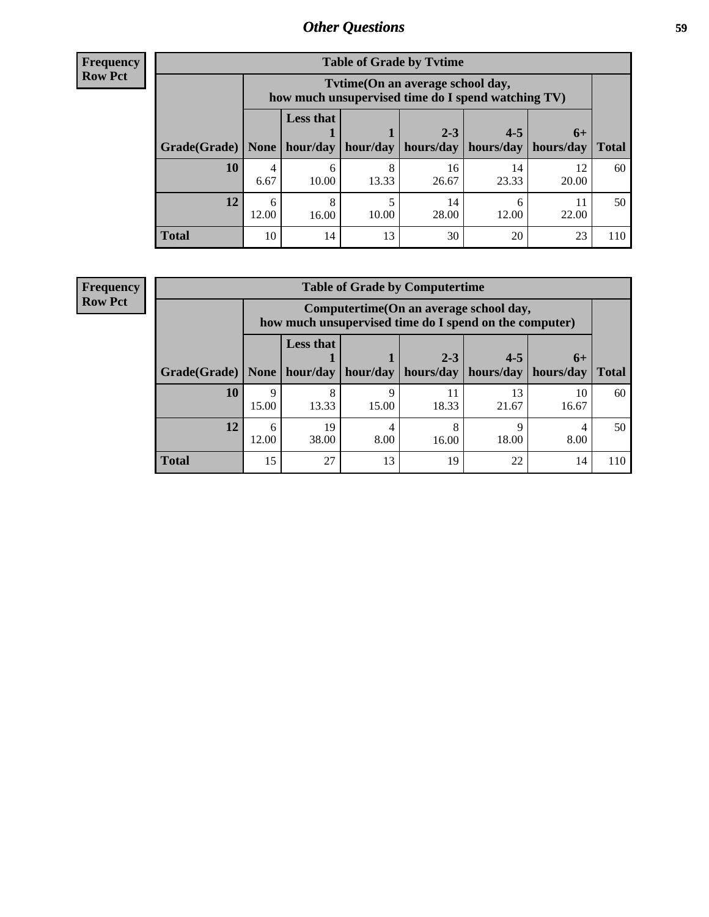## Other Questions

**Frequency**
**Row Pct**

**Table of Grade by Tvtime**

| Grade(Grade) | Tvtime(On an average school day, how much unsupervised time do I spend watching TV) None | Less that 1 hour/day | 1 hour/day | 2-3 hours/day | 4-5 hours/day | 6+ hours/day | Total |
|---|---|---|---|---|---|---|---|
| **10** | 4<br>6.67 | 6<br>10.00 | 8<br>13.33 | 16<br>26.67 | 14<br>23.33 | 12<br>20.00 | 60 |
| **12** | 6<br>12.00 | 8<br>16.00 | 5<br>10.00 | 14<br>28.00 | 6<br>12.00 | 11<br>22.00 | 50 |
| **Total** | 10 | 14 | 13 | 30 | 20 | 23 | 110 |

**Frequency**
**Row Pct**

**Table of Grade by Computertime**

| Grade(Grade) | Computertime(On an average school day, how much unsupervised time do I spend on the computer) None | Less that 1 hour/day | 1 hour/day | 2-3 hours/day | 4-5 hours/day | 6+ hours/day | Total |
|---|---|---|---|---|---|---|---|
| **10** | 9<br>15.00 | 8<br>13.33 | 9<br>15.00 | 11<br>18.33 | 13<br>21.67 | 10<br>16.67 | 60 |
| **12** | 6<br>12.00 | 19<br>38.00 | 4<br>8.00 | 8<br>16.00 | 9<br>18.00 | 4<br>8.00 | 50 |
| **Total** | 15 | 27 | 13 | 19 | 22 | 14 | 110 |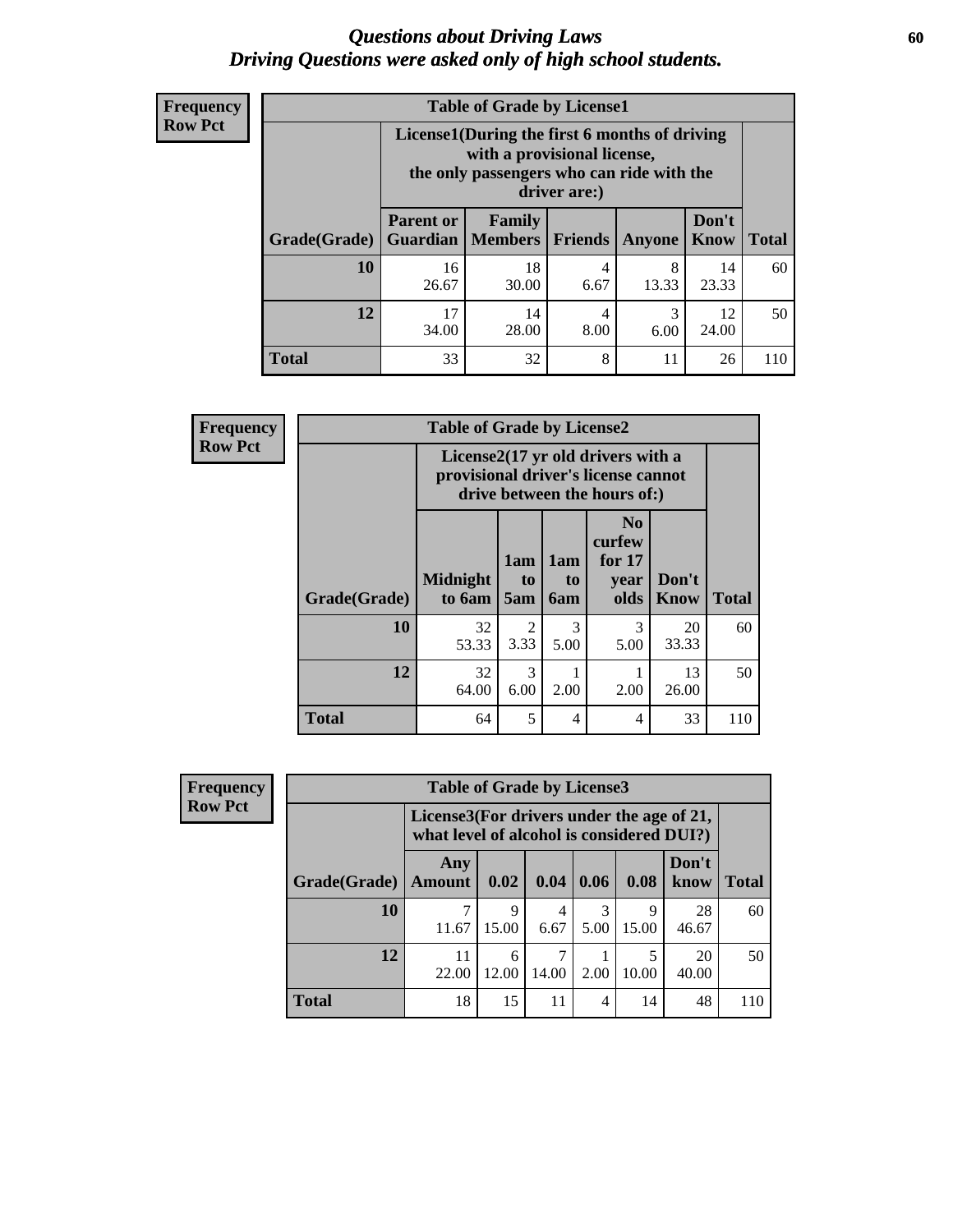# Questions about Driving Laws
## Driving Questions were asked only of high school students.

**Frequency**
**Row Pct**

**Table of Grade by License1**

| | License1(During the first 6 months of driving with a provisional license, the only passengers who can ride with the driver are:) | | | | | |
|---|---|---|---|---|---|---|
| Grade(Grade) | Parent or Guardian | Family Members | Friends | Anyone | Don't Know | Total |
| 10 | 16<br>26.67 | 18<br>30.00 | 4<br>6.67 | 8<br>13.33 | 14<br>23.33 | 60 |
| 12 | 17<br>34.00 | 14<br>28.00 | 4<br>8.00 | 3<br>6.00 | 12<br>24.00 | 50 |
| Total | 33 | 32 | 8 | 11 | 26 | 110 |

**Frequency**
**Row Pct**

**Table of Grade by License2**

| | License2(17 yr old drivers with a provisional driver's license cannot drive between the hours of:) | | | | | |
|---|---|---|---|---|---|---|
| Grade(Grade) | Midnight to 6am | 1am to 5am | 1am to 6am | No curfew for 17 year olds | Don't Know | Total |
| 10 | 32<br>53.33 | 2<br>3.33 | 3<br>5.00 | 3<br>5.00 | 20<br>33.33 | 60 |
| 12 | 32<br>64.00 | 3<br>6.00 | 1<br>2.00 | 1<br>2.00 | 13<br>26.00 | 50 |
| Total | 64 | 5 | 4 | 4 | 33 | 110 |

**Frequency**
**Row Pct**

**Table of Grade by License3**

| | License3(For drivers under the age of 21, what level of alcohol is considered DUI?) | | | | | | |
|---|---|---|---|---|---|---|---|
| Grade(Grade) | Any Amount | 0.02 | 0.04 | 0.06 | 0.08 | Don't know | Total |
| 10 | 7<br>11.67 | 9<br>15.00 | 4<br>6.67 | 3<br>5.00 | 9<br>15.00 | 28<br>46.67 | 60 |
| 12 | 11<br>22.00 | 6<br>12.00 | 7<br>14.00 | 1<br>2.00 | 5<br>10.00 | 20<br>40.00 | 50 |
| Total | 18 | 15 | 11 | 4 | 14 | 48 | 110 |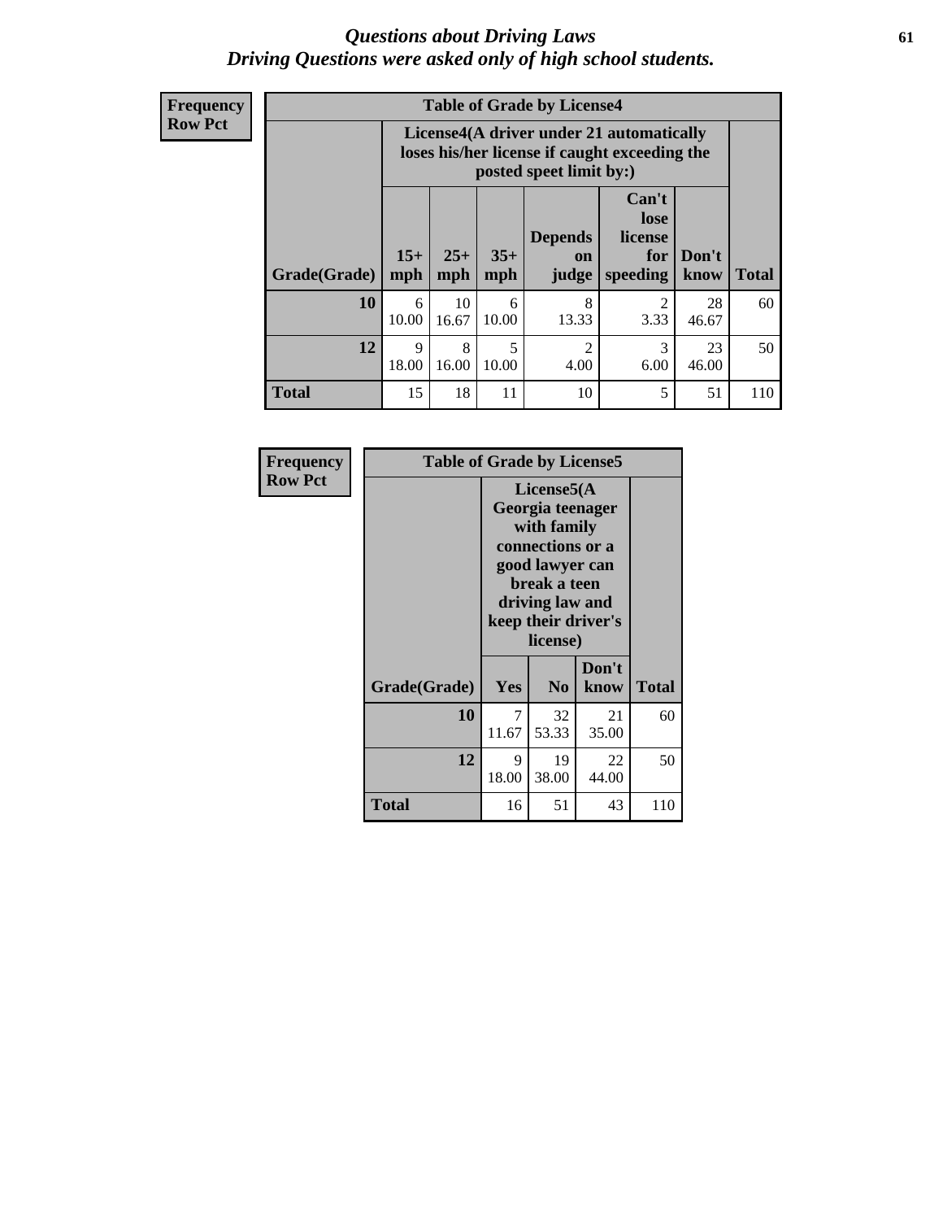## *Questions about Driving Laws*
## *Driving Questions were asked only of high school students.*

**Frequency**
**Row Pct**

| **Table of Grade by License4** | | | | | | | |
|---|---|---|---|---|---|---|---|
| | **License4(A driver under 21 automatically loses his/her license if caught exceeding the posted speet limit by:)** | | | | | | |
| **Grade(Grade)** | **15+ mph** | **25+ mph** | **35+ mph** | **Depends on judge** | **Can't lose license for speeding** | **Don't know** | **Total** |
| **10** | 6<br>10.00 | 10<br>16.67 | 6<br>10.00 | 8<br>13.33 | 2<br>3.33 | 28<br>46.67 | 60 |
| **12** | 9<br>18.00 | 8<br>16.00 | 5<br>10.00 | 2<br>4.00 | 3<br>6.00 | 23<br>46.00 | 50 |
| **Total** | 15 | 18 | 11 | 10 | 5 | 51 | 110 |

**Frequency**
**Row Pct**

| **Table of Grade by License5** | | | | |
|---|---|---|---|---|
| | **License5(A Georgia teenager with family connections or a good lawyer can break a teen driving law and keep their driver's license)** | | | |
| **Grade(Grade)** | **Yes** | **No** | **Don't know** | **Total** |
| **10** | 7<br>11.67 | 32<br>53.33 | 21<br>35.00 | 60 |
| **12** | 9<br>18.00 | 19<br>38.00 | 22<br>44.00 | 50 |
| **Total** | 16 | 51 | 43 | 110 |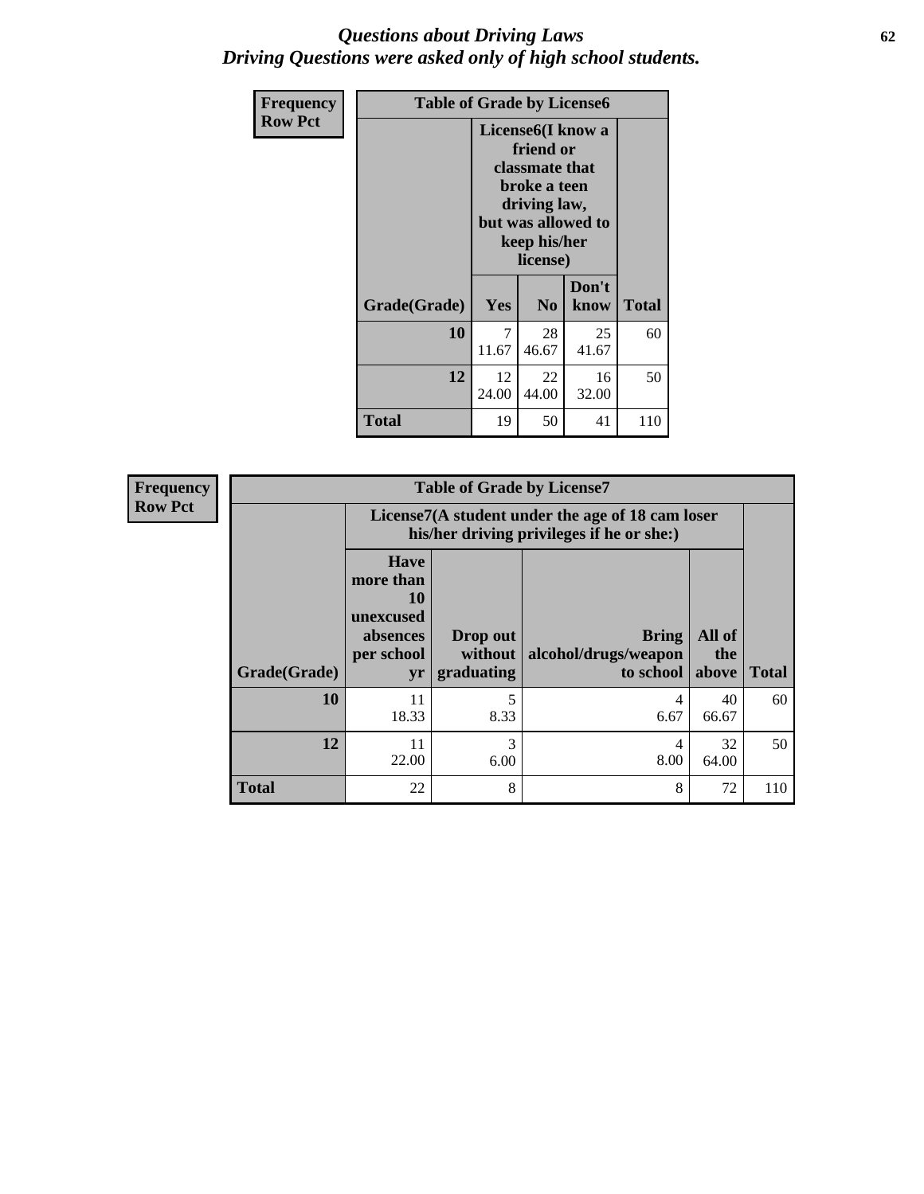*Questions about Driving Laws*
*Driving Questions were asked only of high school students.*

**Frequency**
**Row Pct**

| Table of Grade by License6 | | | | |
|---|---|---|---|---|
| | License6(I know a friend or classmate that broke a teen driving law, but was allowed to keep his/her license) | | | |
| Grade(Grade) | Yes | No | Don't know | Total |
| 10 | 7<br>11.67 | 28<br>46.67 | 25<br>41.67 | 60 |
| 12 | 12<br>24.00 | 22<br>44.00 | 16<br>32.00 | 50 |
| Total | 19 | 50 | 41 | 110 |

**Frequency**
**Row Pct**

| Table of Grade by License7 | | | | | |
|---|---|---|---|---|---|
| | License7(A student under the age of 18 cam loser his/her driving privileges if he or she:) | | | | |
| Grade(Grade) | Have more than 10 unexcused absences per school yr | Drop out without graduating | Bring alcohol/drugs/weapon to school | All of the above | Total |
| 10 | 11<br>18.33 | 5<br>8.33 | 4<br>6.67 | 40<br>66.67 | 60 |
| 12 | 11<br>22.00 | 3<br>6.00 | 4<br>8.00 | 32<br>64.00 | 50 |
| Total | 22 | 8 | 8 | 72 | 110 |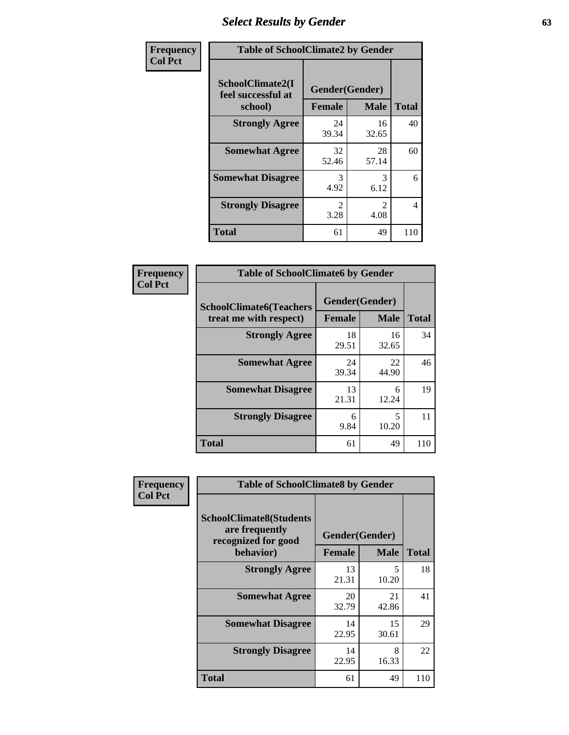# Select Results by Gender

**Frequency**
**Col Pct**

| Table of SchoolClimate2 by Gender | | | |
|---|---|---|---|
| SchoolClimate2(I feel successful at school) | Gender(Gender) | | |
| | Female | Male | Total |
| Strongly Agree | 24<br>39.34 | 16<br>32.65 | 40 |
| Somewhat Agree | 32<br>52.46 | 28<br>57.14 | 60 |
| Somewhat Disagree | 3<br>4.92 | 3<br>6.12 | 6 |
| Strongly Disagree | 2<br>3.28 | 2<br>4.08 | 4 |
| Total | 61 | 49 | 110 |

**Frequency**
**Col Pct**

| Table of SchoolClimate6 by Gender | | | |
|---|---|---|---|
| SchoolClimate6(Teachers treat me with respect) | Gender(Gender) | | |
| | Female | Male | Total |
| Strongly Agree | 18<br>29.51 | 16<br>32.65 | 34 |
| Somewhat Agree | 24<br>39.34 | 22<br>44.90 | 46 |
| Somewhat Disagree | 13<br>21.31 | 6<br>12.24 | 19 |
| Strongly Disagree | 6<br>9.84 | 5<br>10.20 | 11 |
| Total | 61 | 49 | 110 |

**Frequency**
**Col Pct**

| Table of SchoolClimate8 by Gender | | | |
|---|---|---|---|
| SchoolClimate8(Students are frequently recognized for good behavior) | Gender(Gender) | | |
| | Female | Male | Total |
| Strongly Agree | 13<br>21.31 | 5<br>10.20 | 18 |
| Somewhat Agree | 20<br>32.79 | 21<br>42.86 | 41 |
| Somewhat Disagree | 14<br>22.95 | 15<br>30.61 | 29 |
| Strongly Disagree | 14<br>22.95 | 8<br>16.33 | 22 |
| Total | 61 | 49 | 110 |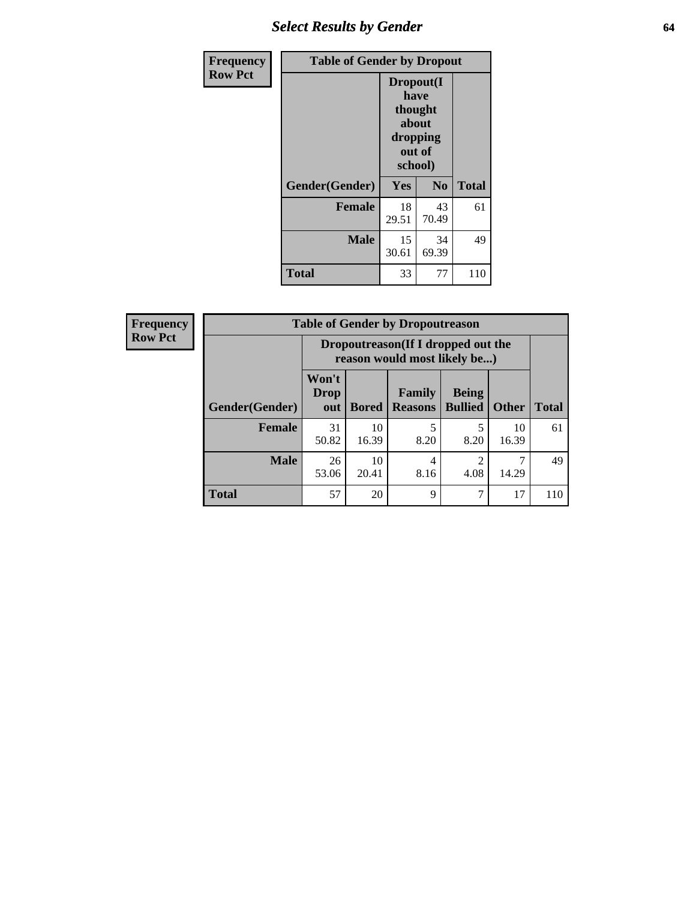## Select Results by Gender

**Frequency**
**Row Pct**

| Table of Gender by Dropout | | | |
|---|---|---|---|
| | Dropout(I have thought about dropping out of school) | | |
| Gender(Gender) | Yes | No | Total |
| **Female** | 18<br>29.51 | 43<br>70.49 | 61 |
| **Male** | 15<br>30.61 | 34<br>69.39 | 49 |
| **Total** | 33 | 77 | 110 |

**Frequency**
**Row Pct**

| Table of Gender by Dropoutreason | | | | | | |
|---|---|---|---|---|---|---|
| | Dropoutreason(If I dropped out the reason would most likely be...) | | | | | |
| Gender(Gender) | Won't Drop out | Bored | Family Reasons | Being Bullied | Other | Total |
| **Female** | 31<br>50.82 | 10<br>16.39 | 5<br>8.20 | 5<br>8.20 | 10<br>16.39 | 61 |
| **Male** | 26<br>53.06 | 10<br>20.41 | 4<br>8.16 | 2<br>4.08 | 7<br>14.29 | 49 |
| **Total** | 57 | 20 | 9 | 7 | 17 | 110 |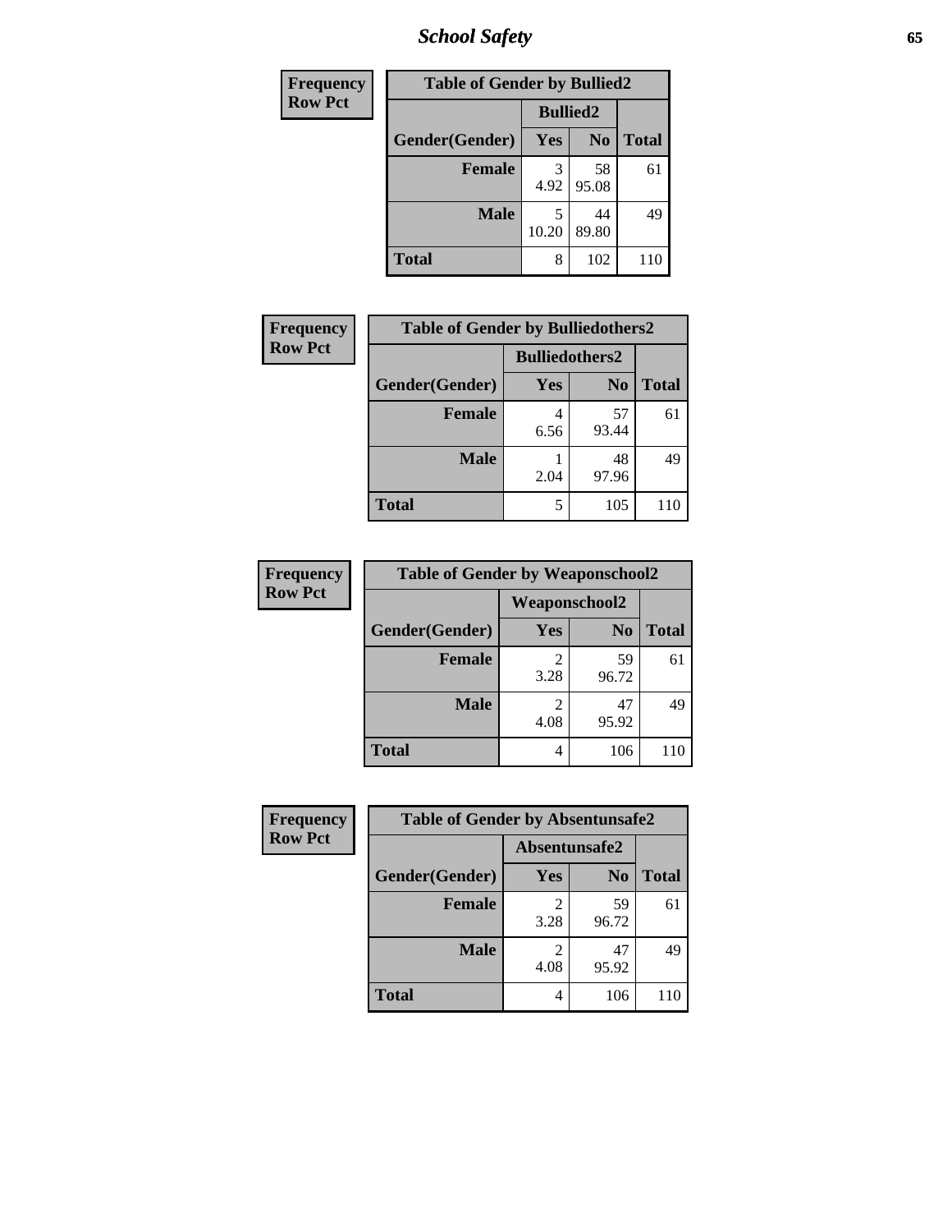| Frequency<br>Row Pct | | | |
|---|---|---|---|
| **Table of Gender by Bullied2** | | | |
| | **Bullied2** | | |
| **Gender(Gender)** | **Yes** | **No** | **Total** |
| **Female** | 3<br>4.92 | 58<br>95.08 | 61 |
| **Male** | 5<br>10.20 | 44<br>89.80 | 49 |
| **Total** | 8 | 102 | 110 |

| Frequency<br>Row Pct | | | |
|---|---|---|---|
| **Table of Gender by Bulliedothers2** | | | |
| | **Bulliedothers2** | | |
| **Gender(Gender)** | **Yes** | **No** | **Total** |
| **Female** | 4<br>6.56 | 57<br>93.44 | 61 |
| **Male** | 1<br>2.04 | 48<br>97.96 | 49 |
| **Total** | 5 | 105 | 110 |

| Frequency<br>Row Pct | | | |
|---|---|---|---|
| **Table of Gender by Weaponschool2** | | | |
| | **Weaponschool2** | | |
| **Gender(Gender)** | **Yes** | **No** | **Total** |
| **Female** | 2<br>3.28 | 59<br>96.72 | 61 |
| **Male** | 2<br>4.08 | 47<br>95.92 | 49 |
| **Total** | 4 | 106 | 110 |

| Frequency<br>Row Pct | | | |
|---|---|---|---|
| **Table of Gender by Absentunsafe2** | | | |
| | **Absentunsafe2** | | |
| **Gender(Gender)** | **Yes** | **No** | **Total** |
| **Female** | 2<br>3.28 | 59<br>96.72 | 61 |
| **Male** | 2<br>4.08 | 47<br>95.92 | 49 |
| **Total** | 4 | 106 | 110 |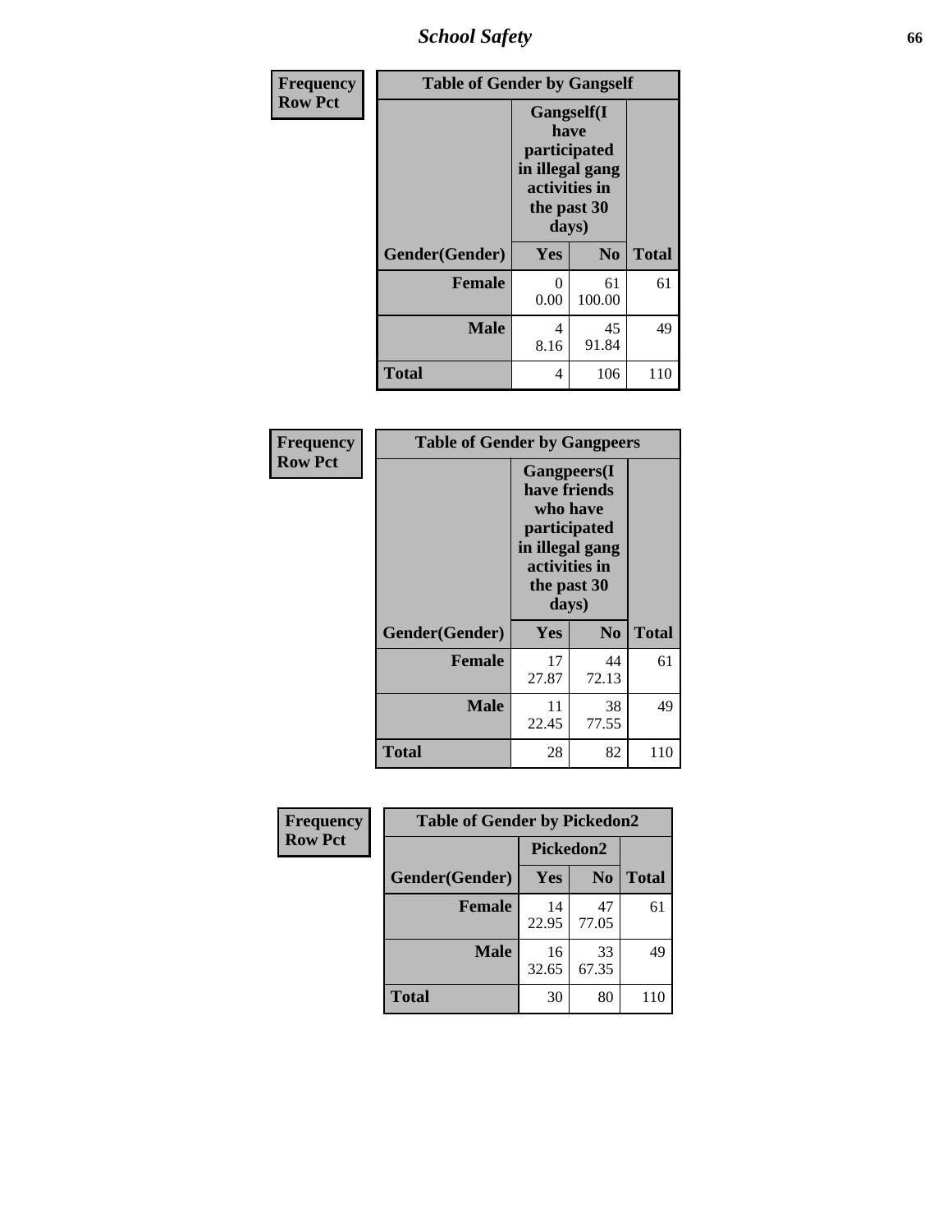| Frequency Row Pct | Table of Gender by Gangself | | |
|---|---|---|---|
| | Gangself(I have participated in illegal gang activities in the past 30 days) | | |
| Gender(Gender) | Yes | No | Total |
| Female | 0<br>0.00 | 61<br>100.00 | 61 |
| Male | 4<br>8.16 | 45<br>91.84 | 49 |
| Total | 4 | 106 | 110 |

| Frequency Row Pct | Table of Gender by Gangpeers | | |
|---|---|---|---|
| | Gangpeers(I have friends who have participated in illegal gang activities in the past 30 days) | | |
| Gender(Gender) | Yes | No | Total |
| Female | 17<br>27.87 | 44<br>72.13 | 61 |
| Male | 11<br>22.45 | 38<br>77.55 | 49 |
| Total | 28 | 82 | 110 |

| Frequency Row Pct | Table of Gender by Pickedon2 | | |
|---|---|---|---|
| | Pickedon2 | | |
| Gender(Gender) | Yes | No | Total |
| Female | 14<br>22.95 | 47<br>77.05 | 61 |
| Male | 16<br>32.65 | 33<br>67.35 | 49 |
| Total | 30 | 80 | 110 |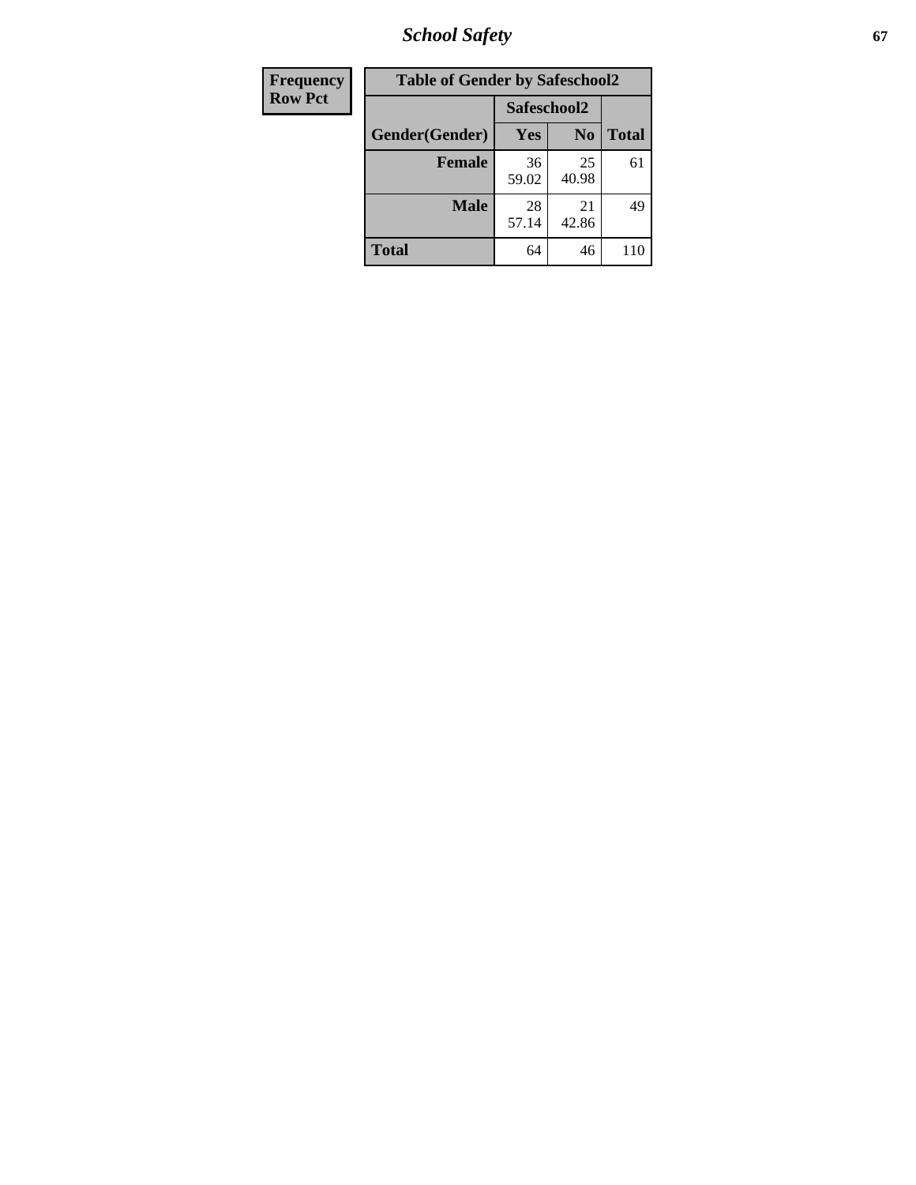| Frequency Row Pct |
|---|

**Table of Gender by Safeschool2**

| Gender(Gender) | Safeschool2 Yes | No | Total |
|---|---|---|---|
| **Female** | 36<br>59.02 | 25<br>40.98 | 61 |
| **Male** | 28<br>57.14 | 21<br>42.86 | 49 |
| **Total** | 64 | 46 | 110 |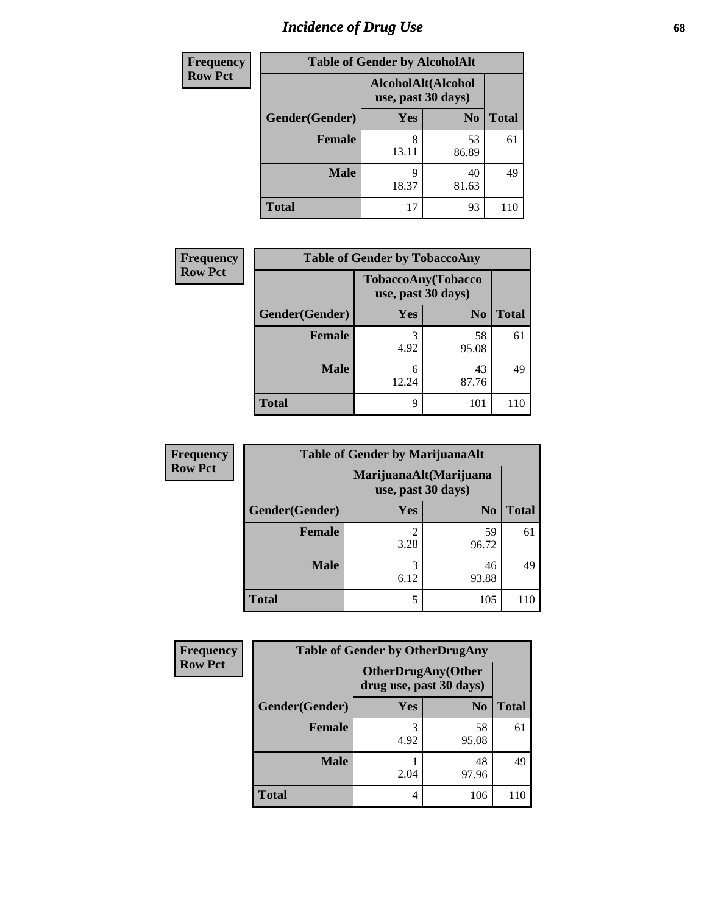# Incidence of Drug Use

| Frequency<br>Row Pct | | | |
|---|---|---|---|
| **Table of Gender by AlcoholAlt** | | | |
| | **AlcoholAlt(Alcohol use, past 30 days)** | | |
| **Gender(Gender)** | **Yes** | **No** | **Total** |
| **Female** | 8<br>13.11 | 53<br>86.89 | 61 |
| **Male** | 9<br>18.37 | 40<br>81.63 | 49 |
| **Total** | 17 | 93 | 110 |

| Frequency<br>Row Pct | | | |
|---|---|---|---|
| **Table of Gender by TobaccoAny** | | | |
| | **TobaccoAny(Tobacco use, past 30 days)** | | |
| **Gender(Gender)** | **Yes** | **No** | **Total** |
| **Female** | 3<br>4.92 | 58<br>95.08 | 61 |
| **Male** | 6<br>12.24 | 43<br>87.76 | 49 |
| **Total** | 9 | 101 | 110 |

| Frequency<br>Row Pct | | | |
|---|---|---|---|
| **Table of Gender by MarijuanaAlt** | | | |
| | **MarijuanaAlt(Marijuana use, past 30 days)** | | |
| **Gender(Gender)** | **Yes** | **No** | **Total** |
| **Female** | 2<br>3.28 | 59<br>96.72 | 61 |
| **Male** | 3<br>6.12 | 46<br>93.88 | 49 |
| **Total** | 5 | 105 | 110 |

| Frequency<br>Row Pct | | | |
|---|---|---|---|
| **Table of Gender by OtherDrugAny** | | | |
| | **OtherDrugAny(Other drug use, past 30 days)** | | |
| **Gender(Gender)** | **Yes** | **No** | **Total** |
| **Female** | 3<br>4.92 | 58<br>95.08 | 61 |
| **Male** | 1<br>2.04 | 48<br>97.96 | 49 |
| **Total** | 4 | 106 | 110 |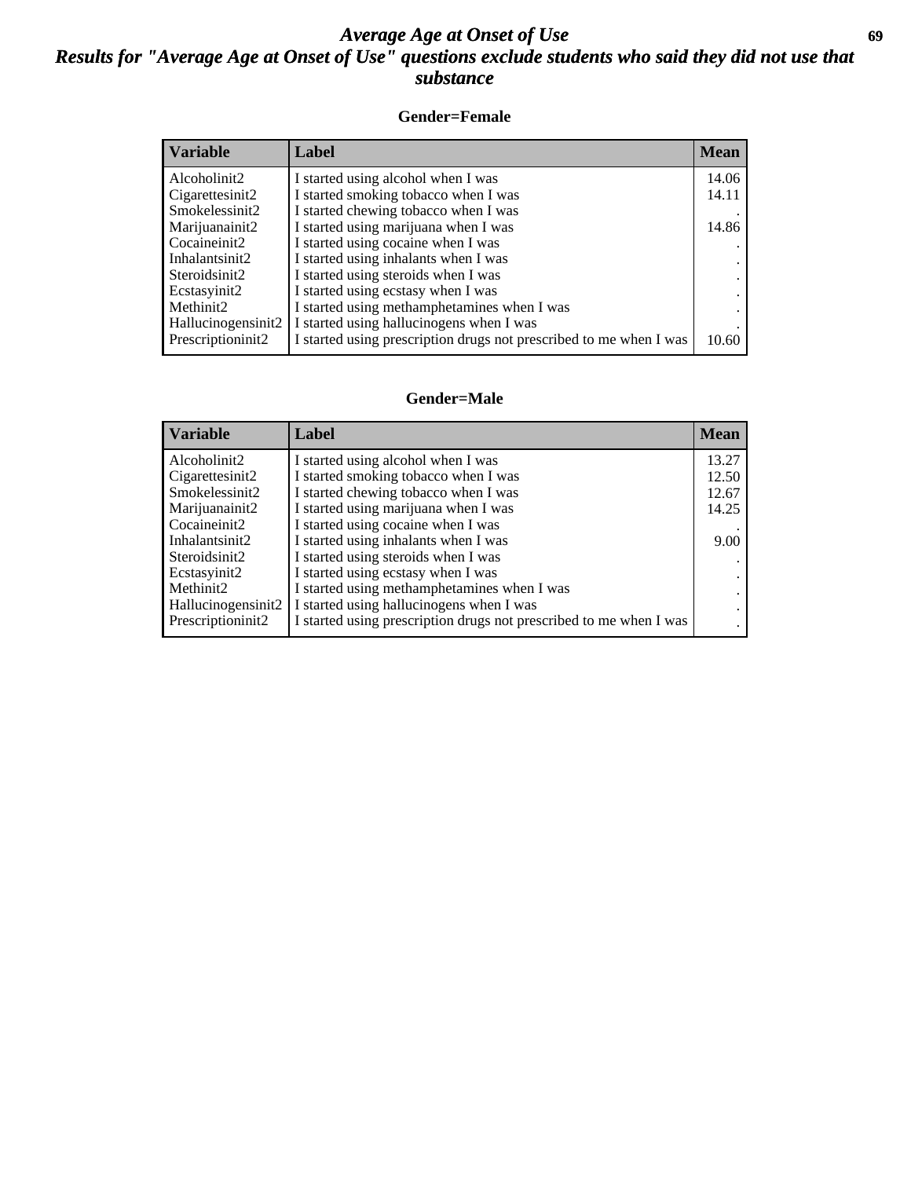# *Average Age at Onset of Use*

## *Results for "Average Age at Onset of Use" questions exclude students who said they did not use that substance*

### Gender=Female

| Variable | Label | Mean |
|---|---|---|
| Alcoholinit2 | I started using alcohol when I was | 14.06 |
| Cigarettesinit2 | I started smoking tobacco when I was | 14.11 |
| Smokelessinit2 | I started chewing tobacco when I was | . |
| Marijuanainit2 | I started using marijuana when I was | 14.86 |
| Cocaineinit2 | I started using cocaine when I was | . |
| Inhalantsinit2 | I started using inhalants when I was | . |
| Steroidsinit2 | I started using steroids when I was | . |
| Ecstasyinit2 | I started using ecstasy when I was | . |
| Methinit2 | I started using methamphetamines when I was | . |
| Hallucinogensinit2 | I started using hallucinogens when I was | . |
| Prescriptioninit2 | I started using prescription drugs not prescribed to me when I was | 10.60 |

### Gender=Male

| Variable | Label | Mean |
|---|---|---|
| Alcoholinit2 | I started using alcohol when I was | 13.27 |
| Cigarettesinit2 | I started smoking tobacco when I was | 12.50 |
| Smokelessinit2 | I started chewing tobacco when I was | 12.67 |
| Marijuanainit2 | I started using marijuana when I was | 14.25 |
| Cocaineinit2 | I started using cocaine when I was | . |
| Inhalantsinit2 | I started using inhalants when I was | 9.00 |
| Steroidsinit2 | I started using steroids when I was | . |
| Ecstasyinit2 | I started using ecstasy when I was | . |
| Methinit2 | I started using methamphetamines when I was | . |
| Hallucinogensinit2 | I started using hallucinogens when I was | . |
| Prescriptioninit2 | I started using prescription drugs not prescribed to me when I was | . |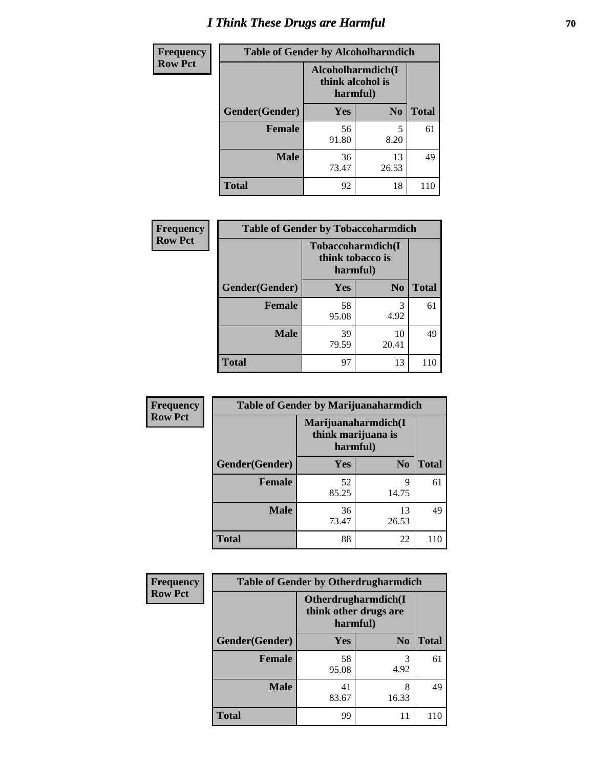# I Think These Drugs are Harmful

| Frequency Row Pct | Table of Gender by Alcoholharmdich | | |
|---|---|---|---|
| | Alcoholharmdich(I think alcohol is harmful) | | |
| Gender(Gender) | Yes | No | Total |
| Female | 56<br>91.80 | 5<br>8.20 | 61 |
| Male | 36<br>73.47 | 13<br>26.53 | 49 |
| Total | 92 | 18 | 110 |

| Frequency Row Pct | Table of Gender by Tobaccoharmdich | | |
|---|---|---|---|
| | Tobaccoharmdich(I think tobacco is harmful) | | |
| Gender(Gender) | Yes | No | Total |
| Female | 58<br>95.08 | 3<br>4.92 | 61 |
| Male | 39<br>79.59 | 10<br>20.41 | 49 |
| Total | 97 | 13 | 110 |

| Frequency Row Pct | Table of Gender by Marijuanaharmdich | | |
|---|---|---|---|
| | Marijuanaharmdich(I think marijuana is harmful) | | |
| Gender(Gender) | Yes | No | Total |
| Female | 52<br>85.25 | 9<br>14.75 | 61 |
| Male | 36<br>73.47 | 13<br>26.53 | 49 |
| Total | 88 | 22 | 110 |

| Frequency Row Pct | Table of Gender by Otherdrugharmdich | | |
|---|---|---|---|
| | Otherdrugharmdich(I think other drugs are harmful) | | |
| Gender(Gender) | Yes | No | Total |
| Female | 58<br>95.08 | 3<br>4.92 | 61 |
| Male | 41<br>83.67 | 8<br>16.33 | 49 |
| Total | 99 | 11 | 110 |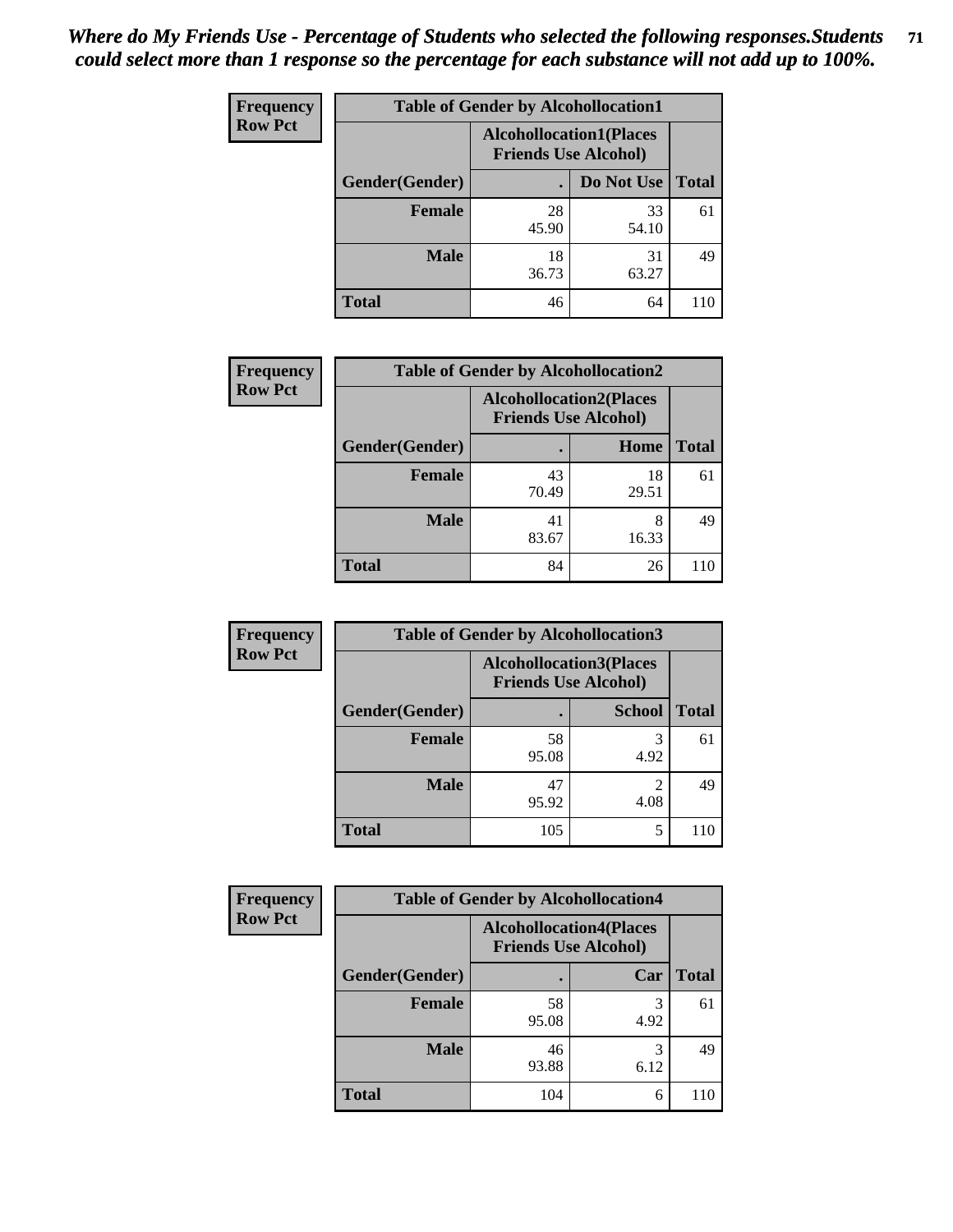*Where do My Friends Use - Percentage of Students who selected the following responses.Students could select more than 1 response so the percentage for each substance will not add up to 100%.*

**Frequency Row Pct**

| Table of Gender by Alcohollocation1 | | | |
|---|---|---|---|
| | Alcohollocation1(Places Friends Use Alcohol) | | |
| Gender(Gender) | . | Do Not Use | Total |
| Female | 28<br>45.90 | 33<br>54.10 | 61 |
| Male | 18<br>36.73 | 31<br>63.27 | 49 |
| Total | 46 | 64 | 110 |

**Frequency Row Pct**

| Table of Gender by Alcohollocation2 | | | |
|---|---|---|---|
| | Alcohollocation2(Places Friends Use Alcohol) | | |
| Gender(Gender) | . | Home | Total |
| Female | 43<br>70.49 | 18<br>29.51 | 61 |
| Male | 41<br>83.67 | 8<br>16.33 | 49 |
| Total | 84 | 26 | 110 |

**Frequency Row Pct**

| Table of Gender by Alcohollocation3 | | | |
|---|---|---|---|
| | Alcohollocation3(Places Friends Use Alcohol) | | |
| Gender(Gender) | . | School | Total |
| Female | 58<br>95.08 | 3<br>4.92 | 61 |
| Male | 47<br>95.92 | 2<br>4.08 | 49 |
| Total | 105 | 5 | 110 |

**Frequency Row Pct**

| Table of Gender by Alcohollocation4 | | | |
|---|---|---|---|
| | Alcohollocation4(Places Friends Use Alcohol) | | |
| Gender(Gender) | . | Car | Total |
| Female | 58<br>95.08 | 3<br>4.92 | 61 |
| Male | 46<br>93.88 | 3<br>6.12 | 49 |
| Total | 104 | 6 | 110 |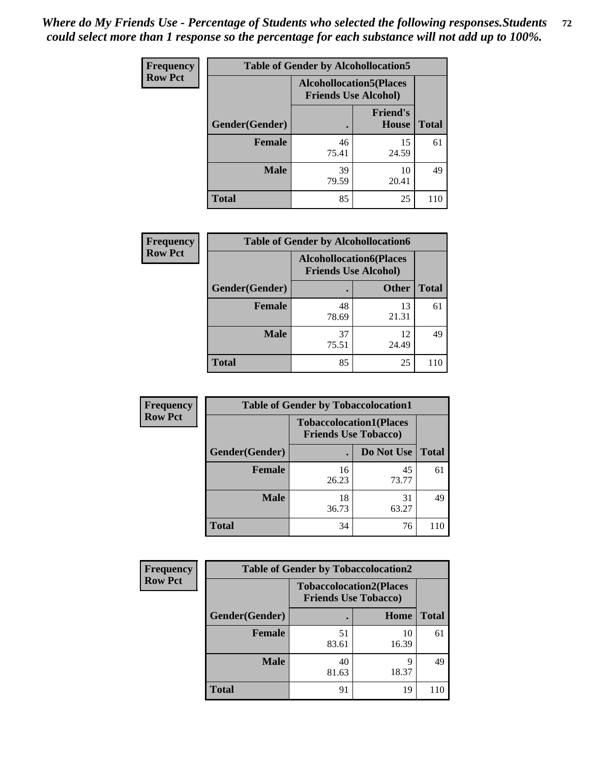*Where do My Friends Use - Percentage of Students who selected the following responses.Students could select more than 1 response so the percentage for each substance will not add up to 100%.*

**Frequency Row Pct**

| Table of Gender by Alcohollocation5 | | | |
|---|---|---|---|
| | Alcohollocation5(Places Friends Use Alcohol) | | |
| Gender(Gender) | . | Friend's House | Total |
| Female | 46<br>75.41 | 15<br>24.59 | 61 |
| Male | 39<br>79.59 | 10<br>20.41 | 49 |
| Total | 85 | 25 | 110 |

**Frequency Row Pct**

| Table of Gender by Alcohollocation6 | | | |
|---|---|---|---|
| | Alcohollocation6(Places Friends Use Alcohol) | | |
| Gender(Gender) | . | Other | Total |
| Female | 48<br>78.69 | 13<br>21.31 | 61 |
| Male | 37<br>75.51 | 12<br>24.49 | 49 |
| Total | 85 | 25 | 110 |

**Frequency Row Pct**

| Table of Gender by Tobaccolocation1 | | | |
|---|---|---|---|
| | Tobaccolocation1(Places Friends Use Tobacco) | | |
| Gender(Gender) | . | Do Not Use | Total |
| Female | 16<br>26.23 | 45<br>73.77 | 61 |
| Male | 18<br>36.73 | 31<br>63.27 | 49 |
| Total | 34 | 76 | 110 |

**Frequency Row Pct**

| Table of Gender by Tobaccolocation2 | | | |
|---|---|---|---|
| | Tobaccolocation2(Places Friends Use Tobacco) | | |
| Gender(Gender) | . | Home | Total |
| Female | 51<br>83.61 | 10<br>16.39 | 61 |
| Male | 40<br>81.63 | 9<br>18.37 | 49 |
| Total | 91 | 19 | 110 |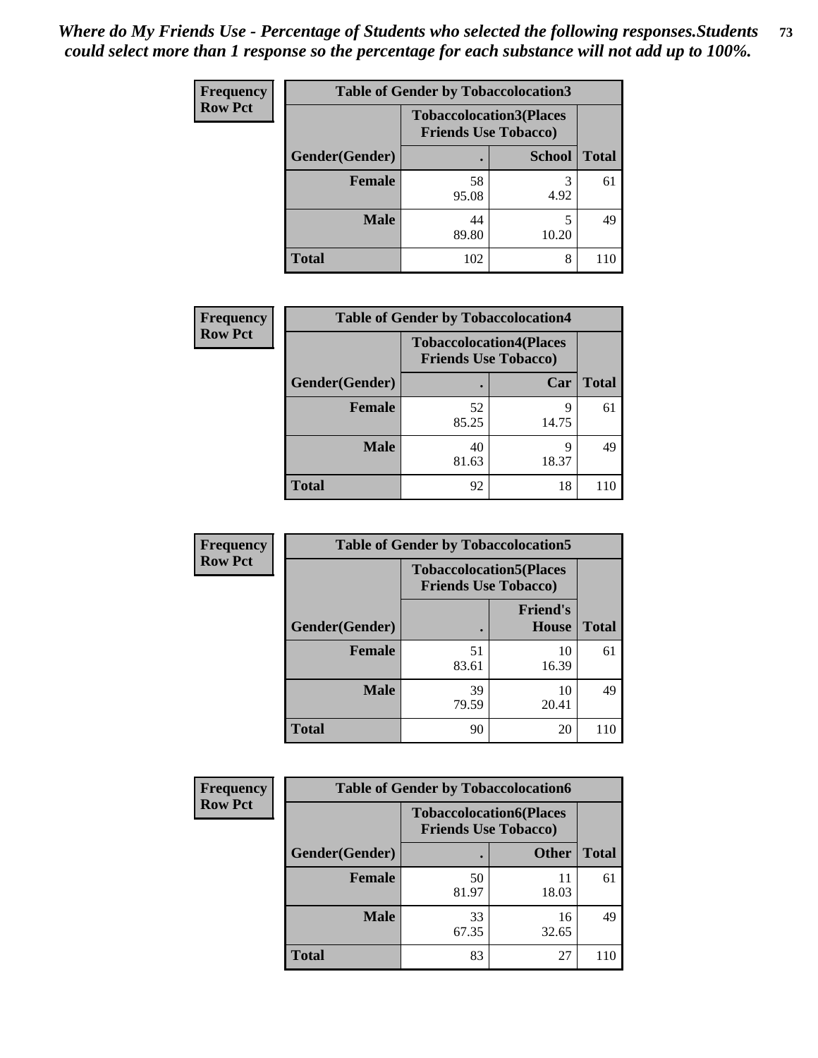*Where do My Friends Use - Percentage of Students who selected the following responses.Students could select more than 1 response so the percentage for each substance will not add up to 100%.*

**Frequency**
**Row Pct**

| Table of Gender by Tobaccolocation3 | | | |
|---|---|---|---|
| | Tobaccolocation3(Places Friends Use Tobacco) | | |
| Gender(Gender) | . | School | Total |
| Female | 58<br>95.08 | 3<br>4.92 | 61 |
| Male | 44<br>89.80 | 5<br>10.20 | 49 |
| Total | 102 | 8 | 110 |

**Frequency**
**Row Pct**

| Table of Gender by Tobaccolocation4 | | | |
|---|---|---|---|
| | Tobaccolocation4(Places Friends Use Tobacco) | | |
| Gender(Gender) | . | Car | Total |
| Female | 52<br>85.25 | 9<br>14.75 | 61 |
| Male | 40<br>81.63 | 9<br>18.37 | 49 |
| Total | 92 | 18 | 110 |

**Frequency**
**Row Pct**

| Table of Gender by Tobaccolocation5 | | | |
|---|---|---|---|
| | Tobaccolocation5(Places Friends Use Tobacco) | | |
| Gender(Gender) | . | Friend's House | Total |
| Female | 51<br>83.61 | 10<br>16.39 | 61 |
| Male | 39<br>79.59 | 10<br>20.41 | 49 |
| Total | 90 | 20 | 110 |

**Frequency**
**Row Pct**

| Table of Gender by Tobaccolocation6 | | | |
|---|---|---|---|
| | Tobaccolocation6(Places Friends Use Tobacco) | | |
| Gender(Gender) | . | Other | Total |
| Female | 50<br>81.97 | 11<br>18.03 | 61 |
| Male | 33<br>67.35 | 16<br>32.65 | 49 |
| Total | 83 | 27 | 110 |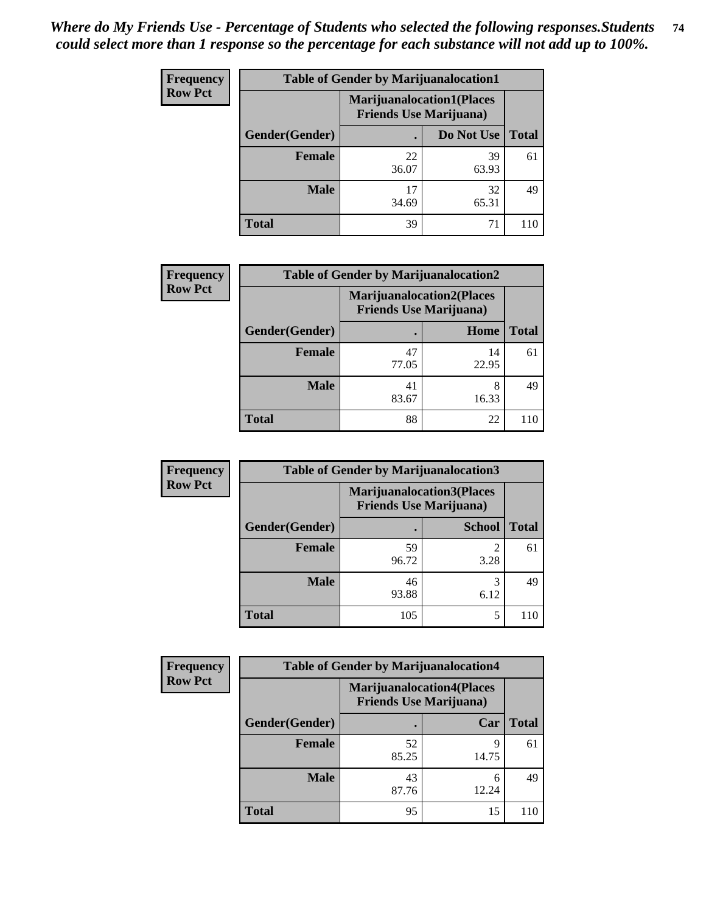*Where do My Friends Use - Percentage of Students who selected the following responses.Students could select more than 1 response so the percentage for each substance will not add up to 100%.*

**Frequency**
**Row Pct**

| Table of Gender by Marijuanalocation1 | | | |
|---|---|---|---|
| | Marijuanalocation1(Places Friends Use Marijuana) | | |
| Gender(Gender) | . | Do Not Use | Total |
| **Female** | 22<br>36.07 | 39<br>63.93 | 61 |
| **Male** | 17<br>34.69 | 32<br>65.31 | 49 |
| **Total** | 39 | 71 | 110 |

**Frequency**
**Row Pct**

| Table of Gender by Marijuanalocation2 | | | |
|---|---|---|---|
| | Marijuanalocation2(Places Friends Use Marijuana) | | |
| Gender(Gender) | . | Home | Total |
| **Female** | 47<br>77.05 | 14<br>22.95 | 61 |
| **Male** | 41<br>83.67 | 8<br>16.33 | 49 |
| **Total** | 88 | 22 | 110 |

**Frequency**
**Row Pct**

| Table of Gender by Marijuanalocation3 | | | |
|---|---|---|---|
| | Marijuanalocation3(Places Friends Use Marijuana) | | |
| Gender(Gender) | . | School | Total |
| **Female** | 59<br>96.72 | 2<br>3.28 | 61 |
| **Male** | 46<br>93.88 | 3<br>6.12 | 49 |
| **Total** | 105 | 5 | 110 |

**Frequency**
**Row Pct**

| Table of Gender by Marijuanalocation4 | | | |
|---|---|---|---|
| | Marijuanalocation4(Places Friends Use Marijuana) | | |
| Gender(Gender) | . | Car | Total |
| **Female** | 52<br>85.25 | 9<br>14.75 | 61 |
| **Male** | 43<br>87.76 | 6<br>12.24 | 49 |
| **Total** | 95 | 15 | 110 |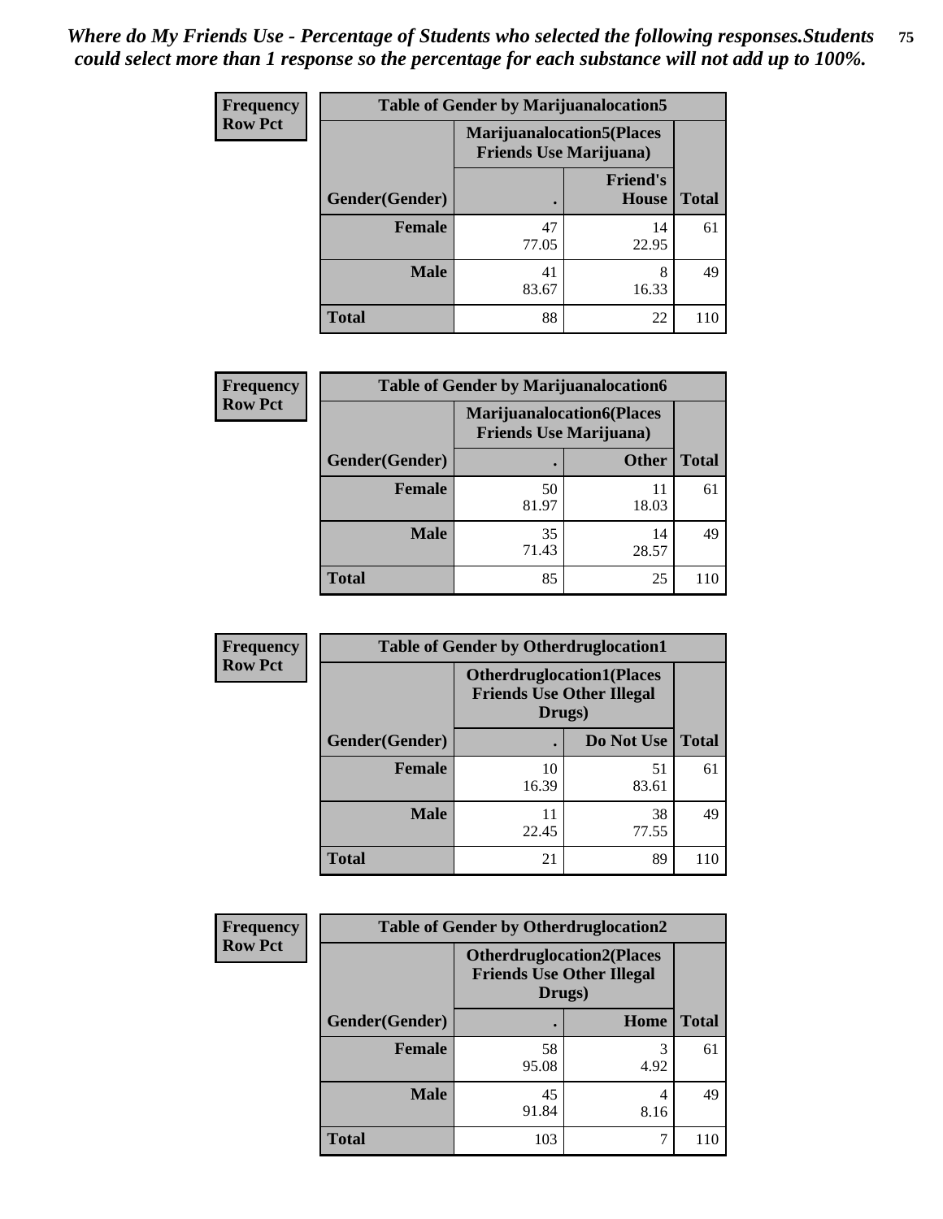*Where do My Friends Use - Percentage of Students who selected the following responses.Students could select more than 1 response so the percentage for each substance will not add up to 100%.*

**Frequency**
**Row Pct**

| Table of Gender by Marijuanalocation5 | | | |
|---|---|---|---|
| | Marijuanalocation5(Places Friends Use Marijuana) | | |
| Gender(Gender) | . | Friend's House | Total |
| **Female** | 47<br>77.05 | 14<br>22.95 | 61 |
| **Male** | 41<br>83.67 | 8<br>16.33 | 49 |
| **Total** | 88 | 22 | 110 |

**Frequency**
**Row Pct**

| Table of Gender by Marijuanalocation6 | | | |
|---|---|---|---|
| | Marijuanalocation6(Places Friends Use Marijuana) | | |
| Gender(Gender) | . | Other | Total |
| **Female** | 50<br>81.97 | 11<br>18.03 | 61 |
| **Male** | 35<br>71.43 | 14<br>28.57 | 49 |
| **Total** | 85 | 25 | 110 |

**Frequency**
**Row Pct**

| Table of Gender by Otherdruglocation1 | | | |
|---|---|---|---|
| | Otherdruglocation1(Places Friends Use Other Illegal Drugs) | | |
| Gender(Gender) | . | Do Not Use | Total |
| **Female** | 10<br>16.39 | 51<br>83.61 | 61 |
| **Male** | 11<br>22.45 | 38<br>77.55 | 49 |
| **Total** | 21 | 89 | 110 |

**Frequency**
**Row Pct**

| Table of Gender by Otherdruglocation2 | | | |
|---|---|---|---|
| | Otherdruglocation2(Places Friends Use Other Illegal Drugs) | | |
| Gender(Gender) | . | Home | Total |
| **Female** | 58<br>95.08 | 3<br>4.92 | 61 |
| **Male** | 45<br>91.84 | 4<br>8.16 | 49 |
| **Total** | 103 | 7 | 110 |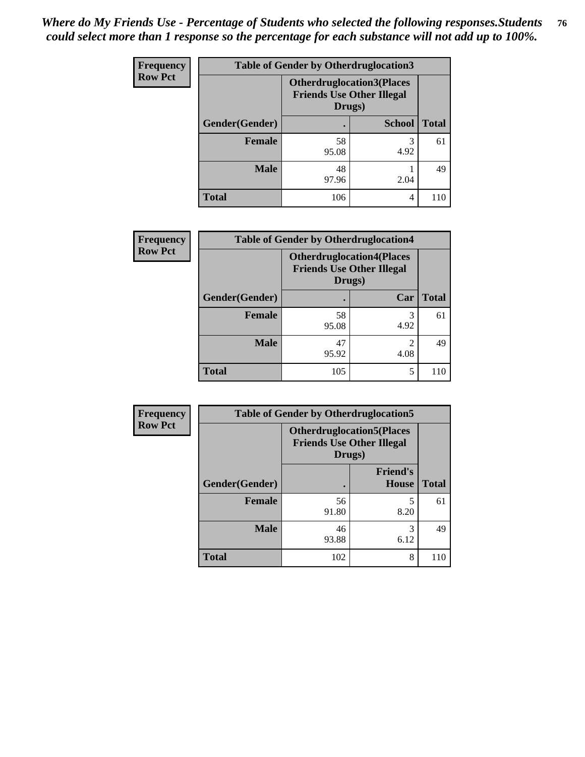*Where do My Friends Use - Percentage of Students who selected the following responses.Students could select more than 1 response so the percentage for each substance will not add up to 100%.*

**Frequency**
**Row Pct**

| Table of Gender by Otherdruglocation3 | | | |
|---|---|---|---|
| | Otherdruglocation3(Places Friends Use Other Illegal Drugs) | | |
| Gender(Gender) | . | School | Total |
| Female | 58<br>95.08 | 3<br>4.92 | 61 |
| Male | 48<br>97.96 | 1<br>2.04 | 49 |
| Total | 106 | 4 | 110 |

**Frequency**
**Row Pct**

| Table of Gender by Otherdruglocation4 | | | |
|---|---|---|---|
| | Otherdruglocation4(Places Friends Use Other Illegal Drugs) | | |
| Gender(Gender) | . | Car | Total |
| Female | 58<br>95.08 | 3<br>4.92 | 61 |
| Male | 47<br>95.92 | 2<br>4.08 | 49 |
| Total | 105 | 5 | 110 |

**Frequency**
**Row Pct**

| Table of Gender by Otherdruglocation5 | | | |
|---|---|---|---|
| | Otherdruglocation5(Places Friends Use Other Illegal Drugs) | | |
| Gender(Gender) | . | Friend's House | Total |
| Female | 56<br>91.80 | 5<br>8.20 | 61 |
| Male | 46<br>93.88 | 3<br>6.12 | 49 |
| Total | 102 | 8 | 110 |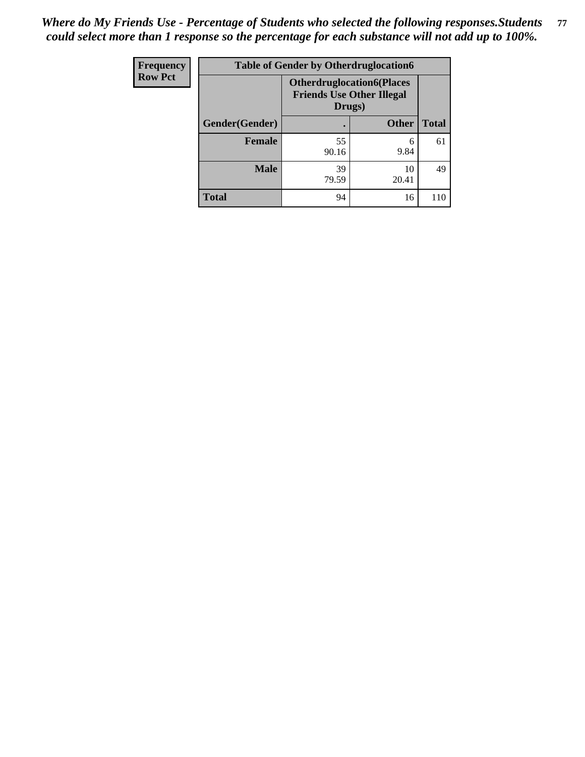*Where do My Friends Use - Percentage of Students who selected the following responses.Students could select more than 1 response so the percentage for each substance will not add up to 100%.*

| Frequency<br>Row Pct | Table of Gender by Otherdruglocation6 | | |
|---|---|---|---|
| | Otherdruglocation6(Places Friends Use Other Illegal Drugs) | | |
| Gender(Gender) | . | Other | Total |
| Female | 55<br>90.16 | 6<br>9.84 | 61 |
| Male | 39<br>79.59 | 10<br>20.41 | 49 |
| Total | 94 | 16 | 110 |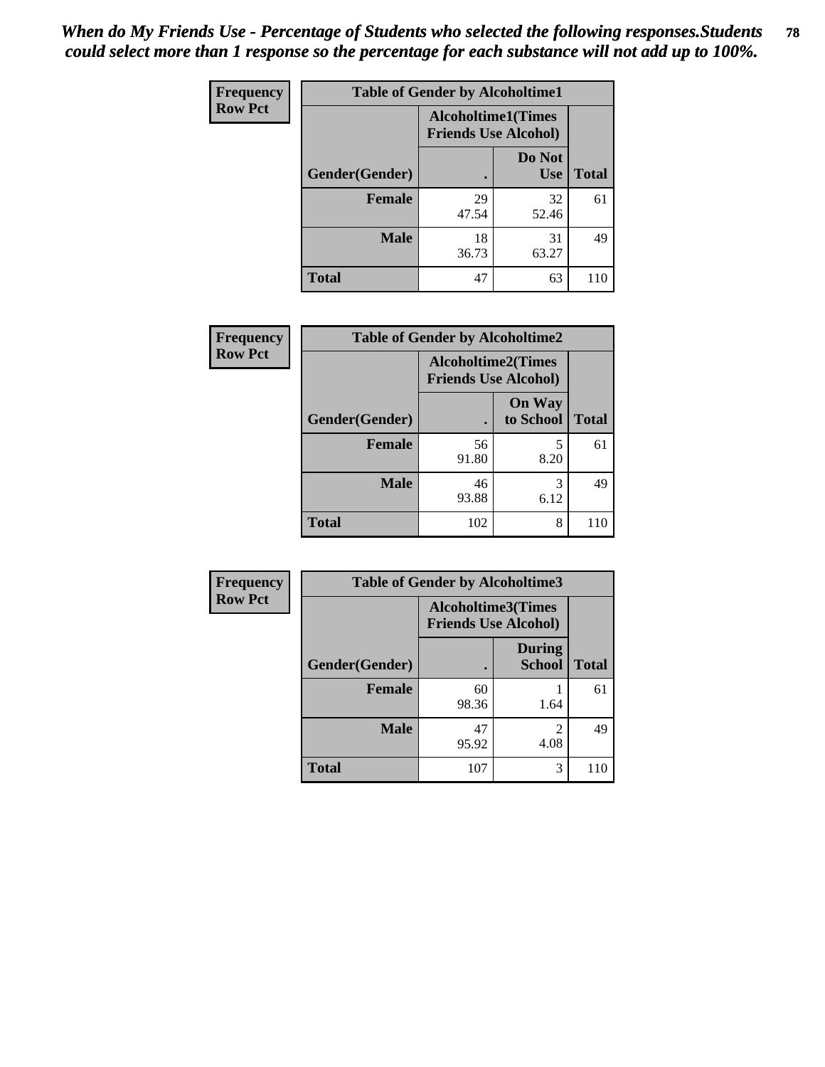*When do My Friends Use - Percentage of Students who selected the following responses.Students could select more than 1 response so the percentage for each substance will not add up to 100%.*

**Frequency**
**Row Pct**

| Table of Gender by Alcoholtime1 | | | |
|---|---|---|---|
| | Alcoholtime1(Times Friends Use Alcohol) | | |
| Gender(Gender) | . | Do Not Use | Total |
| **Female** | 29<br>47.54 | 32<br>52.46 | 61 |
| **Male** | 18<br>36.73 | 31<br>63.27 | 49 |
| **Total** | 47 | 63 | 110 |

**Frequency**
**Row Pct**

| Table of Gender by Alcoholtime2 | | | |
|---|---|---|---|
| | Alcoholtime2(Times Friends Use Alcohol) | | |
| Gender(Gender) | . | On Way to School | Total |
| **Female** | 56<br>91.80 | 5<br>8.20 | 61 |
| **Male** | 46<br>93.88 | 3<br>6.12 | 49 |
| **Total** | 102 | 8 | 110 |

**Frequency**
**Row Pct**

| Table of Gender by Alcoholtime3 | | | |
|---|---|---|---|
| | Alcoholtime3(Times Friends Use Alcohol) | | |
| Gender(Gender) | . | During School | Total |
| **Female** | 60<br>98.36 | 1<br>1.64 | 61 |
| **Male** | 47<br>95.92 | 2<br>4.08 | 49 |
| **Total** | 107 | 3 | 110 |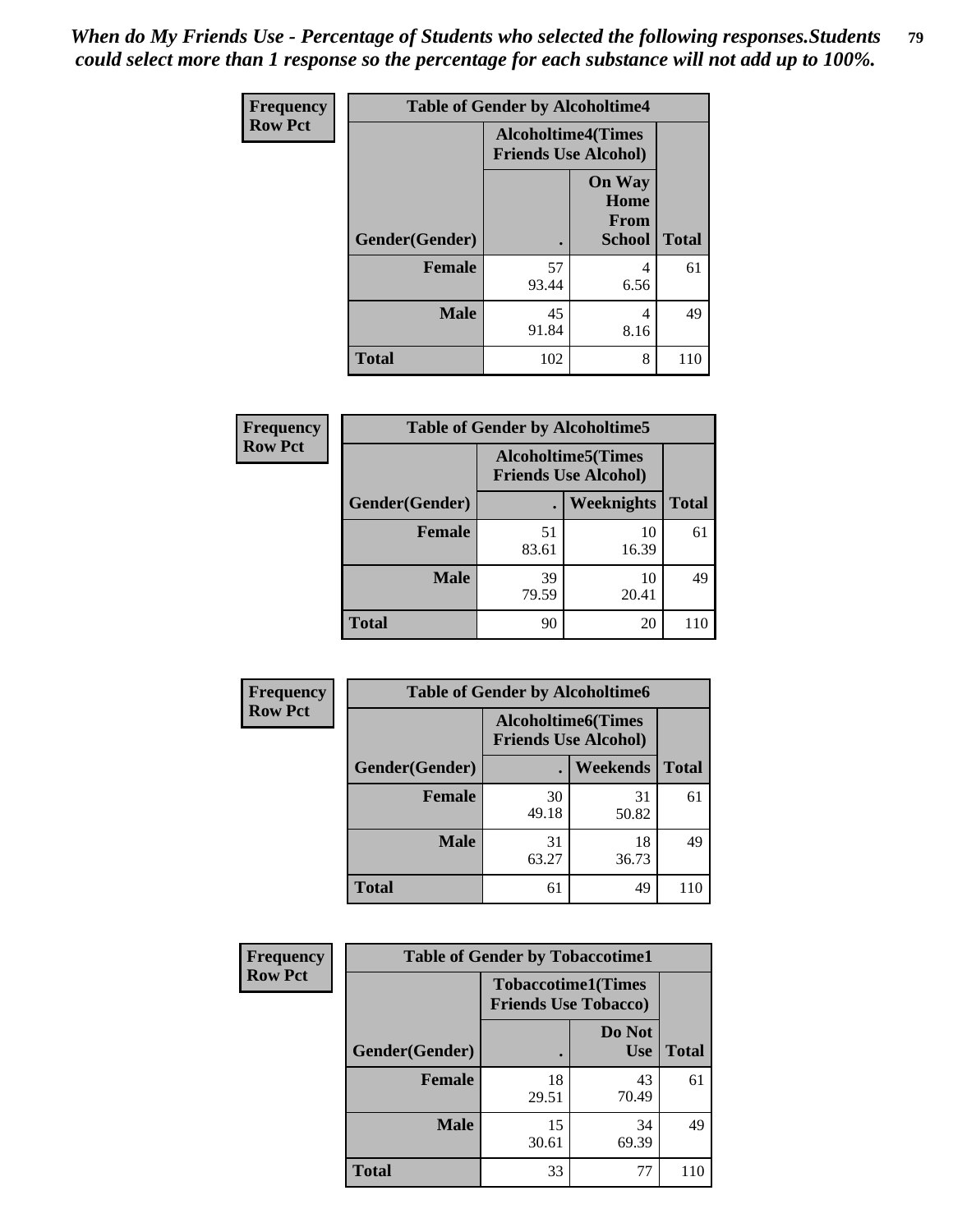*When do My Friends Use - Percentage of Students who selected the following responses.Students could select more than 1 response so the percentage for each substance will not add up to 100%.*

**Frequency**
**Row Pct**

| Table of Gender by Alcoholtime4 | | | |
|---|---|---|---|
| | Alcoholtime4(Times Friends Use Alcohol) | | |
| Gender(Gender) | . | On Way Home From School | Total |
| **Female** | 57<br>93.44 | 4<br>6.56 | 61 |
| **Male** | 45<br>91.84 | 4<br>8.16 | 49 |
| **Total** | 102 | 8 | 110 |

**Frequency**
**Row Pct**

| Table of Gender by Alcoholtime5 | | | |
|---|---|---|---|
| | Alcoholtime5(Times Friends Use Alcohol) | | |
| Gender(Gender) | . | Weeknights | Total |
| **Female** | 51<br>83.61 | 10<br>16.39 | 61 |
| **Male** | 39<br>79.59 | 10<br>20.41 | 49 |
| **Total** | 90 | 20 | 110 |

**Frequency**
**Row Pct**

| Table of Gender by Alcoholtime6 | | | |
|---|---|---|---|
| | Alcoholtime6(Times Friends Use Alcohol) | | |
| Gender(Gender) | . | Weekends | Total |
| **Female** | 30<br>49.18 | 31<br>50.82 | 61 |
| **Male** | 31<br>63.27 | 18<br>36.73 | 49 |
| **Total** | 61 | 49 | 110 |

**Frequency**
**Row Pct**

| Table of Gender by Tobaccotime1 | | | |
|---|---|---|---|
| | Tobaccotime1(Times Friends Use Tobacco) | | |
| Gender(Gender) | . | Do Not Use | Total |
| **Female** | 18<br>29.51 | 43<br>70.49 | 61 |
| **Male** | 15<br>30.61 | 34<br>69.39 | 49 |
| **Total** | 33 | 77 | 110 |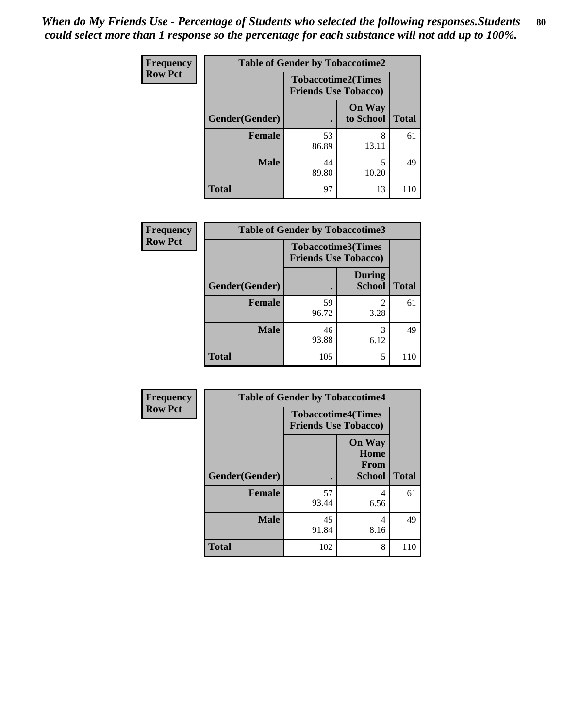*When do My Friends Use - Percentage of Students who selected the following responses.Students could select more than 1 response so the percentage for each substance will not add up to 100%.*

**Frequency**
**Row Pct**

| Table of Gender by Tobaccotime2 | | | |
|---|---|---|---|
| | Tobaccotime2(Times Friends Use Tobacco) | | |
| Gender(Gender) | . | On Way to School | Total |
| **Female** | 53<br>86.89 | 8<br>13.11 | 61 |
| **Male** | 44<br>89.80 | 5<br>10.20 | 49 |
| **Total** | 97 | 13 | 110 |

**Frequency**
**Row Pct**

| Table of Gender by Tobaccotime3 | | | |
|---|---|---|---|
| | Tobaccotime3(Times Friends Use Tobacco) | | |
| Gender(Gender) | . | During School | Total |
| **Female** | 59<br>96.72 | 2<br>3.28 | 61 |
| **Male** | 46<br>93.88 | 3<br>6.12 | 49 |
| **Total** | 105 | 5 | 110 |

**Frequency**
**Row Pct**

| Table of Gender by Tobaccotime4 | | | |
|---|---|---|---|
| | Tobaccotime4(Times Friends Use Tobacco) | | |
| Gender(Gender) | . | On Way Home From School | Total |
| **Female** | 57<br>93.44 | 4<br>6.56 | 61 |
| **Male** | 45<br>91.84 | 4<br>8.16 | 49 |
| **Total** | 102 | 8 | 110 |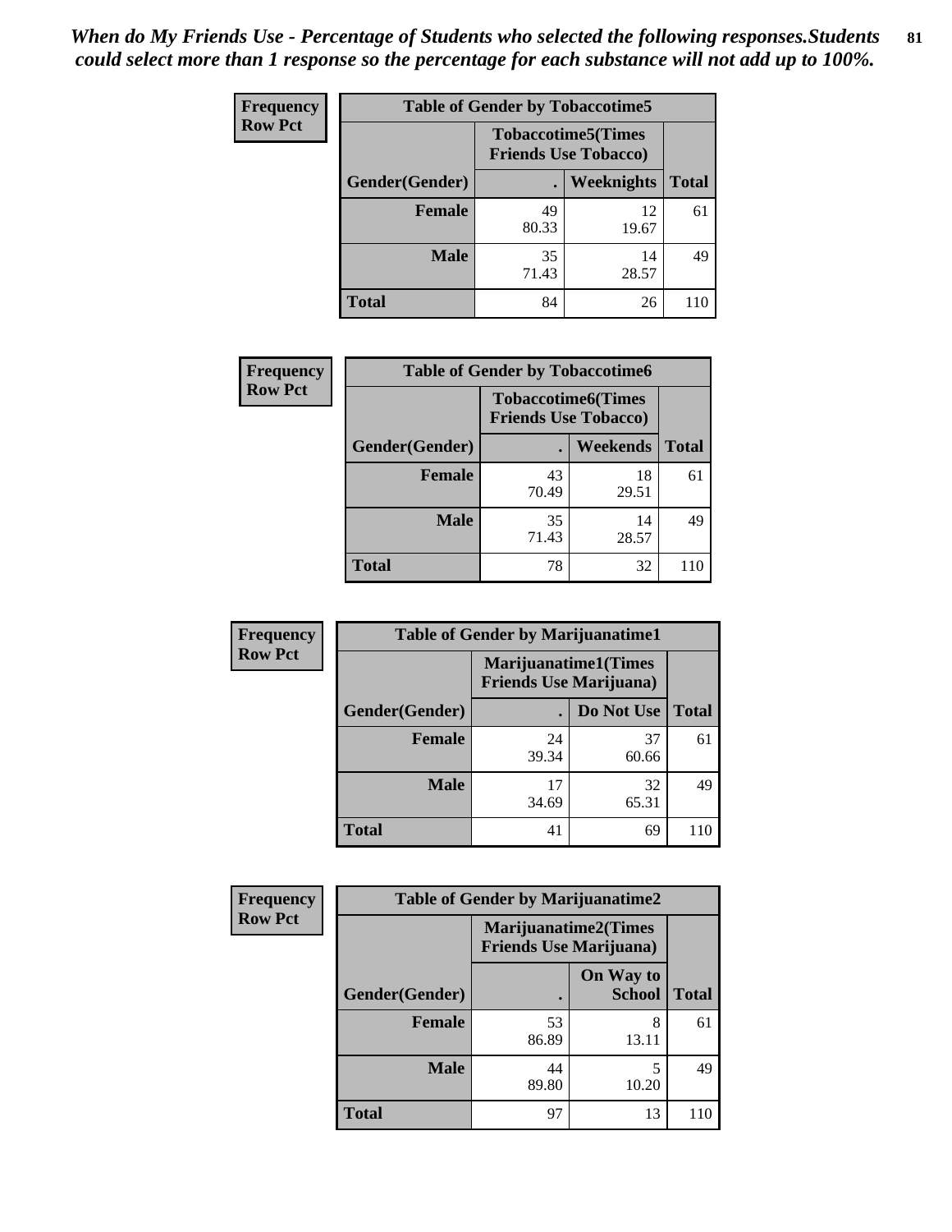*When do My Friends Use - Percentage of Students who selected the following responses.Students could select more than 1 response so the percentage for each substance will not add up to 100%.*

**Frequency**
**Row Pct**

| Table of Gender by Tobaccotime5 | | | |
|---|---|---|---|
| | Tobaccotime5(Times Friends Use Tobacco) | | |
| Gender(Gender) | . | Weeknights | Total |
| Female | 49<br>80.33 | 12<br>19.67 | 61 |
| Male | 35<br>71.43 | 14<br>28.57 | 49 |
| Total | 84 | 26 | 110 |

**Frequency**
**Row Pct**

| Table of Gender by Tobaccotime6 | | | |
|---|---|---|---|
| | Tobaccotime6(Times Friends Use Tobacco) | | |
| Gender(Gender) | . | Weekends | Total |
| Female | 43<br>70.49 | 18<br>29.51 | 61 |
| Male | 35<br>71.43 | 14<br>28.57 | 49 |
| Total | 78 | 32 | 110 |

**Frequency**
**Row Pct**

| Table of Gender by Marijuanatime1 | | | |
|---|---|---|---|
| | Marijuanatime1(Times Friends Use Marijuana) | | |
| Gender(Gender) | . | Do Not Use | Total |
| Female | 24<br>39.34 | 37<br>60.66 | 61 |
| Male | 17<br>34.69 | 32<br>65.31 | 49 |
| Total | 41 | 69 | 110 |

**Frequency**
**Row Pct**

| Table of Gender by Marijuanatime2 | | | |
|---|---|---|---|
| | Marijuanatime2(Times Friends Use Marijuana) | | |
| Gender(Gender) | . | On Way to School | Total |
| Female | 53<br>86.89 | 8<br>13.11 | 61 |
| Male | 44<br>89.80 | 5<br>10.20 | 49 |
| Total | 97 | 13 | 110 |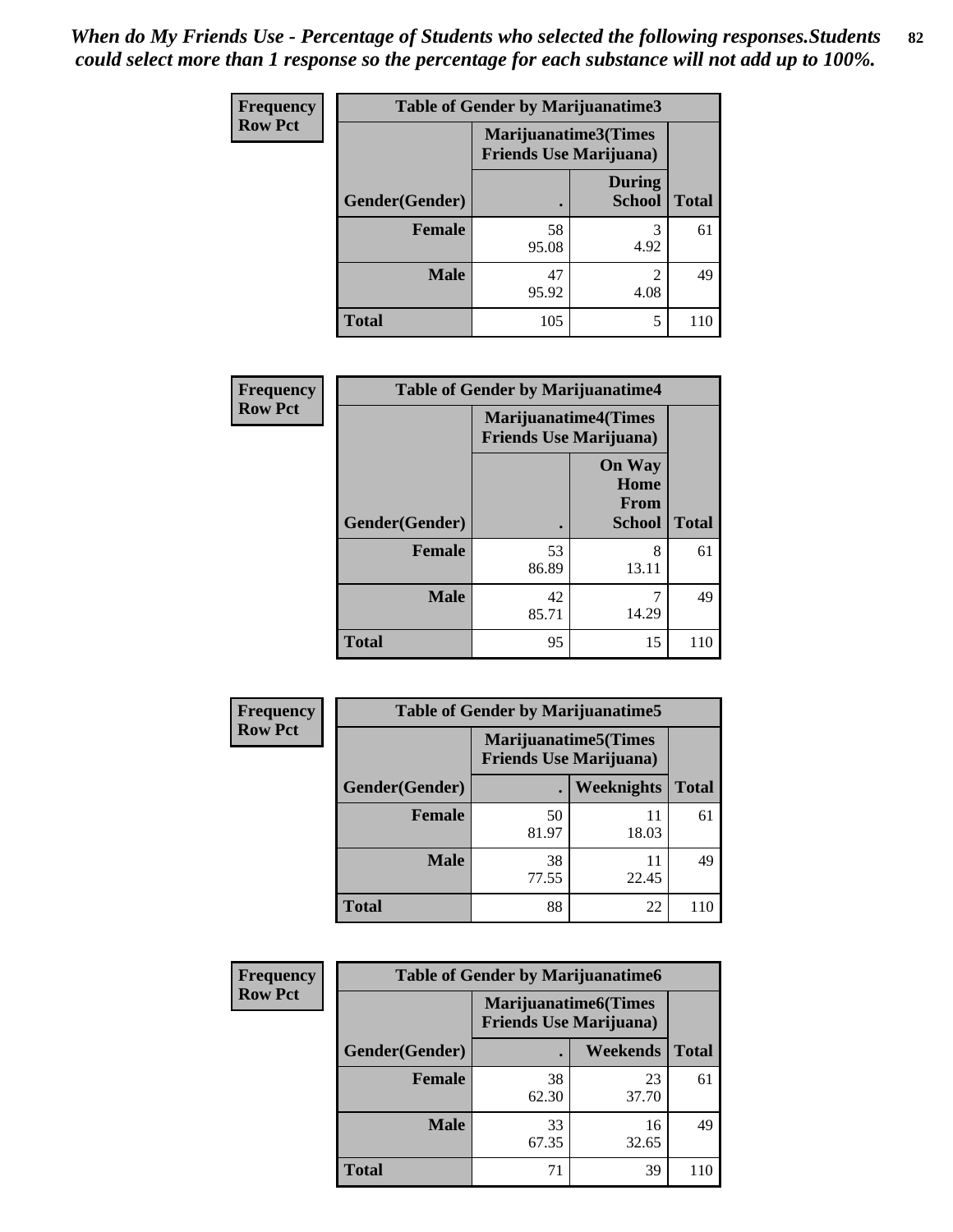*When do My Friends Use - Percentage of Students who selected the following responses.Students could select more than 1 response so the percentage for each substance will not add up to 100%.*

**Frequency / Row Pct**

| Table of Gender by Marijuanatime3 | | | |
|---|---|---|---|
| | Marijuanatime3(Times Friends Use Marijuana) | | |
| Gender(Gender) | . | During School | Total |
| **Female** | 58<br>95.08 | 3<br>4.92 | 61 |
| **Male** | 47<br>95.92 | 2<br>4.08 | 49 |
| **Total** | 105 | 5 | 110 |

**Frequency / Row Pct**

| Table of Gender by Marijuanatime4 | | | |
|---|---|---|---|
| | Marijuanatime4(Times Friends Use Marijuana) | | |
| Gender(Gender) | . | On Way Home From School | Total |
| **Female** | 53<br>86.89 | 8<br>13.11 | 61 |
| **Male** | 42<br>85.71 | 7<br>14.29 | 49 |
| **Total** | 95 | 15 | 110 |

**Frequency / Row Pct**

| Table of Gender by Marijuanatime5 | | | |
|---|---|---|---|
| | Marijuanatime5(Times Friends Use Marijuana) | | |
| Gender(Gender) | . | Weeknights | Total |
| **Female** | 50<br>81.97 | 11<br>18.03 | 61 |
| **Male** | 38<br>77.55 | 11<br>22.45 | 49 |
| **Total** | 88 | 22 | 110 |

**Frequency / Row Pct**

| Table of Gender by Marijuanatime6 | | | |
|---|---|---|---|
| | Marijuanatime6(Times Friends Use Marijuana) | | |
| Gender(Gender) | . | Weekends | Total |
| **Female** | 38<br>62.30 | 23<br>37.70 | 61 |
| **Male** | 33<br>67.35 | 16<br>32.65 | 49 |
| **Total** | 71 | 39 | 110 |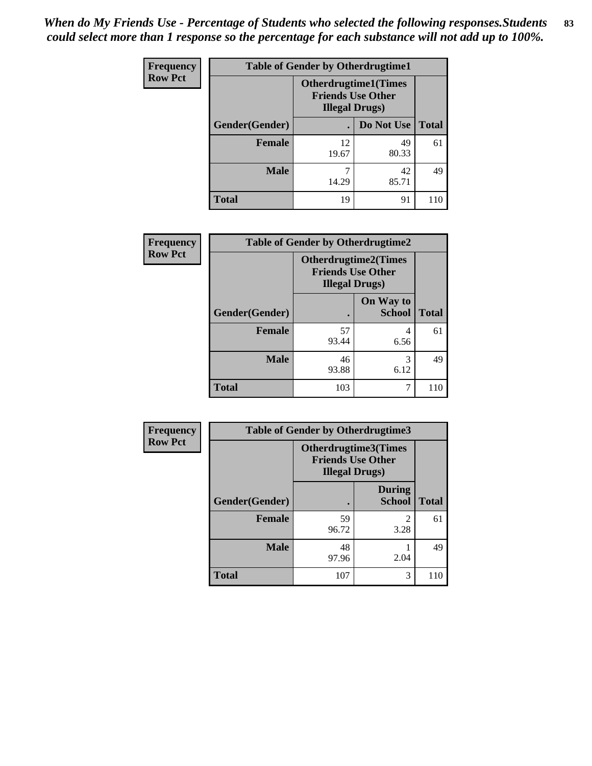*When do My Friends Use - Percentage of Students who selected the following responses.Students could select more than 1 response so the percentage for each substance will not add up to 100%.*

**Frequency**
**Row Pct**

| Table of Gender by Otherdrugtime1 | | | |
|---|---|---|---|
| | Otherdrugtime1(Times Friends Use Other Illegal Drugs) | | |
| Gender(Gender) | . | Do Not Use | Total |
| **Female** | 12<br>19.67 | 49<br>80.33 | 61 |
| **Male** | 7<br>14.29 | 42<br>85.71 | 49 |
| **Total** | 19 | 91 | 110 |

**Frequency**
**Row Pct**

| Table of Gender by Otherdrugtime2 | | | |
|---|---|---|---|
| | Otherdrugtime2(Times Friends Use Other Illegal Drugs) | | |
| Gender(Gender) | . | On Way to School | Total |
| **Female** | 57<br>93.44 | 4<br>6.56 | 61 |
| **Male** | 46<br>93.88 | 3<br>6.12 | 49 |
| **Total** | 103 | 7 | 110 |

**Frequency**
**Row Pct**

| Table of Gender by Otherdrugtime3 | | | |
|---|---|---|---|
| | Otherdrugtime3(Times Friends Use Other Illegal Drugs) | | |
| Gender(Gender) | . | During School | Total |
| **Female** | 59<br>96.72 | 2<br>3.28 | 61 |
| **Male** | 48<br>97.96 | 1<br>2.04 | 49 |
| **Total** | 107 | 3 | 110 |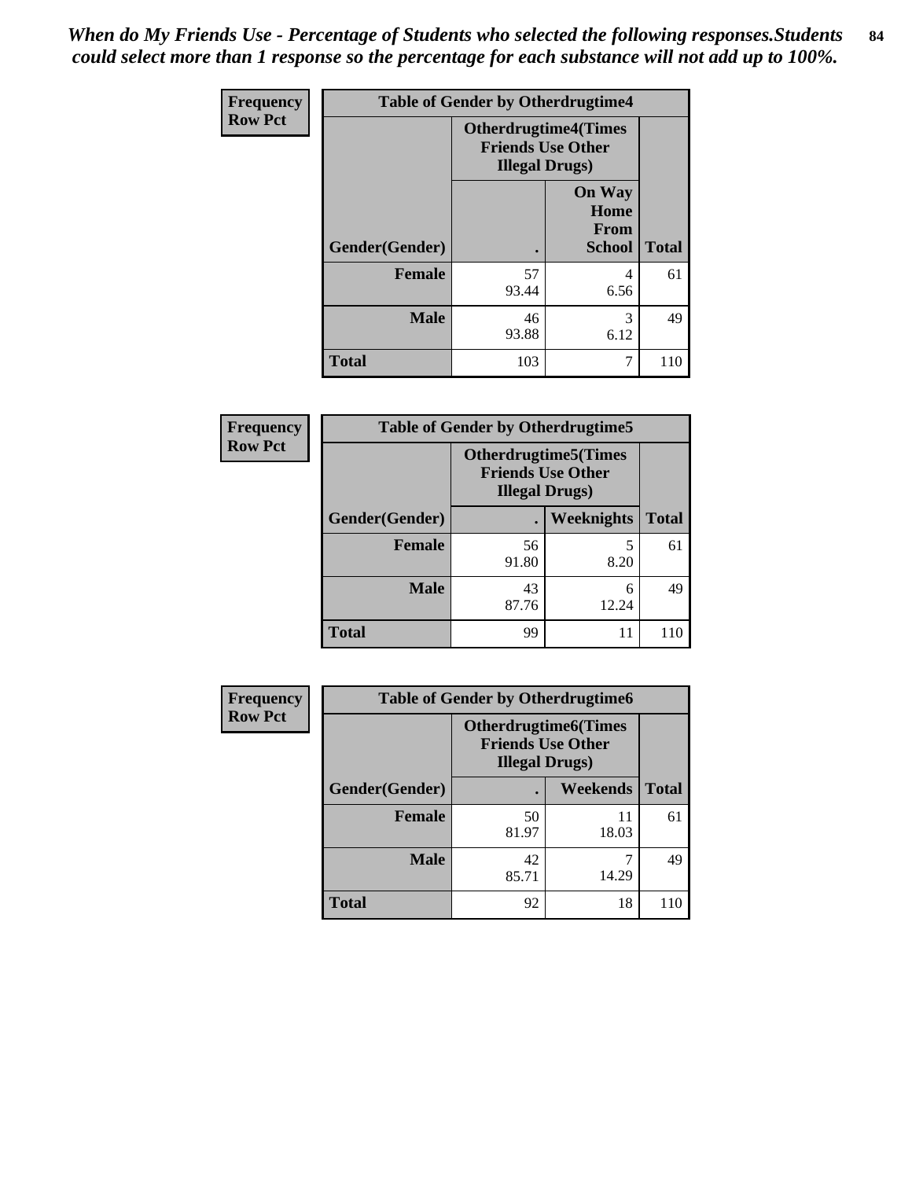*When do My Friends Use - Percentage of Students who selected the following responses.Students could select more than 1 response so the percentage for each substance will not add up to 100%.*

**Frequency**
**Row Pct**

| Table of Gender by Otherdrugtime4 | | | |
|---|---|---|---|
| | Otherdrugtime4(Times Friends Use Other Illegal Drugs) | | |
| Gender(Gender) | . | On Way Home From School | Total |
| Female | 57<br>93.44 | 4<br>6.56 | 61 |
| Male | 46<br>93.88 | 3<br>6.12 | 49 |
| Total | 103 | 7 | 110 |

**Frequency**
**Row Pct**

| Table of Gender by Otherdrugtime5 | | | |
|---|---|---|---|
| | Otherdrugtime5(Times Friends Use Other Illegal Drugs) | | |
| Gender(Gender) | . | Weeknights | Total |
| Female | 56<br>91.80 | 5<br>8.20 | 61 |
| Male | 43<br>87.76 | 6<br>12.24 | 49 |
| Total | 99 | 11 | 110 |

**Frequency**
**Row Pct**

| Table of Gender by Otherdrugtime6 | | | |
|---|---|---|---|
| | Otherdrugtime6(Times Friends Use Other Illegal Drugs) | | |
| Gender(Gender) | . | Weekends | Total |
| Female | 50<br>81.97 | 11<br>18.03 | 61 |
| Male | 42<br>85.71 | 7<br>14.29 | 49 |
| Total | 92 | 18 | 110 |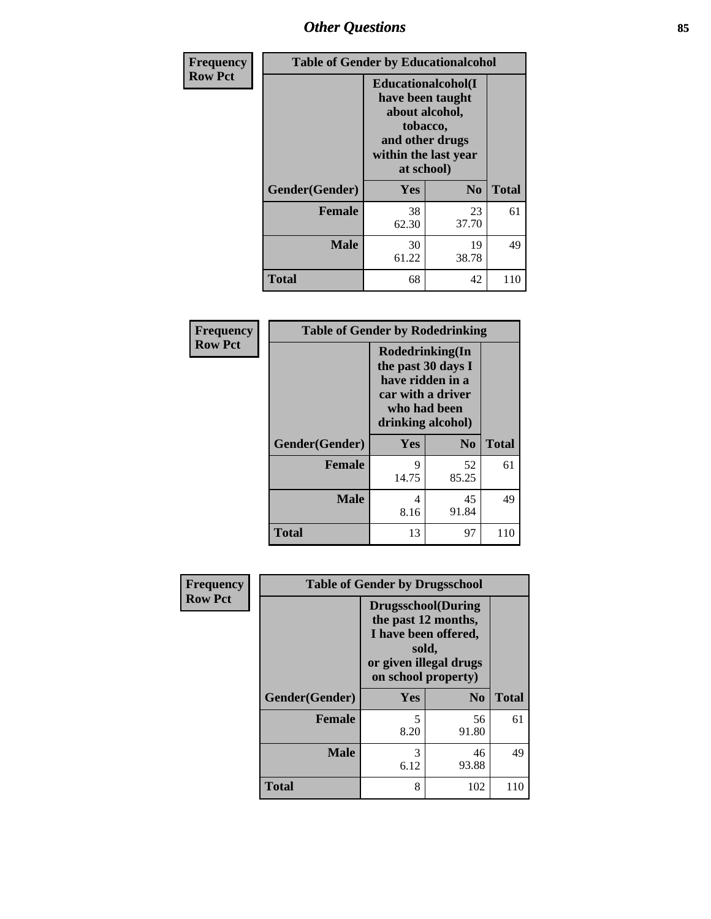## Other Questions

**Frequency**
**Row Pct**

| Table of Gender by Educationalcohol | | | |
|---|---|---|---|
| | Educationalcohol(I have been taught about alcohol, tobacco, and other drugs within the last year at school) | | |
| Gender(Gender) | Yes | No | Total |
| Female | 38<br>62.30 | 23<br>37.70 | 61 |
| Male | 30<br>61.22 | 19<br>38.78 | 49 |
| Total | 68 | 42 | 110 |

**Frequency**
**Row Pct**

| Table of Gender by Rodedrinking | | | |
|---|---|---|---|
| | Rodedrinking(In the past 30 days I have ridden in a car with a driver who had been drinking alcohol) | | |
| Gender(Gender) | Yes | No | Total |
| Female | 9<br>14.75 | 52<br>85.25 | 61 |
| Male | 4<br>8.16 | 45<br>91.84 | 49 |
| Total | 13 | 97 | 110 |

**Frequency**
**Row Pct**

| Table of Gender by Drugsschool | | | |
|---|---|---|---|
| | Drugsschool(During the past 12 months, I have been offered, sold, or given illegal drugs on school property) | | |
| Gender(Gender) | Yes | No | Total |
| Female | 5<br>8.20 | 56<br>91.80 | 61 |
| Male | 3<br>6.12 | 46<br>93.88 | 49 |
| Total | 8 | 102 | 110 |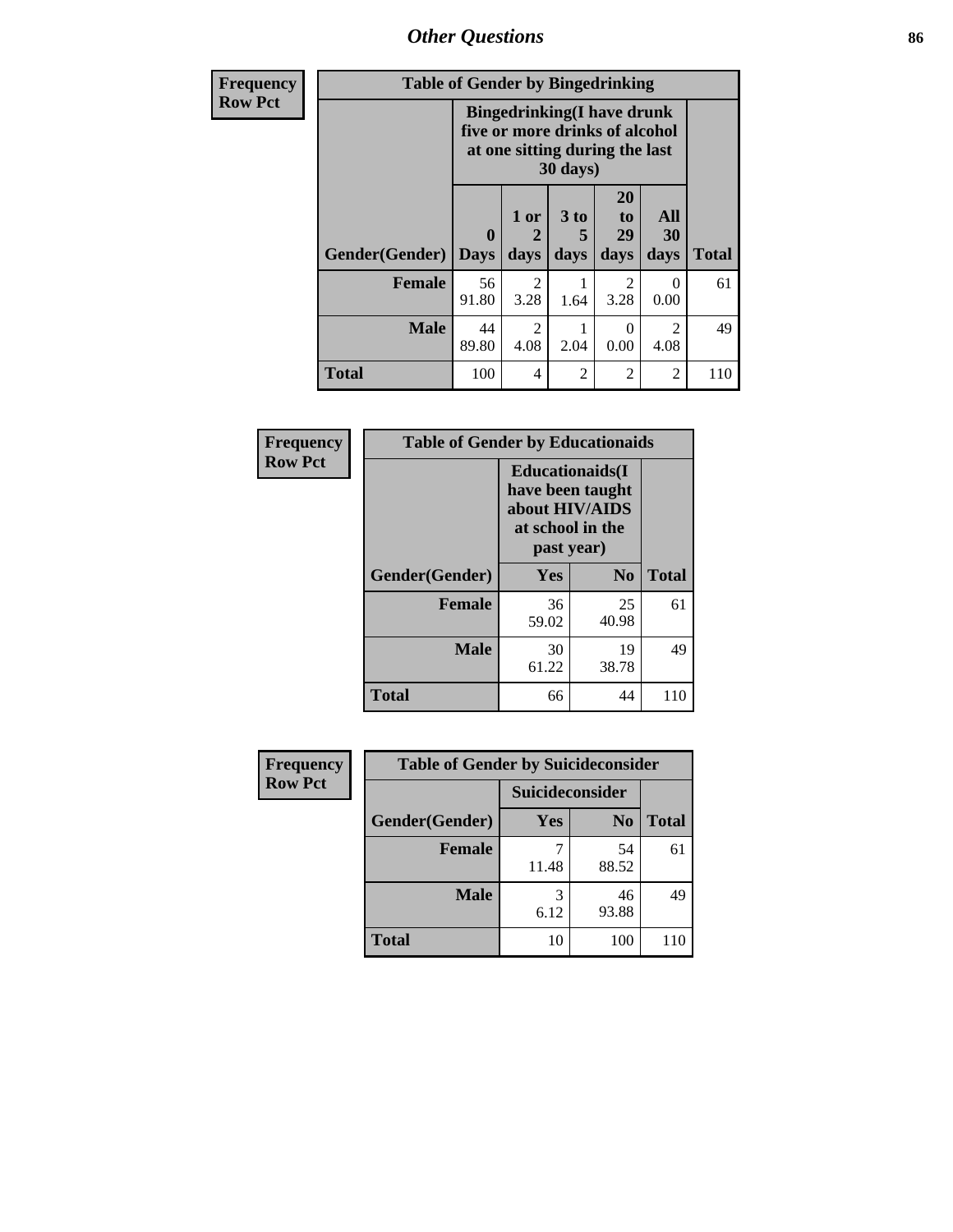## Other Questions

**Frequency**
**Row Pct**

**Table of Gender by Bingedrinking**

| Gender(Gender) | Bingedrinking(I have drunk five or more drinks of alcohol at one sitting during the last 30 days) | | | | | Total |
|---|---|---|---|---|---|---|
| | 0 Days | 1 or 2 days | 3 to 5 days | 20 to 29 days | All 30 days | |
| **Female** | 56<br>91.80 | 2<br>3.28 | 1<br>1.64 | 2<br>3.28 | 0<br>0.00 | 61 |
| **Male** | 44<br>89.80 | 2<br>4.08 | 1<br>2.04 | 0<br>0.00 | 2<br>4.08 | 49 |
| **Total** | 100 | 4 | 2 | 2 | 2 | 110 |

**Frequency**
**Row Pct**

**Table of Gender by Educationaids**

| Gender(Gender) | Educationaids(I have been taught about HIV/AIDS at school in the past year) | | Total |
|---|---|---|---|
| | Yes | No | |
| **Female** | 36<br>59.02 | 25<br>40.98 | 61 |
| **Male** | 30<br>61.22 | 19<br>38.78 | 49 |
| **Total** | 66 | 44 | 110 |

**Frequency**
**Row Pct**

**Table of Gender by Suicideconsider**

| Gender(Gender) | Suicideconsider | | Total |
|---|---|---|---|
| | Yes | No | |
| **Female** | 7<br>11.48 | 54<br>88.52 | 61 |
| **Male** | 3<br>6.12 | 46<br>93.88 | 49 |
| **Total** | 10 | 100 | 110 |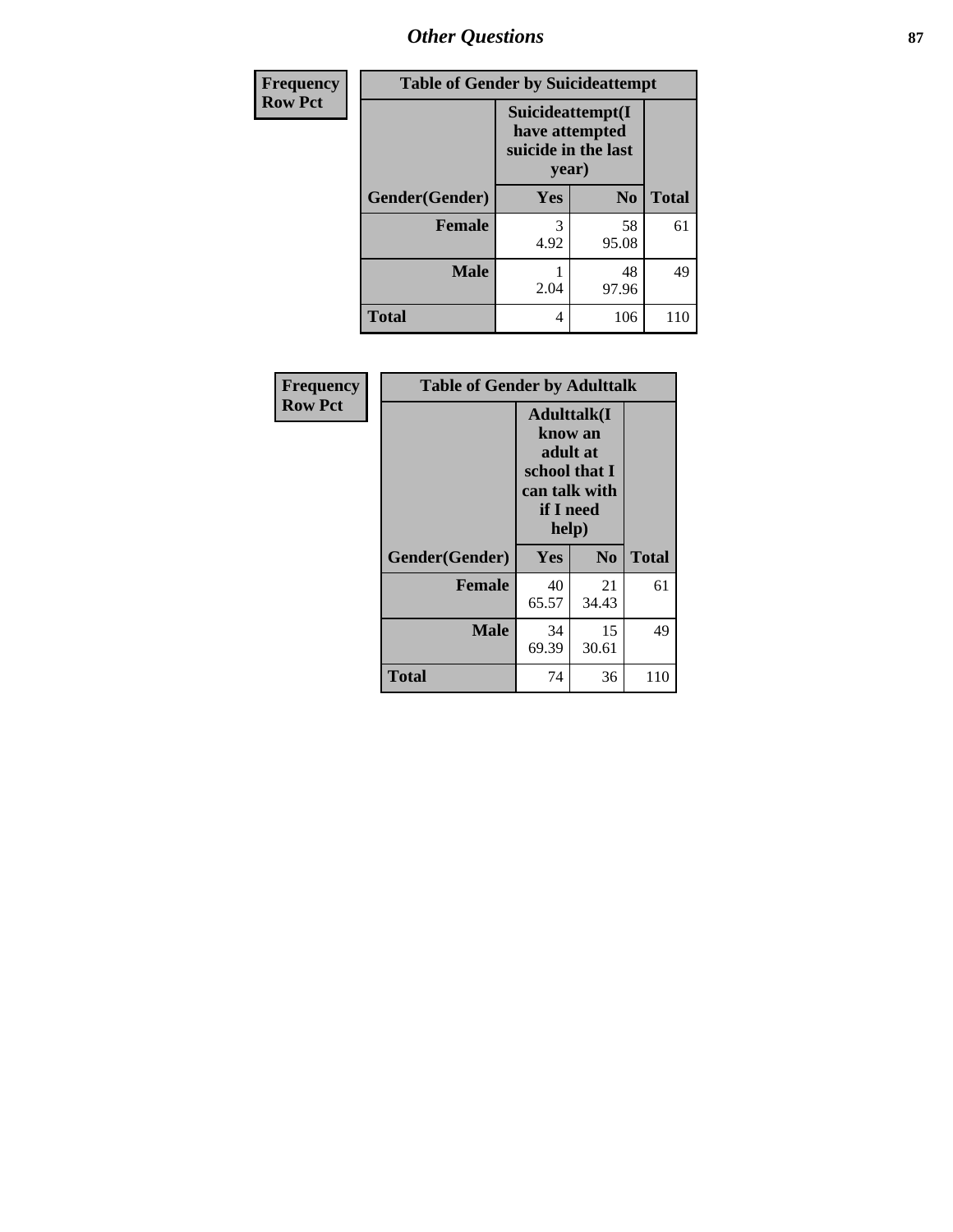| Frequency<br>Row Pct | Table of Gender by Suicideattempt | | |
|---|---|---|---|
| | Suicideattempt(I have attempted suicide in the last year) | | |
| Gender(Gender) | Yes | No | Total |
| Female | 3<br>4.92 | 58<br>95.08 | 61 |
| Male | 1<br>2.04 | 48<br>97.96 | 49 |
| Total | 4 | 106 | 110 |

| Frequency<br>Row Pct | Table of Gender by Adulttalk | | |
|---|---|---|---|
| | Adulttalk(I know an adult at school that I can talk with if I need help) | | |
| Gender(Gender) | Yes | No | Total |
| Female | 40<br>65.57 | 21<br>34.43 | 61 |
| Male | 34<br>69.39 | 15<br>30.61 | 49 |
| Total | 74 | 36 | 110 |